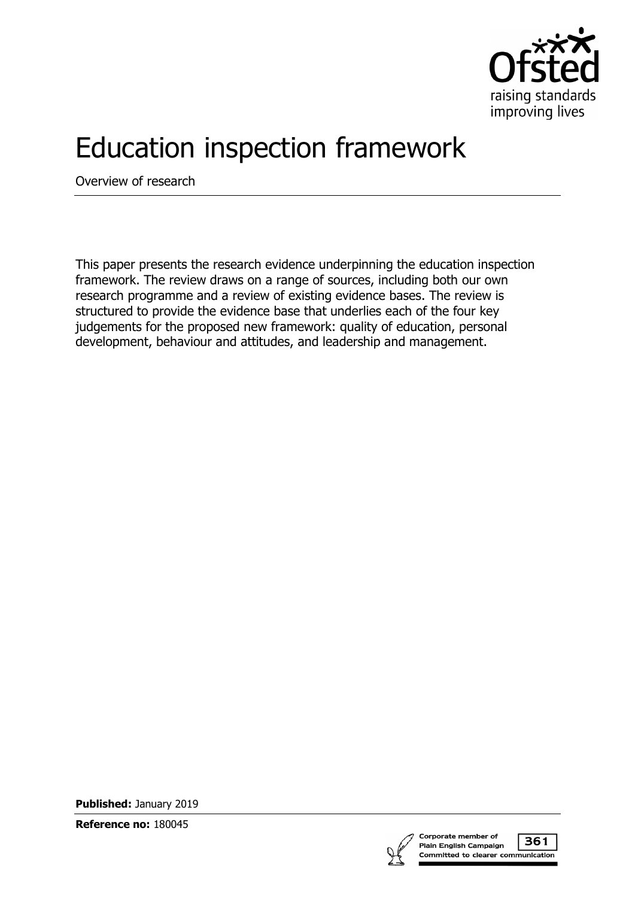# Education inspection framework

Overview of research

This paper presents the research evidence underpinning the education inspection framework. The review draws on a range of sources, including both our own research programme and a review of existing evidence bases. The review is structured to provide the evidence base that underlies each of the four key judgements for the proposed new framework: quality of education, personal development, behaviour and attitudes, and leadership and management.

**Published:** January 2019

**Reference no:** 180045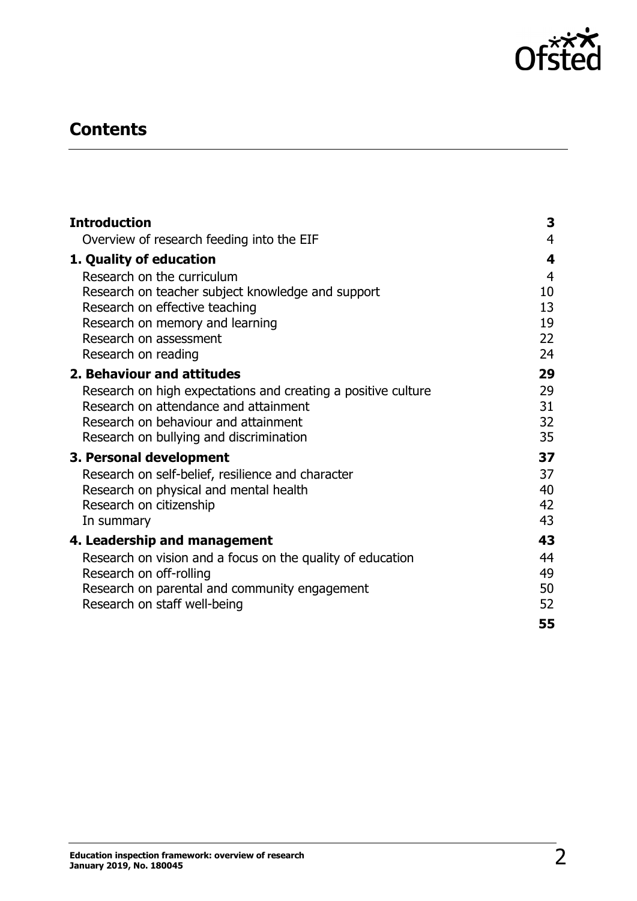## Contents

| | |
|---|---|
| **Introduction** | **3** |
| Overview of research feeding into the EIF | 4 |
| **1. Quality of education** | **4** |
| Research on the curriculum | 4 |
| Research on teacher subject knowledge and support | 10 |
| Research on effective teaching | 13 |
| Research on memory and learning | 19 |
| Research on assessment | 22 |
| Research on reading | 24 |
| **2. Behaviour and attitudes** | **29** |
| Research on high expectations and creating a positive culture | 29 |
| Research on attendance and attainment | 31 |
| Research on behaviour and attainment | 32 |
| Research on bullying and discrimination | 35 |
| **3. Personal development** | **37** |
| Research on self-belief, resilience and character | 37 |
| Research on physical and mental health | 40 |
| Research on citizenship | 42 |
| In summary | 43 |
| **4. Leadership and management** | **43** |
| Research on vision and a focus on the quality of education | 44 |
| Research on off-rolling | 49 |
| Research on parental and community engagement | 50 |
| Research on staff well-being | 52 |
| | **55** |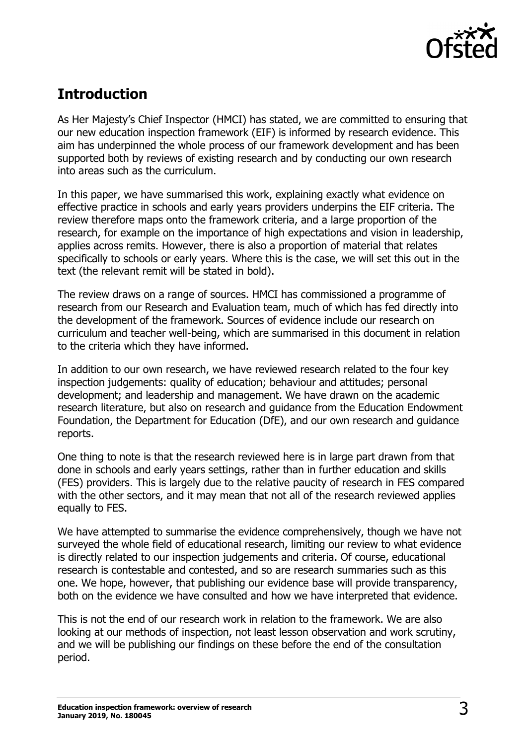## Introduction

As Her Majesty's Chief Inspector (HMCI) has stated, we are committed to ensuring that our new education inspection framework (EIF) is informed by research evidence. This aim has underpinned the whole process of our framework development and has been supported both by reviews of existing research and by conducting our own research into areas such as the curriculum.

In this paper, we have summarised this work, explaining exactly what evidence on effective practice in schools and early years providers underpins the EIF criteria. The review therefore maps onto the framework criteria, and a large proportion of the research, for example on the importance of high expectations and vision in leadership, applies across remits. However, there is also a proportion of material that relates specifically to schools or early years. Where this is the case, we will set this out in the text (the relevant remit will be stated in bold).

The review draws on a range of sources. HMCI has commissioned a programme of research from our Research and Evaluation team, much of which has fed directly into the development of the framework. Sources of evidence include our research on curriculum and teacher well-being, which are summarised in this document in relation to the criteria which they have informed.

In addition to our own research, we have reviewed research related to the four key inspection judgements: quality of education; behaviour and attitudes; personal development; and leadership and management. We have drawn on the academic research literature, but also on research and guidance from the Education Endowment Foundation, the Department for Education (DfE), and our own research and guidance reports.

One thing to note is that the research reviewed here is in large part drawn from that done in schools and early years settings, rather than in further education and skills (FES) providers. This is largely due to the relative paucity of research in FES compared with the other sectors, and it may mean that not all of the research reviewed applies equally to FES.

We have attempted to summarise the evidence comprehensively, though we have not surveyed the whole field of educational research, limiting our review to what evidence is directly related to our inspection judgements and criteria. Of course, educational research is contestable and contested, and so are research summaries such as this one. We hope, however, that publishing our evidence base will provide transparency, both on the evidence we have consulted and how we have interpreted that evidence.

This is not the end of our research work in relation to the framework. We are also looking at our methods of inspection, not least lesson observation and work scrutiny, and we will be publishing our findings on these before the end of the consultation period.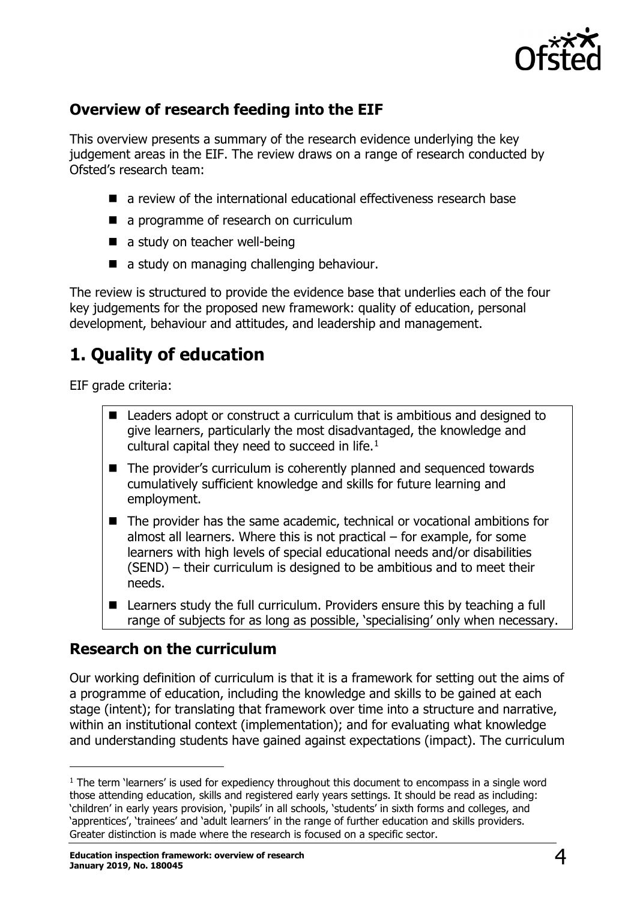## Overview of research feeding into the EIF

This overview presents a summary of the research evidence underlying the key judgement areas in the EIF. The review draws on a range of research conducted by Ofsted's research team:

- a review of the international educational effectiveness research base
- a programme of research on curriculum
- a study on teacher well-being
- a study on managing challenging behaviour.

The review is structured to provide the evidence base that underlies each of the four key judgements for the proposed new framework: quality of education, personal development, behaviour and attitudes, and leadership and management.

# 1. Quality of education

EIF grade criteria:

- Leaders adopt or construct a curriculum that is ambitious and designed to give learners, particularly the most disadvantaged, the knowledge and cultural capital they need to succeed in life.[1]
- The provider's curriculum is coherently planned and sequenced towards cumulatively sufficient knowledge and skills for future learning and employment.
- The provider has the same academic, technical or vocational ambitions for almost all learners. Where this is not practical – for example, for some learners with high levels of special educational needs and/or disabilities (SEND) – their curriculum is designed to be ambitious and to meet their needs.
- Learners study the full curriculum. Providers ensure this by teaching a full range of subjects for as long as possible, 'specialising' only when necessary.

## Research on the curriculum

Our working definition of curriculum is that it is a framework for setting out the aims of a programme of education, including the knowledge and skills to be gained at each stage (intent); for translating that framework over time into a structure and narrative, within an institutional context (implementation); and for evaluating what knowledge and understanding students have gained against expectations (impact). The curriculum

[1] The term 'learners' is used for expediency throughout this document to encompass in a single word those attending education, skills and registered early years settings. It should be read as including: 'children' in early years provision, 'pupils' in all schools, 'students' in sixth forms and colleges, and 'apprentices', 'trainees' and 'adult learners' in the range of further education and skills providers. Greater distinction is made where the research is focused on a specific sector.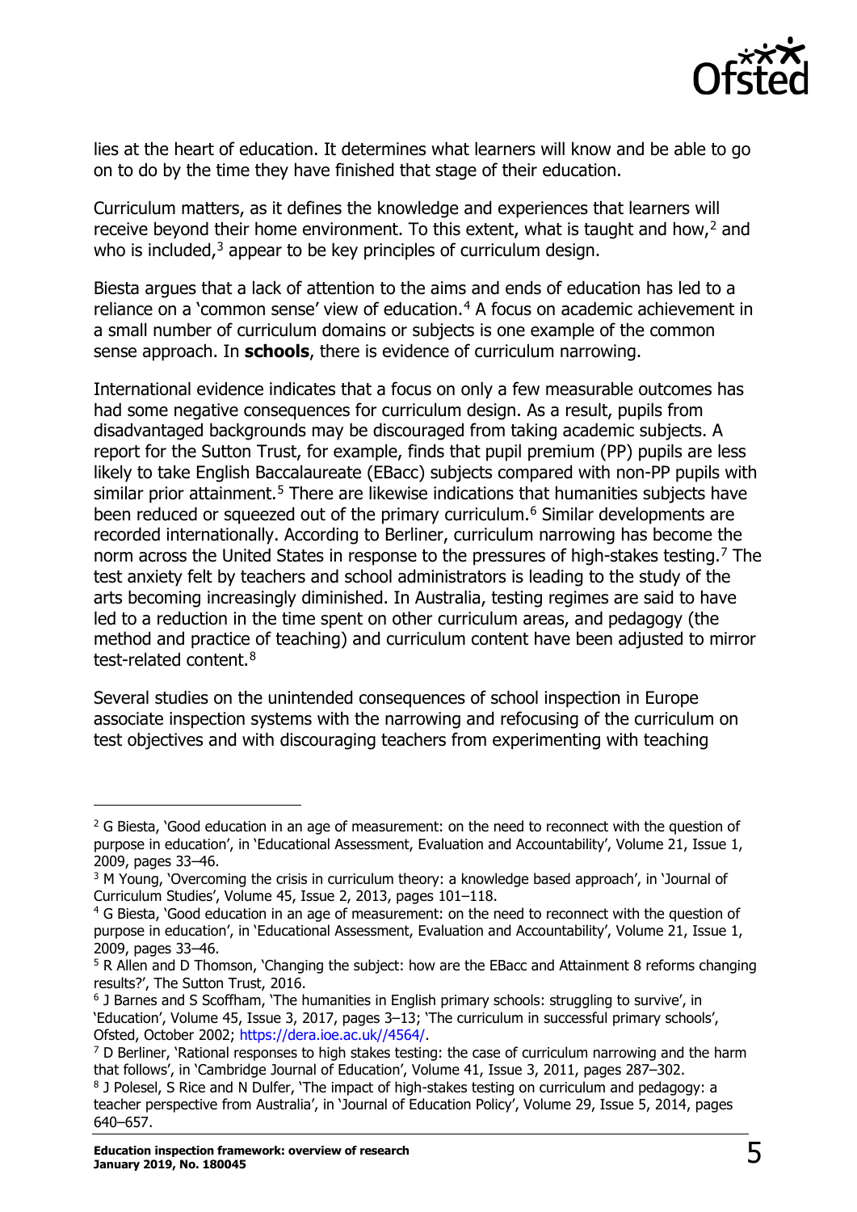lies at the heart of education. It determines what learners will know and be able to go on to do by the time they have finished that stage of their education.

Curriculum matters, as it defines the knowledge and experiences that learners will receive beyond their home environment. To this extent, what is taught and how,[2] and who is included,[3] appear to be key principles of curriculum design.

Biesta argues that a lack of attention to the aims and ends of education has led to a reliance on a 'common sense' view of education.[4] A focus on academic achievement in a small number of curriculum domains or subjects is one example of the common sense approach. In **schools**, there is evidence of curriculum narrowing.

International evidence indicates that a focus on only a few measurable outcomes has had some negative consequences for curriculum design. As a result, pupils from disadvantaged backgrounds may be discouraged from taking academic subjects. A report for the Sutton Trust, for example, finds that pupil premium (PP) pupils are less likely to take English Baccalaureate (EBacc) subjects compared with non-PP pupils with similar prior attainment.[5] There are likewise indications that humanities subjects have been reduced or squeezed out of the primary curriculum.[6] Similar developments are recorded internationally. According to Berliner, curriculum narrowing has become the norm across the United States in response to the pressures of high-stakes testing.[7] The test anxiety felt by teachers and school administrators is leading to the study of the arts becoming increasingly diminished. In Australia, testing regimes are said to have led to a reduction in the time spent on other curriculum areas, and pedagogy (the method and practice of teaching) and curriculum content have been adjusted to mirror test-related content.[8]

Several studies on the unintended consequences of school inspection in Europe associate inspection systems with the narrowing and refocusing of the curriculum on test objectives and with discouraging teachers from experimenting with teaching

---

[2] G Biesta, 'Good education in an age of measurement: on the need to reconnect with the question of purpose in education', in 'Educational Assessment, Evaluation and Accountability', Volume 21, Issue 1, 2009, pages 33–46.

[3] M Young, 'Overcoming the crisis in curriculum theory: a knowledge based approach', in 'Journal of Curriculum Studies', Volume 45, Issue 2, 2013, pages 101–118.

[4] G Biesta, 'Good education in an age of measurement: on the need to reconnect with the question of purpose in education', in 'Educational Assessment, Evaluation and Accountability', Volume 21, Issue 1, 2009, pages 33–46.

[5] R Allen and D Thomson, 'Changing the subject: how are the EBacc and Attainment 8 reforms changing results?', The Sutton Trust, 2016.

[6] J Barnes and S Scoffham, 'The humanities in English primary schools: struggling to survive', in 'Education', Volume 45, Issue 3, 2017, pages 3–13; 'The curriculum in successful primary schools', Ofsted, October 2002; https://dera.ioe.ac.uk//4564/.

[7] D Berliner, 'Rational responses to high stakes testing: the case of curriculum narrowing and the harm that follows', in 'Cambridge Journal of Education', Volume 41, Issue 3, 2011, pages 287–302.

[8] J Polesel, S Rice and N Dulfer, 'The impact of high-stakes testing on curriculum and pedagogy: a teacher perspective from Australia', in 'Journal of Education Policy', Volume 29, Issue 5, 2014, pages 640–657.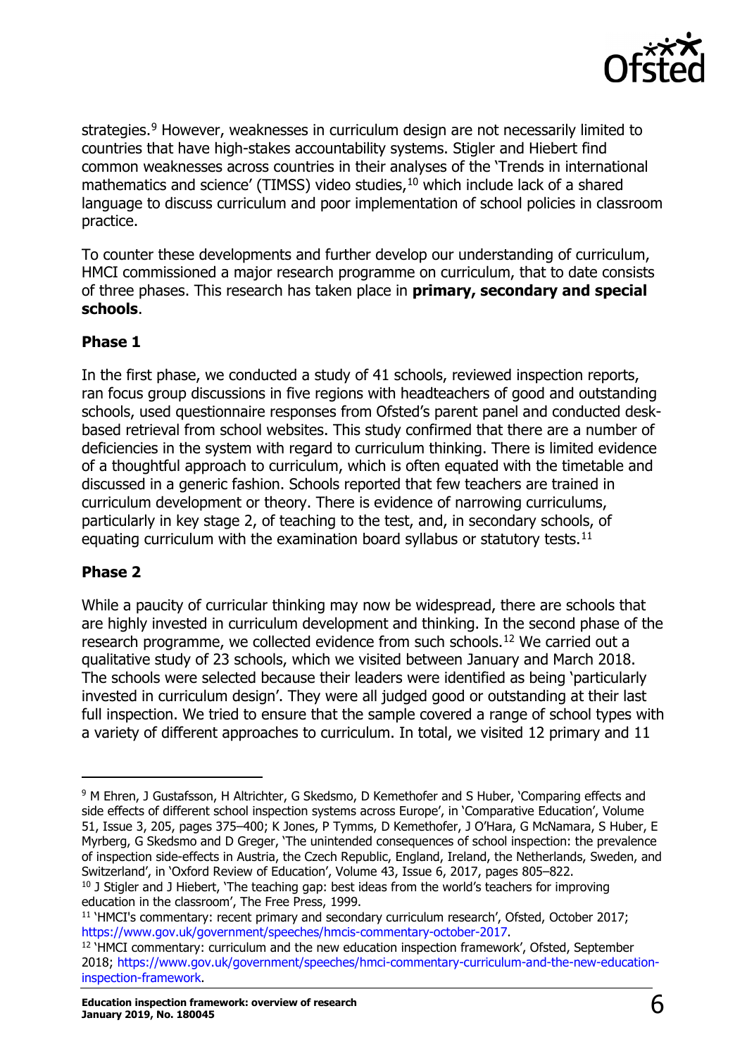strategies.[9] However, weaknesses in curriculum design are not necessarily limited to countries that have high-stakes accountability systems. Stigler and Hiebert find common weaknesses across countries in their analyses of the 'Trends in international mathematics and science' (TIMSS) video studies,[10] which include lack of a shared language to discuss curriculum and poor implementation of school policies in classroom practice.

To counter these developments and further develop our understanding of curriculum, HMCI commissioned a major research programme on curriculum, that to date consists of three phases. This research has taken place in **primary, secondary and special schools**.

### Phase 1

In the first phase, we conducted a study of 41 schools, reviewed inspection reports, ran focus group discussions in five regions with headteachers of good and outstanding schools, used questionnaire responses from Ofsted's parent panel and conducted desk-based retrieval from school websites. This study confirmed that there are a number of deficiencies in the system with regard to curriculum thinking. There is limited evidence of a thoughtful approach to curriculum, which is often equated with the timetable and discussed in a generic fashion. Schools reported that few teachers are trained in curriculum development or theory. There is evidence of narrowing curriculums, particularly in key stage 2, of teaching to the test, and, in secondary schools, of equating curriculum with the examination board syllabus or statutory tests.[11]

### Phase 2

While a paucity of curricular thinking may now be widespread, there are schools that are highly invested in curriculum development and thinking. In the second phase of the research programme, we collected evidence from such schools.[12] We carried out a qualitative study of 23 schools, which we visited between January and March 2018. The schools were selected because their leaders were identified as being 'particularly invested in curriculum design'. They were all judged good or outstanding at their last full inspection. We tried to ensure that the sample covered a range of school types with a variety of different approaches to curriculum. In total, we visited 12 primary and 11

---

[9] M Ehren, J Gustafsson, H Altrichter, G Skedsmo, D Kemethofer and S Huber, 'Comparing effects and side effects of different school inspection systems across Europe', in 'Comparative Education', Volume 51, Issue 3, 205, pages 375–400; K Jones, P Tymms, D Kemethofer, J O'Hara, G McNamara, S Huber, E Myrberg, G Skedsmo and D Greger, 'The unintended consequences of school inspection: the prevalence of inspection side-effects in Austria, the Czech Republic, England, Ireland, the Netherlands, Sweden, and Switzerland', in 'Oxford Review of Education', Volume 43, Issue 6, 2017, pages 805–822.

[10] J Stigler and J Hiebert, 'The teaching gap: best ideas from the world's teachers for improving education in the classroom', The Free Press, 1999.

[11] 'HMCI's commentary: recent primary and secondary curriculum research', Ofsted, October 2017; https://www.gov.uk/government/speeches/hmcis-commentary-october-2017.

[12] 'HMCI commentary: curriculum and the new education inspection framework', Ofsted, September 2018; https://www.gov.uk/government/speeches/hmci-commentary-curriculum-and-the-new-education-inspection-framework.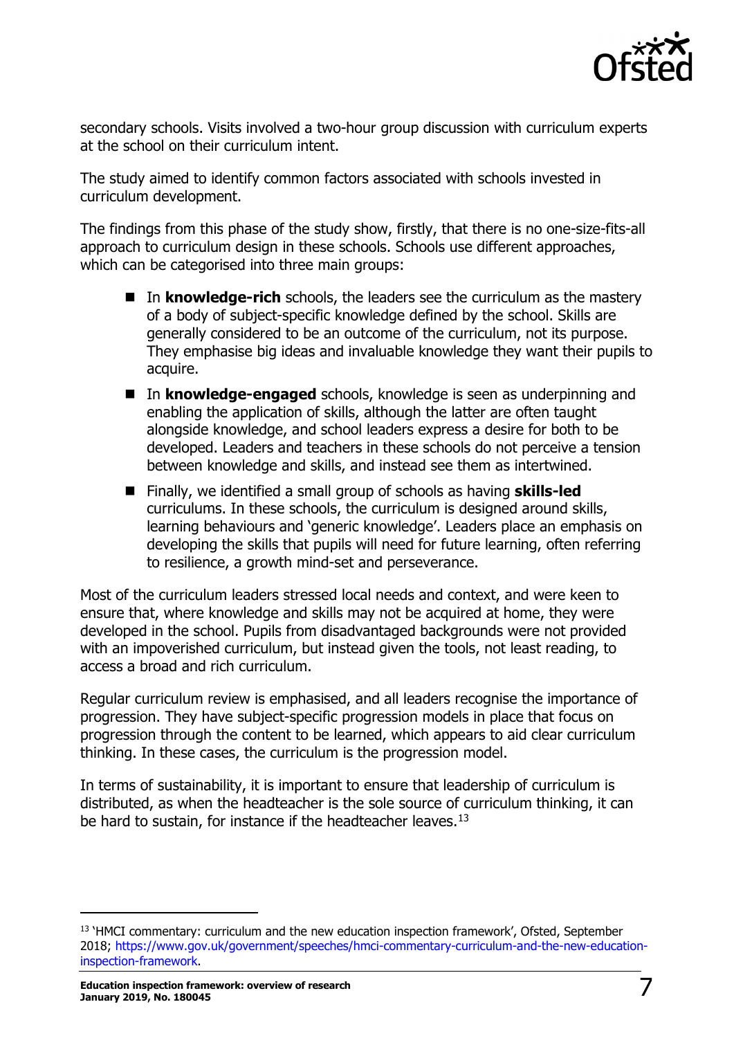secondary schools. Visits involved a two-hour group discussion with curriculum experts at the school on their curriculum intent.

The study aimed to identify common factors associated with schools invested in curriculum development.

The findings from this phase of the study show, firstly, that there is no one-size-fits-all approach to curriculum design in these schools. Schools use different approaches, which can be categorised into three main groups:

- In **knowledge-rich** schools, the leaders see the curriculum as the mastery of a body of subject-specific knowledge defined by the school. Skills are generally considered to be an outcome of the curriculum, not its purpose. They emphasise big ideas and invaluable knowledge they want their pupils to acquire.
- In **knowledge-engaged** schools, knowledge is seen as underpinning and enabling the application of skills, although the latter are often taught alongside knowledge, and school leaders express a desire for both to be developed. Leaders and teachers in these schools do not perceive a tension between knowledge and skills, and instead see them as intertwined.
- Finally, we identified a small group of schools as having **skills-led** curriculums. In these schools, the curriculum is designed around skills, learning behaviours and 'generic knowledge'. Leaders place an emphasis on developing the skills that pupils will need for future learning, often referring to resilience, a growth mind-set and perseverance.

Most of the curriculum leaders stressed local needs and context, and were keen to ensure that, where knowledge and skills may not be acquired at home, they were developed in the school. Pupils from disadvantaged backgrounds were not provided with an impoverished curriculum, but instead given the tools, not least reading, to access a broad and rich curriculum.

Regular curriculum review is emphasised, and all leaders recognise the importance of progression. They have subject-specific progression models in place that focus on progression through the content to be learned, which appears to aid clear curriculum thinking. In these cases, the curriculum is the progression model.

In terms of sustainability, it is important to ensure that leadership of curriculum is distributed, as when the headteacher is the sole source of curriculum thinking, it can be hard to sustain, for instance if the headteacher leaves.[13]

---

[13] 'HMCI commentary: curriculum and the new education inspection framework', Ofsted, September 2018; https://www.gov.uk/government/speeches/hmci-commentary-curriculum-and-the-new-education-inspection-framework.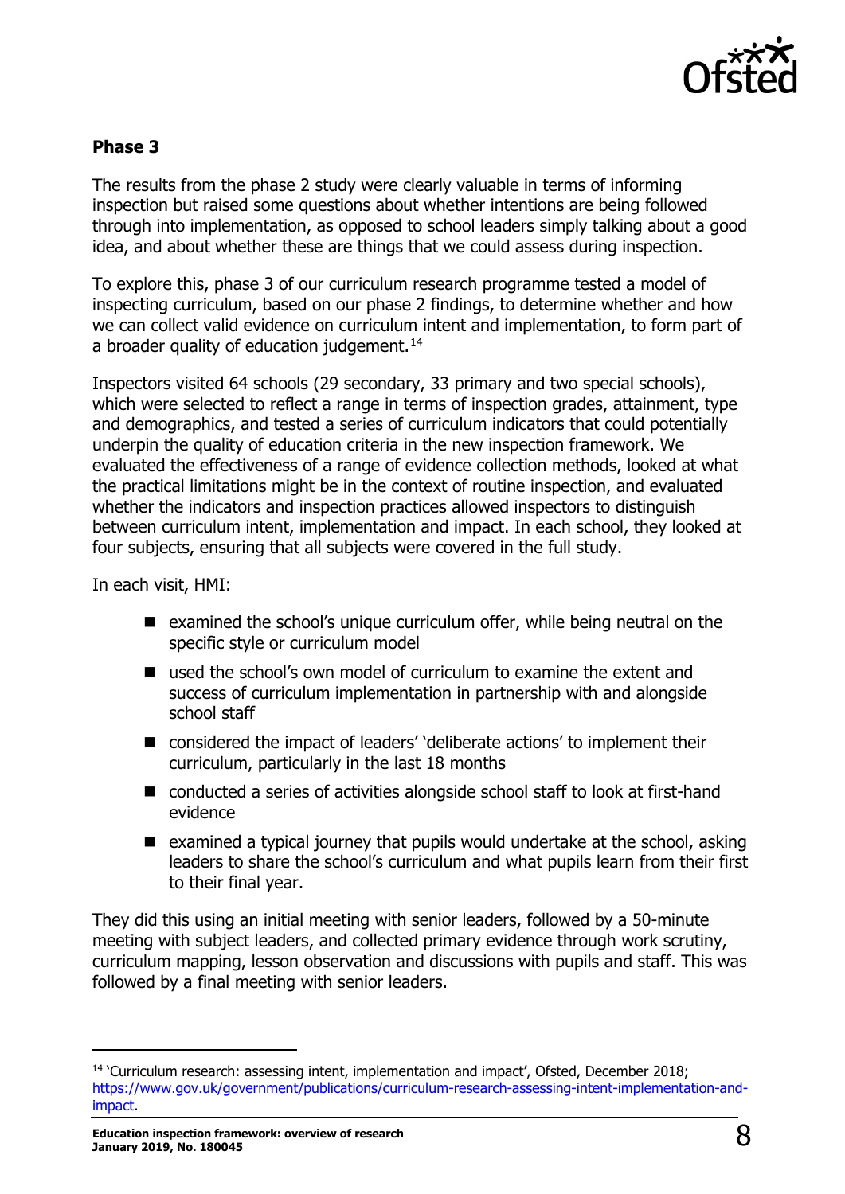**Phase 3**

The results from the phase 2 study were clearly valuable in terms of informing inspection but raised some questions about whether intentions are being followed through into implementation, as opposed to school leaders simply talking about a good idea, and about whether these are things that we could assess during inspection.

To explore this, phase 3 of our curriculum research programme tested a model of inspecting curriculum, based on our phase 2 findings, to determine whether and how we can collect valid evidence on curriculum intent and implementation, to form part of a broader quality of education judgement.[14]

Inspectors visited 64 schools (29 secondary, 33 primary and two special schools), which were selected to reflect a range in terms of inspection grades, attainment, type and demographics, and tested a series of curriculum indicators that could potentially underpin the quality of education criteria in the new inspection framework. We evaluated the effectiveness of a range of evidence collection methods, looked at what the practical limitations might be in the context of routine inspection, and evaluated whether the indicators and inspection practices allowed inspectors to distinguish between curriculum intent, implementation and impact. In each school, they looked at four subjects, ensuring that all subjects were covered in the full study.

In each visit, HMI:

- examined the school's unique curriculum offer, while being neutral on the specific style or curriculum model
- used the school's own model of curriculum to examine the extent and success of curriculum implementation in partnership with and alongside school staff
- considered the impact of leaders' 'deliberate actions' to implement their curriculum, particularly in the last 18 months
- conducted a series of activities alongside school staff to look at first-hand evidence
- examined a typical journey that pupils would undertake at the school, asking leaders to share the school's curriculum and what pupils learn from their first to their final year.

They did this using an initial meeting with senior leaders, followed by a 50-minute meeting with subject leaders, and collected primary evidence through work scrutiny, curriculum mapping, lesson observation and discussions with pupils and staff. This was followed by a final meeting with senior leaders.

[14] 'Curriculum research: assessing intent, implementation and impact', Ofsted, December 2018; https://www.gov.uk/government/publications/curriculum-research-assessing-intent-implementation-and-impact.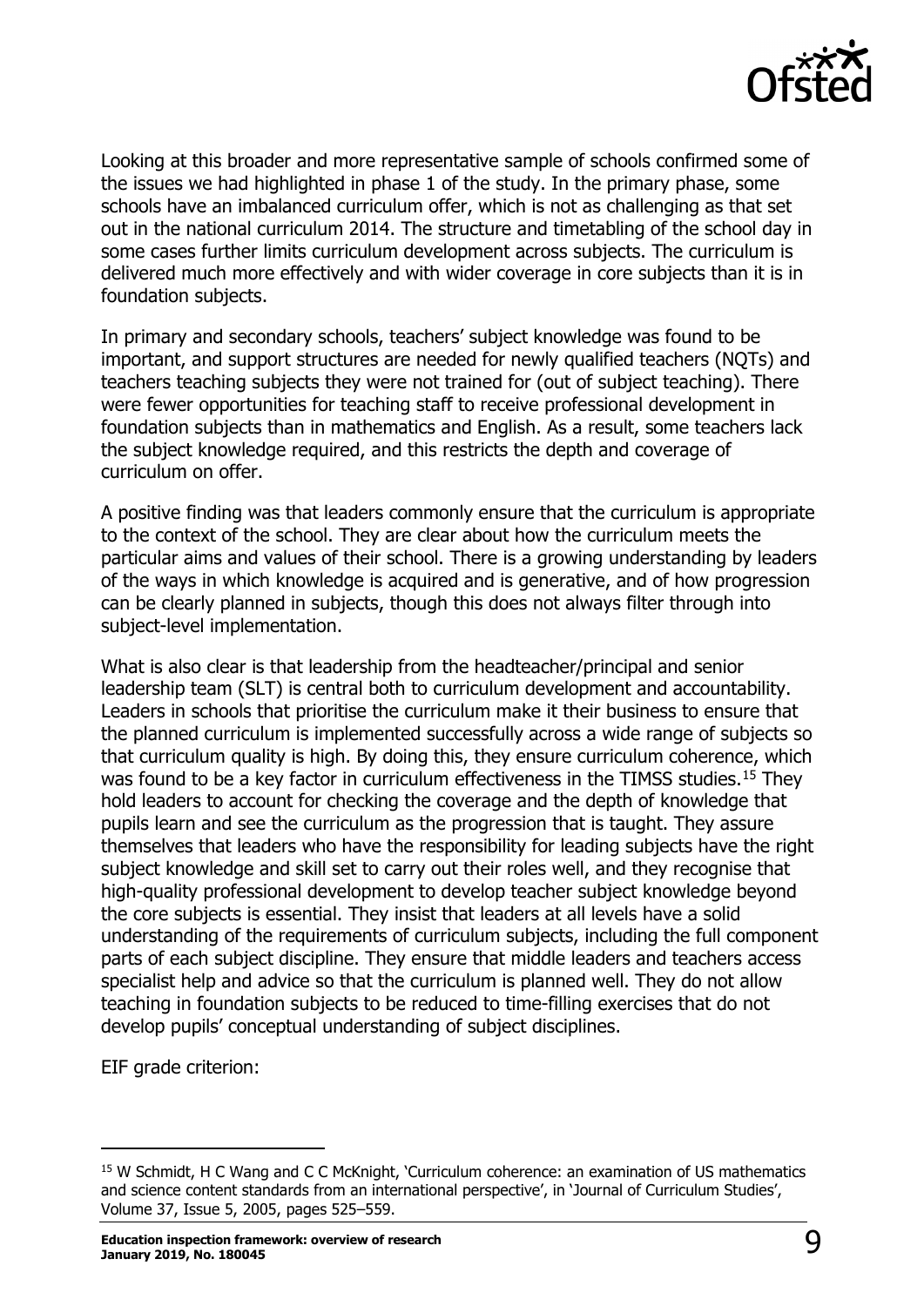Looking at this broader and more representative sample of schools confirmed some of the issues we had highlighted in phase 1 of the study. In the primary phase, some schools have an imbalanced curriculum offer, which is not as challenging as that set out in the national curriculum 2014. The structure and timetabling of the school day in some cases further limits curriculum development across subjects. The curriculum is delivered much more effectively and with wider coverage in core subjects than it is in foundation subjects.

In primary and secondary schools, teachers' subject knowledge was found to be important, and support structures are needed for newly qualified teachers (NQTs) and teachers teaching subjects they were not trained for (out of subject teaching). There were fewer opportunities for teaching staff to receive professional development in foundation subjects than in mathematics and English. As a result, some teachers lack the subject knowledge required, and this restricts the depth and coverage of curriculum on offer.

A positive finding was that leaders commonly ensure that the curriculum is appropriate to the context of the school. They are clear about how the curriculum meets the particular aims and values of their school. There is a growing understanding by leaders of the ways in which knowledge is acquired and is generative, and of how progression can be clearly planned in subjects, though this does not always filter through into subject-level implementation.

What is also clear is that leadership from the headteacher/principal and senior leadership team (SLT) is central both to curriculum development and accountability. Leaders in schools that prioritise the curriculum make it their business to ensure that the planned curriculum is implemented successfully across a wide range of subjects so that curriculum quality is high. By doing this, they ensure curriculum coherence, which was found to be a key factor in curriculum effectiveness in the TIMSS studies.[15] They hold leaders to account for checking the coverage and the depth of knowledge that pupils learn and see the curriculum as the progression that is taught. They assure themselves that leaders who have the responsibility for leading subjects have the right subject knowledge and skill set to carry out their roles well, and they recognise that high-quality professional development to develop teacher subject knowledge beyond the core subjects is essential. They insist that leaders at all levels have a solid understanding of the requirements of curriculum subjects, including the full component parts of each subject discipline. They ensure that middle leaders and teachers access specialist help and advice so that the curriculum is planned well. They do not allow teaching in foundation subjects to be reduced to time-filling exercises that do not develop pupils' conceptual understanding of subject disciplines.

EIF grade criterion:

[15] W Schmidt, H C Wang and C C McKnight, 'Curriculum coherence: an examination of US mathematics and science content standards from an international perspective', in 'Journal of Curriculum Studies', Volume 37, Issue 5, 2005, pages 525–559.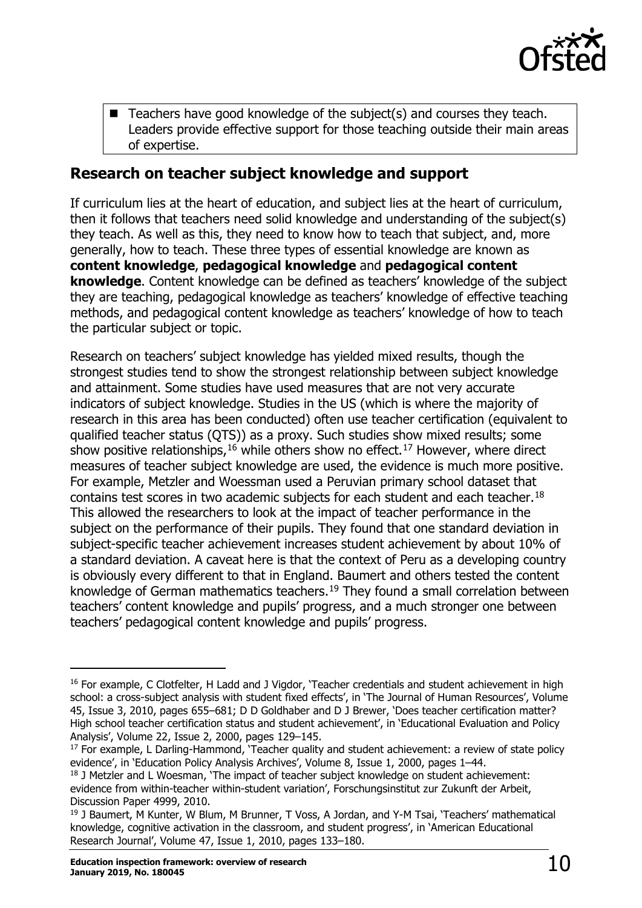- Teachers have good knowledge of the subject(s) and courses they teach. Leaders provide effective support for those teaching outside their main areas of expertise.

## Research on teacher subject knowledge and support

If curriculum lies at the heart of education, and subject lies at the heart of curriculum, then it follows that teachers need solid knowledge and understanding of the subject(s) they teach. As well as this, they need to know how to teach that subject, and, more generally, how to teach. These three types of essential knowledge are known as **content knowledge**, **pedagogical knowledge** and **pedagogical content knowledge**. Content knowledge can be defined as teachers' knowledge of the subject they are teaching, pedagogical knowledge as teachers' knowledge of effective teaching methods, and pedagogical content knowledge as teachers' knowledge of how to teach the particular subject or topic.

Research on teachers' subject knowledge has yielded mixed results, though the strongest studies tend to show the strongest relationship between subject knowledge and attainment. Some studies have used measures that are not very accurate indicators of subject knowledge. Studies in the US (which is where the majority of research in this area has been conducted) often use teacher certification (equivalent to qualified teacher status (QTS)) as a proxy. Such studies show mixed results; some show positive relationships,[16] while others show no effect.[17] However, where direct measures of teacher subject knowledge are used, the evidence is much more positive. For example, Metzler and Woessman used a Peruvian primary school dataset that contains test scores in two academic subjects for each student and each teacher.[18] This allowed the researchers to look at the impact of teacher performance in the subject on the performance of their pupils. They found that one standard deviation in subject-specific teacher achievement increases student achievement by about 10% of a standard deviation. A caveat here is that the context of Peru as a developing country is obviously every different to that in England. Baumert and others tested the content knowledge of German mathematics teachers.[19] They found a small correlation between teachers' content knowledge and pupils' progress, and a much stronger one between teachers' pedagogical content knowledge and pupils' progress.

---

[16] For example, C Clotfelter, H Ladd and J Vigdor, 'Teacher credentials and student achievement in high school: a cross-subject analysis with student fixed effects', in 'The Journal of Human Resources', Volume 45, Issue 3, 2010, pages 655–681; D D Goldhaber and D J Brewer, 'Does teacher certification matter? High school teacher certification status and student achievement', in 'Educational Evaluation and Policy Analysis', Volume 22, Issue 2, 2000, pages 129–145.

[17] For example, L Darling-Hammond, 'Teacher quality and student achievement: a review of state policy evidence', in 'Education Policy Analysis Archives', Volume 8, Issue 1, 2000, pages 1–44.

[18] J Metzler and L Woesman, 'The impact of teacher subject knowledge on student achievement: evidence from within-teacher within-student variation', Forschungsinstitut zur Zukunft der Arbeit, Discussion Paper 4999, 2010.

[19] J Baumert, M Kunter, W Blum, M Brunner, T Voss, A Jordan, and Y-M Tsai, 'Teachers' mathematical knowledge, cognitive activation in the classroom, and student progress', in 'American Educational Research Journal', Volume 47, Issue 1, 2010, pages 133–180.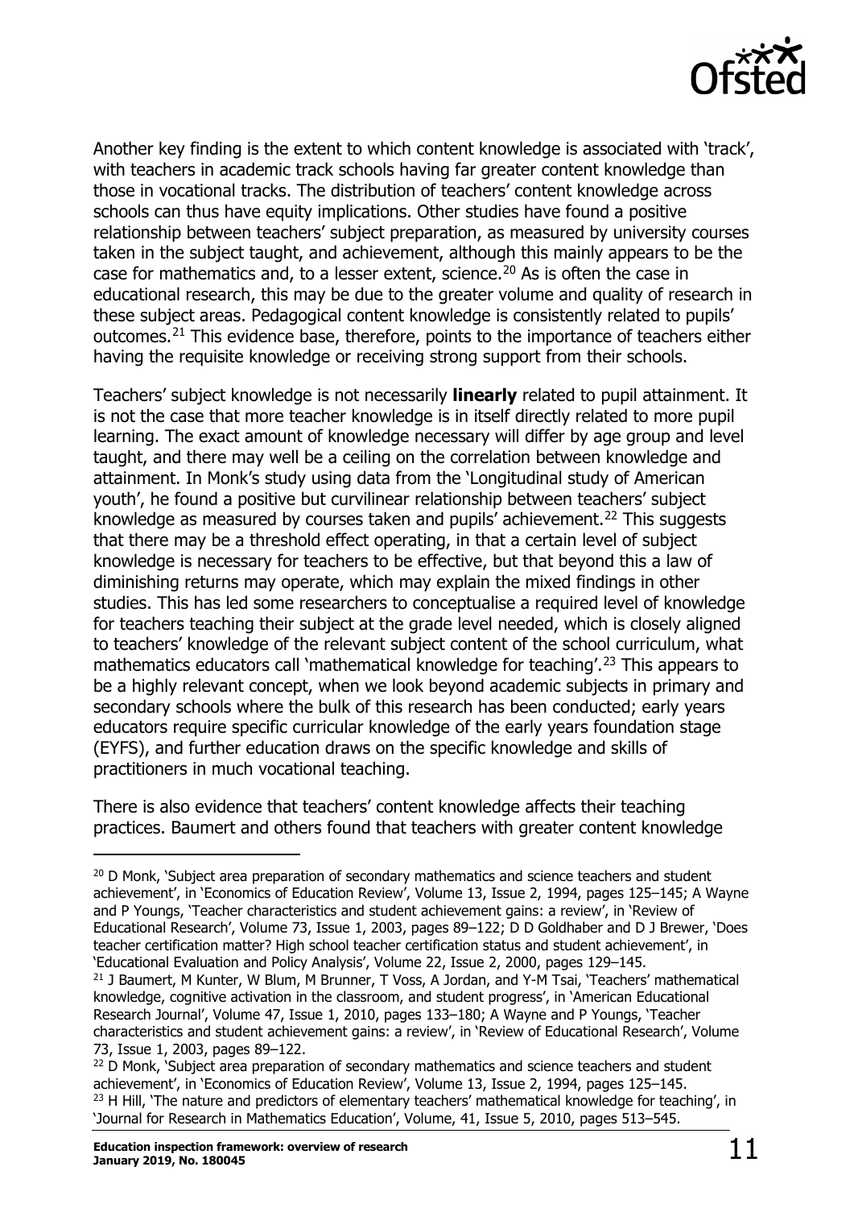Another key finding is the extent to which content knowledge is associated with 'track', with teachers in academic track schools having far greater content knowledge than those in vocational tracks. The distribution of teachers' content knowledge across schools can thus have equity implications. Other studies have found a positive relationship between teachers' subject preparation, as measured by university courses taken in the subject taught, and achievement, although this mainly appears to be the case for mathematics and, to a lesser extent, science.[20] As is often the case in educational research, this may be due to the greater volume and quality of research in these subject areas. Pedagogical content knowledge is consistently related to pupils' outcomes.[21] This evidence base, therefore, points to the importance of teachers either having the requisite knowledge or receiving strong support from their schools.

Teachers' subject knowledge is not necessarily **linearly** related to pupil attainment. It is not the case that more teacher knowledge is in itself directly related to more pupil learning. The exact amount of knowledge necessary will differ by age group and level taught, and there may well be a ceiling on the correlation between knowledge and attainment. In Monk's study using data from the 'Longitudinal study of American youth', he found a positive but curvilinear relationship between teachers' subject knowledge as measured by courses taken and pupils' achievement.[22] This suggests that there may be a threshold effect operating, in that a certain level of subject knowledge is necessary for teachers to be effective, but that beyond this a law of diminishing returns may operate, which may explain the mixed findings in other studies. This has led some researchers to conceptualise a required level of knowledge for teachers teaching their subject at the grade level needed, which is closely aligned to teachers' knowledge of the relevant subject content of the school curriculum, what mathematics educators call 'mathematical knowledge for teaching'.[23] This appears to be a highly relevant concept, when we look beyond academic subjects in primary and secondary schools where the bulk of this research has been conducted; early years educators require specific curricular knowledge of the early years foundation stage (EYFS), and further education draws on the specific knowledge and skills of practitioners in much vocational teaching.

There is also evidence that teachers' content knowledge affects their teaching practices. Baumert and others found that teachers with greater content knowledge

---

[20] D Monk, 'Subject area preparation of secondary mathematics and science teachers and student achievement', in 'Economics of Education Review', Volume 13, Issue 2, 1994, pages 125–145; A Wayne and P Youngs, 'Teacher characteristics and student achievement gains: a review', in 'Review of Educational Research', Volume 73, Issue 1, 2003, pages 89–122; D D Goldhaber and D J Brewer, 'Does teacher certification matter? High school teacher certification status and student achievement', in 'Educational Evaluation and Policy Analysis', Volume 22, Issue 2, 2000, pages 129–145.

[21] J Baumert, M Kunter, W Blum, M Brunner, T Voss, A Jordan, and Y-M Tsai, 'Teachers' mathematical knowledge, cognitive activation in the classroom, and student progress', in 'American Educational Research Journal', Volume 47, Issue 1, 2010, pages 133–180; A Wayne and P Youngs, 'Teacher characteristics and student achievement gains: a review', in 'Review of Educational Research', Volume 73, Issue 1, 2003, pages 89–122.

[22] D Monk, 'Subject area preparation of secondary mathematics and science teachers and student achievement', in 'Economics of Education Review', Volume 13, Issue 2, 1994, pages 125–145.

[23] H Hill, 'The nature and predictors of elementary teachers' mathematical knowledge for teaching', in 'Journal for Research in Mathematics Education', Volume, 41, Issue 5, 2010, pages 513–545.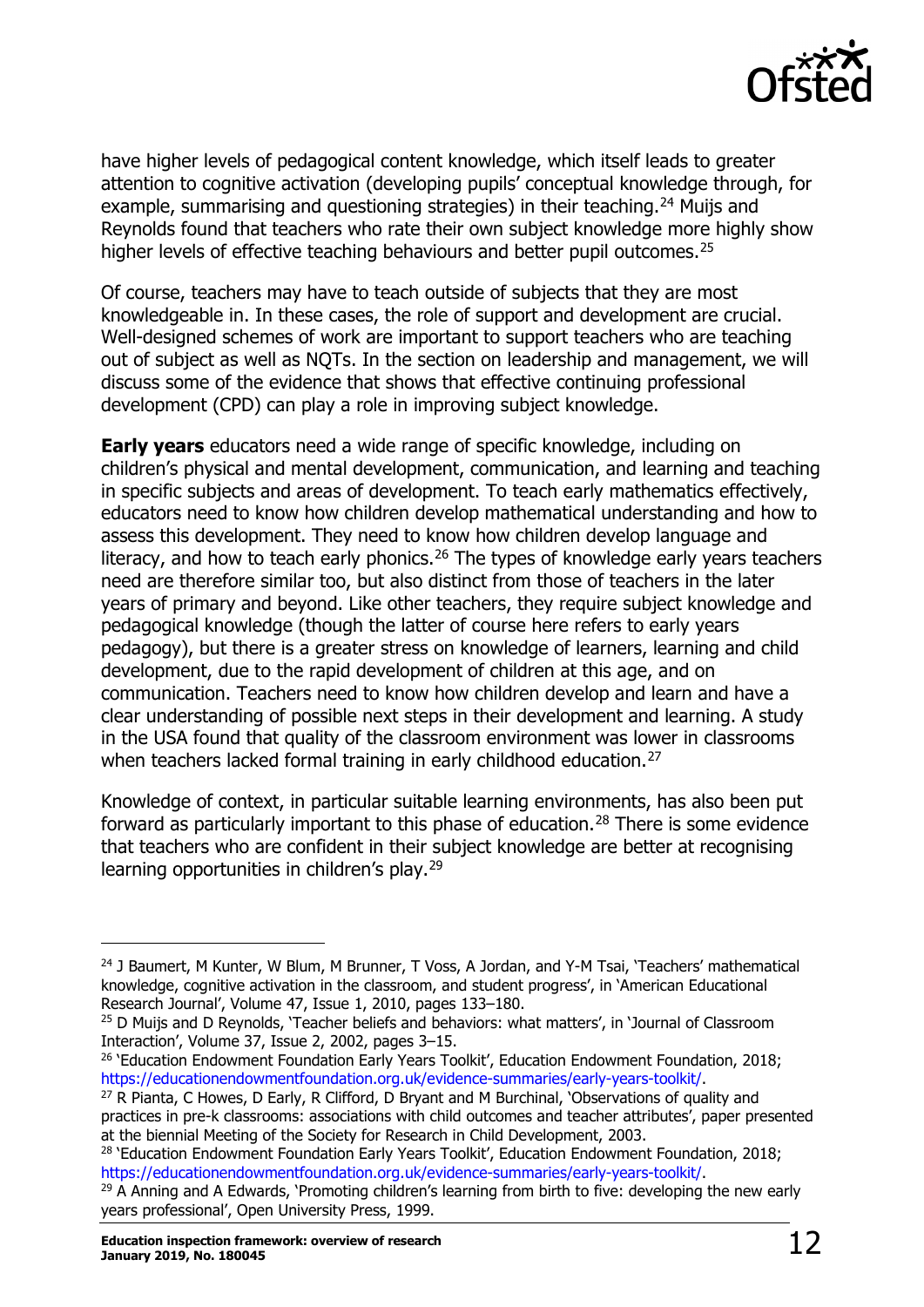have higher levels of pedagogical content knowledge, which itself leads to greater attention to cognitive activation (developing pupils' conceptual knowledge through, for example, summarising and questioning strategies) in their teaching.[24] Muijs and Reynolds found that teachers who rate their own subject knowledge more highly show higher levels of effective teaching behaviours and better pupil outcomes.[25]

Of course, teachers may have to teach outside of subjects that they are most knowledgeable in. In these cases, the role of support and development are crucial. Well-designed schemes of work are important to support teachers who are teaching out of subject as well as NQTs. In the section on leadership and management, we will discuss some of the evidence that shows that effective continuing professional development (CPD) can play a role in improving subject knowledge.

**Early years** educators need a wide range of specific knowledge, including on children's physical and mental development, communication, and learning and teaching in specific subjects and areas of development. To teach early mathematics effectively, educators need to know how children develop mathematical understanding and how to assess this development. They need to know how children develop language and literacy, and how to teach early phonics.[26] The types of knowledge early years teachers need are therefore similar too, but also distinct from those of teachers in the later years of primary and beyond. Like other teachers, they require subject knowledge and pedagogical knowledge (though the latter of course here refers to early years pedagogy), but there is a greater stress on knowledge of learners, learning and child development, due to the rapid development of children at this age, and on communication. Teachers need to know how children develop and learn and have a clear understanding of possible next steps in their development and learning. A study in the USA found that quality of the classroom environment was lower in classrooms when teachers lacked formal training in early childhood education.[27]

Knowledge of context, in particular suitable learning environments, has also been put forward as particularly important to this phase of education.[28] There is some evidence that teachers who are confident in their subject knowledge are better at recognising learning opportunities in children's play.[29]

---

[24] J Baumert, M Kunter, W Blum, M Brunner, T Voss, A Jordan, and Y-M Tsai, 'Teachers' mathematical knowledge, cognitive activation in the classroom, and student progress', in 'American Educational Research Journal', Volume 47, Issue 1, 2010, pages 133–180.

[25] D Muijs and D Reynolds, 'Teacher beliefs and behaviors: what matters', in 'Journal of Classroom Interaction', Volume 37, Issue 2, 2002, pages 3–15.

[26] 'Education Endowment Foundation Early Years Toolkit', Education Endowment Foundation, 2018; https://educationendowmentfoundation.org.uk/evidence-summaries/early-years-toolkit/.

[27] R Pianta, C Howes, D Early, R Clifford, D Bryant and M Burchinal, 'Observations of quality and practices in pre-k classrooms: associations with child outcomes and teacher attributes', paper presented at the biennial Meeting of the Society for Research in Child Development, 2003.

[28] 'Education Endowment Foundation Early Years Toolkit', Education Endowment Foundation, 2018; https://educationendowmentfoundation.org.uk/evidence-summaries/early-years-toolkit/.

[29] A Anning and A Edwards, 'Promoting children's learning from birth to five: developing the new early years professional', Open University Press, 1999.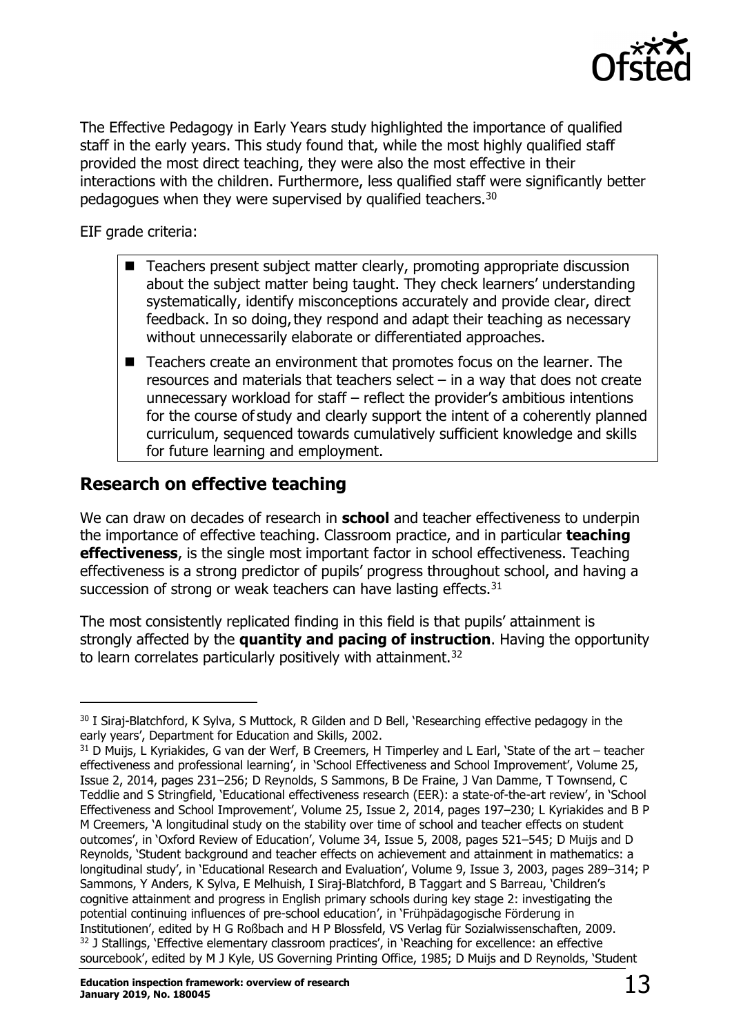The Effective Pedagogy in Early Years study highlighted the importance of qualified staff in the early years. This study found that, while the most highly qualified staff provided the most direct teaching, they were also the most effective in their interactions with the children. Furthermore, less qualified staff were significantly better pedagogues when they were supervised by qualified teachers.[30]

EIF grade criteria:

- Teachers present subject matter clearly, promoting appropriate discussion about the subject matter being taught. They check learners' understanding systematically, identify misconceptions accurately and provide clear, direct feedback. In so doing, they respond and adapt their teaching as necessary without unnecessarily elaborate or differentiated approaches.
- Teachers create an environment that promotes focus on the learner. The resources and materials that teachers select – in a way that does not create unnecessary workload for staff – reflect the provider's ambitious intentions for the course of study and clearly support the intent of a coherently planned curriculum, sequenced towards cumulatively sufficient knowledge and skills for future learning and employment.

## Research on effective teaching

We can draw on decades of research in **school** and teacher effectiveness to underpin the importance of effective teaching. Classroom practice, and in particular **teaching effectiveness**, is the single most important factor in school effectiveness. Teaching effectiveness is a strong predictor of pupils' progress throughout school, and having a succession of strong or weak teachers can have lasting effects.[31]

The most consistently replicated finding in this field is that pupils' attainment is strongly affected by the **quantity and pacing of instruction**. Having the opportunity to learn correlates particularly positively with attainment.[32]

---

[30] I Siraj-Blatchford, K Sylva, S Muttock, R Gilden and D Bell, 'Researching effective pedagogy in the early years', Department for Education and Skills, 2002.

[31] D Muijs, L Kyriakides, G van der Werf, B Creemers, H Timperley and L Earl, 'State of the art – teacher effectiveness and professional learning', in 'School Effectiveness and School Improvement', Volume 25, Issue 2, 2014, pages 231–256; D Reynolds, S Sammons, B De Fraine, J Van Damme, T Townsend, C Teddlie and S Stringfield, 'Educational effectiveness research (EER): a state-of-the-art review', in 'School Effectiveness and School Improvement', Volume 25, Issue 2, 2014, pages 197–230; L Kyriakides and B P M Creemers, 'A longitudinal study on the stability over time of school and teacher effects on student outcomes', in 'Oxford Review of Education', Volume 34, Issue 5, 2008, pages 521–545; D Muijs and D Reynolds, 'Student background and teacher effects on achievement and attainment in mathematics: a longitudinal study', in 'Educational Research and Evaluation', Volume 9, Issue 3, 2003, pages 289–314; P Sammons, Y Anders, K Sylva, E Melhuish, I Siraj-Blatchford, B Taggart and S Barreau, 'Children's cognitive attainment and progress in English primary schools during key stage 2: investigating the potential continuing influences of pre-school education', in 'Frühpädagogische Förderung in Institutionen', edited by H G Roßbach and H P Blossfeld, VS Verlag für Sozialwissenschaften, 2009.

[32] J Stallings, 'Effective elementary classroom practices', in 'Reaching for excellence: an effective sourcebook', edited by M J Kyle, US Governing Printing Office, 1985; D Muijs and D Reynolds, 'Student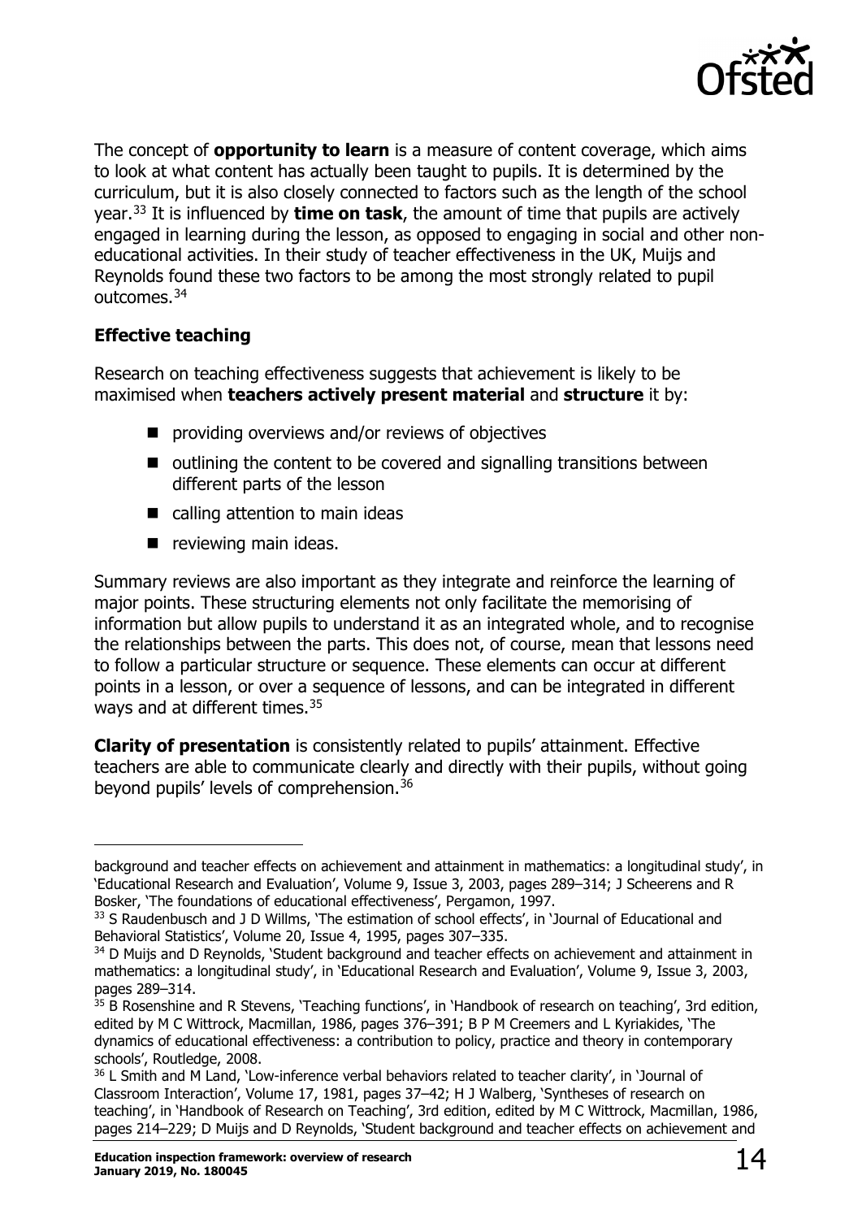The concept of **opportunity to learn** is a measure of content coverage, which aims to look at what content has actually been taught to pupils. It is determined by the curriculum, but it is also closely connected to factors such as the length of the school year.[33] It is influenced by **time on task**, the amount of time that pupils are actively engaged in learning during the lesson, as opposed to engaging in social and other non-educational activities. In their study of teacher effectiveness in the UK, Muijs and Reynolds found these two factors to be among the most strongly related to pupil outcomes.[34]

### Effective teaching

Research on teaching effectiveness suggests that achievement is likely to be maximised when **teachers actively present material** and **structure** it by:

- providing overviews and/or reviews of objectives
- outlining the content to be covered and signalling transitions between different parts of the lesson
- calling attention to main ideas
- reviewing main ideas.

Summary reviews are also important as they integrate and reinforce the learning of major points. These structuring elements not only facilitate the memorising of information but allow pupils to understand it as an integrated whole, and to recognise the relationships between the parts. This does not, of course, mean that lessons need to follow a particular structure or sequence. These elements can occur at different points in a lesson, or over a sequence of lessons, and can be integrated in different ways and at different times.[35]

**Clarity of presentation** is consistently related to pupils' attainment. Effective teachers are able to communicate clearly and directly with their pupils, without going beyond pupils' levels of comprehension.[36]

---

background and teacher effects on achievement and attainment in mathematics: a longitudinal study', in 'Educational Research and Evaluation', Volume 9, Issue 3, 2003, pages 289–314; J Scheerens and R Bosker, 'The foundations of educational effectiveness', Pergamon, 1997.

[33] S Raudenbusch and J D Willms, 'The estimation of school effects', in 'Journal of Educational and Behavioral Statistics', Volume 20, Issue 4, 1995, pages 307–335.

[34] D Muijs and D Reynolds, 'Student background and teacher effects on achievement and attainment in mathematics: a longitudinal study', in 'Educational Research and Evaluation', Volume 9, Issue 3, 2003, pages 289–314.

[35] B Rosenshine and R Stevens, 'Teaching functions', in 'Handbook of research on teaching', 3rd edition, edited by M C Wittrock, Macmillan, 1986, pages 376–391; B P M Creemers and L Kyriakides, 'The dynamics of educational effectiveness: a contribution to policy, practice and theory in contemporary schools', Routledge, 2008.

[36] L Smith and M Land, 'Low-inference verbal behaviors related to teacher clarity', in 'Journal of Classroom Interaction', Volume 17, 1981, pages 37–42; H J Walberg, 'Syntheses of research on teaching', in 'Handbook of Research on Teaching', 3rd edition, edited by M C Wittrock, Macmillan, 1986, pages 214–229; D Muijs and D Reynolds, 'Student background and teacher effects on achievement and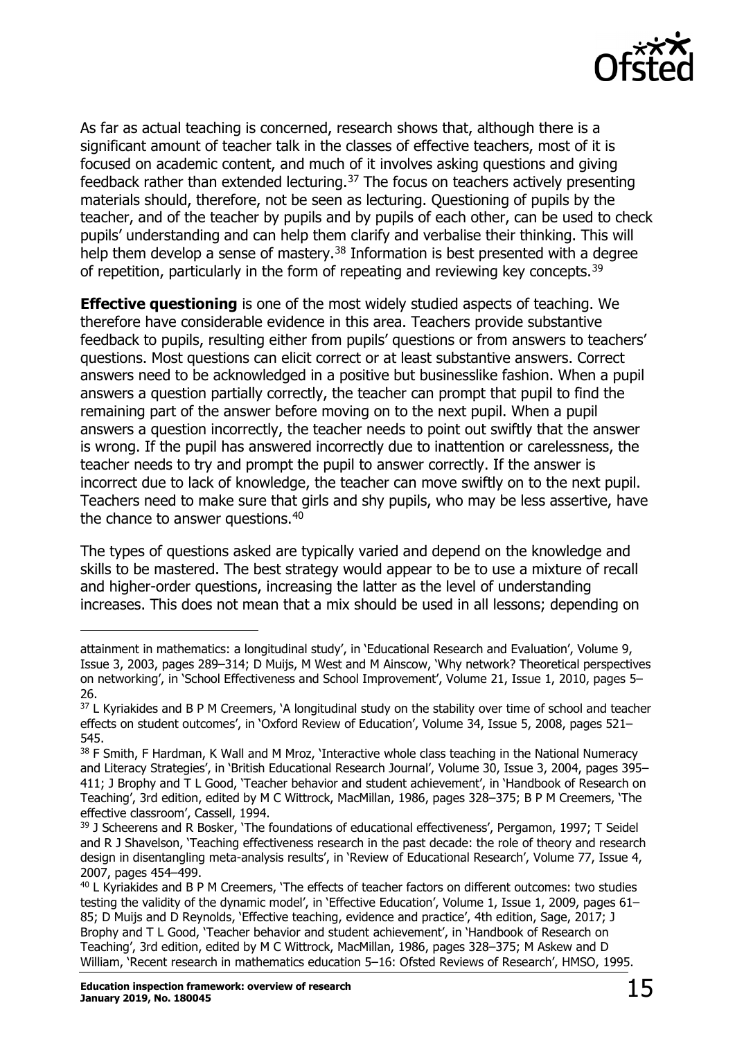As far as actual teaching is concerned, research shows that, although there is a significant amount of teacher talk in the classes of effective teachers, most of it is focused on academic content, and much of it involves asking questions and giving feedback rather than extended lecturing.[37] The focus on teachers actively presenting materials should, therefore, not be seen as lecturing. Questioning of pupils by the teacher, and of the teacher by pupils and by pupils of each other, can be used to check pupils' understanding and can help them clarify and verbalise their thinking. This will help them develop a sense of mastery.[38] Information is best presented with a degree of repetition, particularly in the form of repeating and reviewing key concepts.[39]

**Effective questioning** is one of the most widely studied aspects of teaching. We therefore have considerable evidence in this area. Teachers provide substantive feedback to pupils, resulting either from pupils' questions or from answers to teachers' questions. Most questions can elicit correct or at least substantive answers. Correct answers need to be acknowledged in a positive but businesslike fashion. When a pupil answers a question partially correctly, the teacher can prompt that pupil to find the remaining part of the answer before moving on to the next pupil. When a pupil answers a question incorrectly, the teacher needs to point out swiftly that the answer is wrong. If the pupil has answered incorrectly due to inattention or carelessness, the teacher needs to try and prompt the pupil to answer correctly. If the answer is incorrect due to lack of knowledge, the teacher can move swiftly on to the next pupil. Teachers need to make sure that girls and shy pupils, who may be less assertive, have the chance to answer questions.[40]

The types of questions asked are typically varied and depend on the knowledge and skills to be mastered. The best strategy would appear to be to use a mixture of recall and higher-order questions, increasing the latter as the level of understanding increases. This does not mean that a mix should be used in all lessons; depending on

---

attainment in mathematics: a longitudinal study', in 'Educational Research and Evaluation', Volume 9, Issue 3, 2003, pages 289–314; D Muijs, M West and M Ainscow, 'Why network? Theoretical perspectives on networking', in 'School Effectiveness and School Improvement', Volume 21, Issue 1, 2010, pages 5–26.

[37] L Kyriakides and B P M Creemers, 'A longitudinal study on the stability over time of school and teacher effects on student outcomes', in 'Oxford Review of Education', Volume 34, Issue 5, 2008, pages 521–545.

[38] F Smith, F Hardman, K Wall and M Mroz, 'Interactive whole class teaching in the National Numeracy and Literacy Strategies', in 'British Educational Research Journal', Volume 30, Issue 3, 2004, pages 395–411; J Brophy and T L Good, 'Teacher behavior and student achievement', in 'Handbook of Research on Teaching', 3rd edition, edited by M C Wittrock, MacMillan, 1986, pages 328–375; B P M Creemers, 'The effective classroom', Cassell, 1994.

[39] J Scheerens and R Bosker, 'The foundations of educational effectiveness', Pergamon, 1997; T Seidel and R J Shavelson, 'Teaching effectiveness research in the past decade: the role of theory and research design in disentangling meta-analysis results', in 'Review of Educational Research', Volume 77, Issue 4, 2007, pages 454–499.

[40] L Kyriakides and B P M Creemers, 'The effects of teacher factors on different outcomes: two studies testing the validity of the dynamic model', in 'Effective Education', Volume 1, Issue 1, 2009, pages 61–85; D Muijs and D Reynolds, 'Effective teaching, evidence and practice', 4th edition, Sage, 2017; J Brophy and T L Good, 'Teacher behavior and student achievement', in 'Handbook of Research on Teaching', 3rd edition, edited by M C Wittrock, MacMillan, 1986, pages 328–375; M Askew and D William, 'Recent research in mathematics education 5–16: Ofsted Reviews of Research', HMSO, 1995.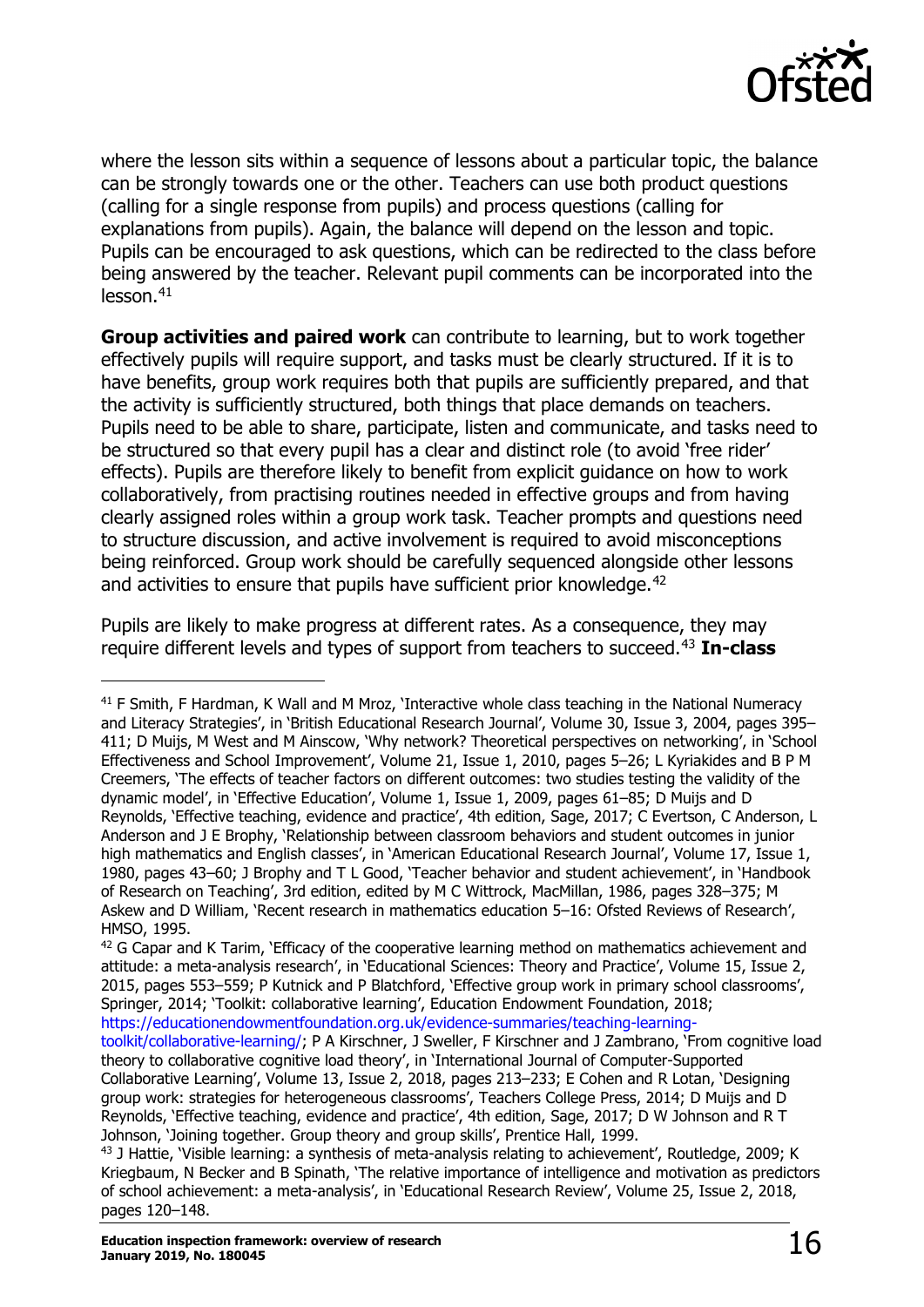where the lesson sits within a sequence of lessons about a particular topic, the balance can be strongly towards one or the other. Teachers can use both product questions (calling for a single response from pupils) and process questions (calling for explanations from pupils). Again, the balance will depend on the lesson and topic. Pupils can be encouraged to ask questions, which can be redirected to the class before being answered by the teacher. Relevant pupil comments can be incorporated into the lesson.[41]

**Group activities and paired work** can contribute to learning, but to work together effectively pupils will require support, and tasks must be clearly structured. If it is to have benefits, group work requires both that pupils are sufficiently prepared, and that the activity is sufficiently structured, both things that place demands on teachers. Pupils need to be able to share, participate, listen and communicate, and tasks need to be structured so that every pupil has a clear and distinct role (to avoid 'free rider' effects). Pupils are therefore likely to benefit from explicit guidance on how to work collaboratively, from practising routines needed in effective groups and from having clearly assigned roles within a group work task. Teacher prompts and questions need to structure discussion, and active involvement is required to avoid misconceptions being reinforced. Group work should be carefully sequenced alongside other lessons and activities to ensure that pupils have sufficient prior knowledge.[42]

Pupils are likely to make progress at different rates. As a consequence, they may require different levels and types of support from teachers to succeed.[43] **In-class**

---

[41] F Smith, F Hardman, K Wall and M Mroz, 'Interactive whole class teaching in the National Numeracy and Literacy Strategies', in 'British Educational Research Journal', Volume 30, Issue 3, 2004, pages 395–411; D Muijs, M West and M Ainscow, 'Why network? Theoretical perspectives on networking', in 'School Effectiveness and School Improvement', Volume 21, Issue 1, 2010, pages 5–26; L Kyriakides and B P M Creemers, 'The effects of teacher factors on different outcomes: two studies testing the validity of the dynamic model', in 'Effective Education', Volume 1, Issue 1, 2009, pages 61–85; D Muijs and D Reynolds, 'Effective teaching, evidence and practice', 4th edition, Sage, 2017; C Evertson, C Anderson, L Anderson and J E Brophy, 'Relationship between classroom behaviors and student outcomes in junior high mathematics and English classes', in 'American Educational Research Journal', Volume 17, Issue 1, 1980, pages 43–60; J Brophy and T L Good, 'Teacher behavior and student achievement', in 'Handbook of Research on Teaching', 3rd edition, edited by M C Wittrock, MacMillan, 1986, pages 328–375; M Askew and D William, 'Recent research in mathematics education 5–16: Ofsted Reviews of Research', HMSO, 1995.

[42] G Capar and K Tarim, 'Efficacy of the cooperative learning method on mathematics achievement and attitude: a meta-analysis research', in 'Educational Sciences: Theory and Practice', Volume 15, Issue 2, 2015, pages 553–559; P Kutnick and P Blatchford, 'Effective group work in primary school classrooms', Springer, 2014; 'Toolkit: collaborative learning', Education Endowment Foundation, 2018; https://educationendowmentfoundation.org.uk/evidence-summaries/teaching-learning-toolkit/collaborative-learning/; P A Kirschner, J Sweller, F Kirschner and J Zambrano, 'From cognitive load theory to collaborative cognitive load theory', in 'International Journal of Computer-Supported Collaborative Learning', Volume 13, Issue 2, 2018, pages 213–233; E Cohen and R Lotan, 'Designing group work: strategies for heterogeneous classrooms', Teachers College Press, 2014; D Muijs and D Reynolds, 'Effective teaching, evidence and practice', 4th edition, Sage, 2017; D W Johnson and R T Johnson, 'Joining together. Group theory and group skills', Prentice Hall, 1999.

[43] J Hattie, 'Visible learning: a synthesis of meta-analysis relating to achievement', Routledge, 2009; K Kriegbaum, N Becker and B Spinath, 'The relative importance of intelligence and motivation as predictors of school achievement: a meta-analysis', in 'Educational Research Review', Volume 25, Issue 2, 2018, pages 120–148.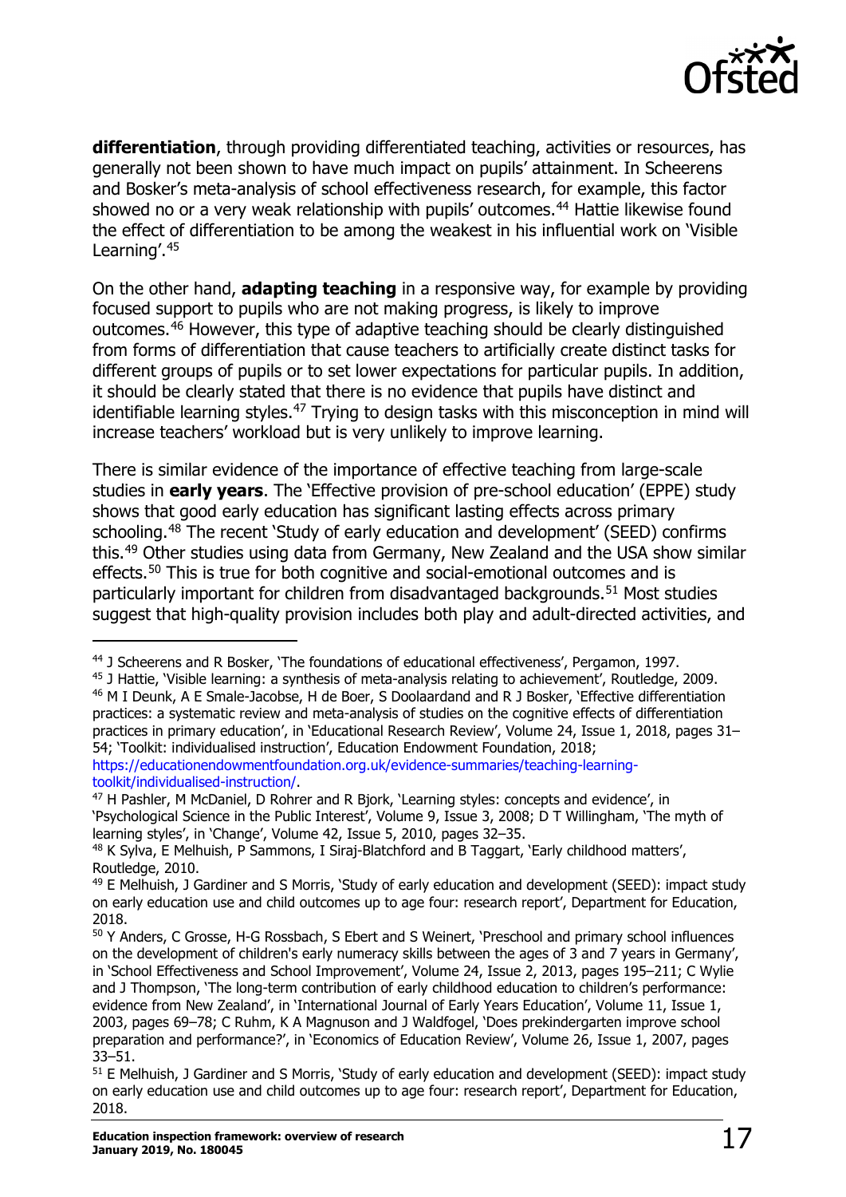**differentiation**, through providing differentiated teaching, activities or resources, has generally not been shown to have much impact on pupils' attainment. In Scheerens and Bosker's meta-analysis of school effectiveness research, for example, this factor showed no or a very weak relationship with pupils' outcomes.[44] Hattie likewise found the effect of differentiation to be among the weakest in his influential work on 'Visible Learning'.[45]

On the other hand, **adapting teaching** in a responsive way, for example by providing focused support to pupils who are not making progress, is likely to improve outcomes.[46] However, this type of adaptive teaching should be clearly distinguished from forms of differentiation that cause teachers to artificially create distinct tasks for different groups of pupils or to set lower expectations for particular pupils. In addition, it should be clearly stated that there is no evidence that pupils have distinct and identifiable learning styles.[47] Trying to design tasks with this misconception in mind will increase teachers' workload but is very unlikely to improve learning.

There is similar evidence of the importance of effective teaching from large-scale studies in **early years**. The 'Effective provision of pre-school education' (EPPE) study shows that good early education has significant lasting effects across primary schooling.[48] The recent 'Study of early education and development' (SEED) confirms this.[49] Other studies using data from Germany, New Zealand and the USA show similar effects.[50] This is true for both cognitive and social-emotional outcomes and is particularly important for children from disadvantaged backgrounds.[51] Most studies suggest that high-quality provision includes both play and adult-directed activities, and

---

[44] J Scheerens and R Bosker, 'The foundations of educational effectiveness', Pergamon, 1997.

[45] J Hattie, 'Visible learning: a synthesis of meta-analysis relating to achievement', Routledge, 2009.

[46] M I Deunk, A E Smale-Jacobse, H de Boer, S Doolaardand and R J Bosker, 'Effective differentiation practices: a systematic review and meta-analysis of studies on the cognitive effects of differentiation practices in primary education', in 'Educational Research Review', Volume 24, Issue 1, 2018, pages 31–54; 'Toolkit: individualised instruction', Education Endowment Foundation, 2018; https://educationendowmentfoundation.org.uk/evidence-summaries/teaching-learning-toolkit/individualised-instruction/.

[47] H Pashler, M McDaniel, D Rohrer and R Bjork, 'Learning styles: concepts and evidence', in 'Psychological Science in the Public Interest', Volume 9, Issue 3, 2008; D T Willingham, 'The myth of learning styles', in 'Change', Volume 42, Issue 5, 2010, pages 32–35.

[48] K Sylva, E Melhuish, P Sammons, I Siraj-Blatchford and B Taggart, 'Early childhood matters', Routledge, 2010.

[49] E Melhuish, J Gardiner and S Morris, 'Study of early education and development (SEED): impact study on early education use and child outcomes up to age four: research report', Department for Education, 2018.

[50] Y Anders, C Grosse, H-G Rossbach, S Ebert and S Weinert, 'Preschool and primary school influences on the development of children's early numeracy skills between the ages of 3 and 7 years in Germany', in 'School Effectiveness and School Improvement', Volume 24, Issue 2, 2013, pages 195–211; C Wylie and J Thompson, 'The long-term contribution of early childhood education to children's performance: evidence from New Zealand', in 'International Journal of Early Years Education', Volume 11, Issue 1, 2003, pages 69–78; C Ruhm, K A Magnuson and J Waldfogel, 'Does prekindergarten improve school preparation and performance?', in 'Economics of Education Review', Volume 26, Issue 1, 2007, pages 33–51.

[51] E Melhuish, J Gardiner and S Morris, 'Study of early education and development (SEED): impact study on early education use and child outcomes up to age four: research report', Department for Education, 2018.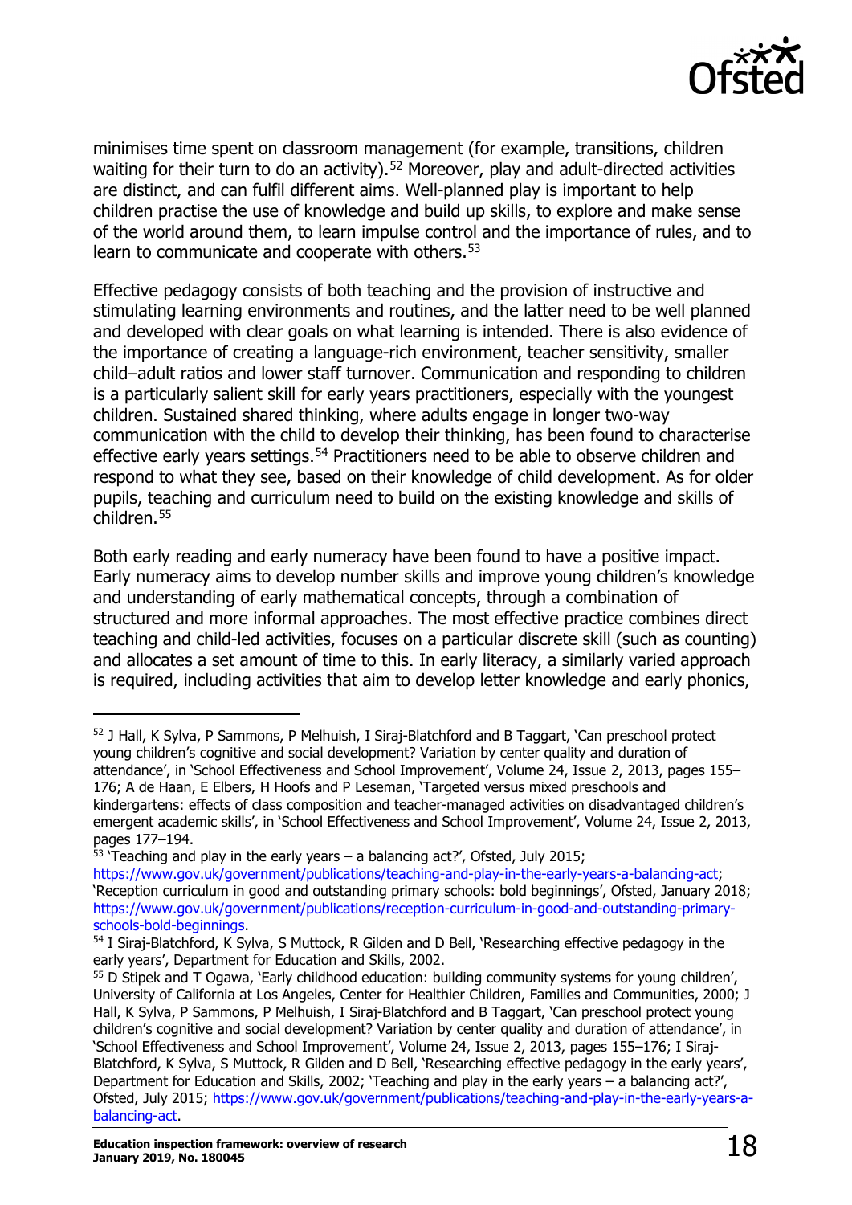minimises time spent on classroom management (for example, transitions, children waiting for their turn to do an activity).[52] Moreover, play and adult-directed activities are distinct, and can fulfil different aims. Well-planned play is important to help children practise the use of knowledge and build up skills, to explore and make sense of the world around them, to learn impulse control and the importance of rules, and to learn to communicate and cooperate with others.[53]

Effective pedagogy consists of both teaching and the provision of instructive and stimulating learning environments and routines, and the latter need to be well planned and developed with clear goals on what learning is intended. There is also evidence of the importance of creating a language-rich environment, teacher sensitivity, smaller child–adult ratios and lower staff turnover. Communication and responding to children is a particularly salient skill for early years practitioners, especially with the youngest children. Sustained shared thinking, where adults engage in longer two-way communication with the child to develop their thinking, has been found to characterise effective early years settings.[54] Practitioners need to be able to observe children and respond to what they see, based on their knowledge of child development. As for older pupils, teaching and curriculum need to build on the existing knowledge and skills of children.[55]

Both early reading and early numeracy have been found to have a positive impact. Early numeracy aims to develop number skills and improve young children's knowledge and understanding of early mathematical concepts, through a combination of structured and more informal approaches. The most effective practice combines direct teaching and child-led activities, focuses on a particular discrete skill (such as counting) and allocates a set amount of time to this. In early literacy, a similarly varied approach is required, including activities that aim to develop letter knowledge and early phonics,

---

[52] J Hall, K Sylva, P Sammons, P Melhuish, I Siraj-Blatchford and B Taggart, 'Can preschool protect young children's cognitive and social development? Variation by center quality and duration of attendance', in 'School Effectiveness and School Improvement', Volume 24, Issue 2, 2013, pages 155–176; A de Haan, E Elbers, H Hoofs and P Leseman, 'Targeted versus mixed preschools and kindergartens: effects of class composition and teacher-managed activities on disadvantaged children's emergent academic skills', in 'School Effectiveness and School Improvement', Volume 24, Issue 2, 2013, pages 177–194.

[53] 'Teaching and play in the early years – a balancing act?', Ofsted, July 2015; https://www.gov.uk/government/publications/teaching-and-play-in-the-early-years-a-balancing-act; 'Reception curriculum in good and outstanding primary schools: bold beginnings', Ofsted, January 2018; https://www.gov.uk/government/publications/reception-curriculum-in-good-and-outstanding-primary-schools-bold-beginnings.

[54] I Siraj-Blatchford, K Sylva, S Muttock, R Gilden and D Bell, 'Researching effective pedagogy in the early years', Department for Education and Skills, 2002.

[55] D Stipek and T Ogawa, 'Early childhood education: building community systems for young children', University of California at Los Angeles, Center for Healthier Children, Families and Communities, 2000; J Hall, K Sylva, P Sammons, P Melhuish, I Siraj-Blatchford and B Taggart, 'Can preschool protect young children's cognitive and social development? Variation by center quality and duration of attendance', in 'School Effectiveness and School Improvement', Volume 24, Issue 2, 2013, pages 155–176; I Siraj-Blatchford, K Sylva, S Muttock, R Gilden and D Bell, 'Researching effective pedagogy in the early years', Department for Education and Skills, 2002; 'Teaching and play in the early years – a balancing act?', Ofsted, July 2015; https://www.gov.uk/government/publications/teaching-and-play-in-the-early-years-a-balancing-act.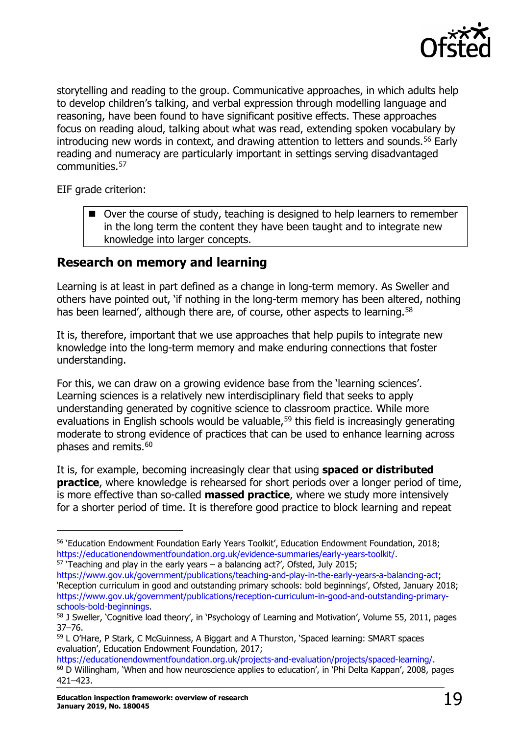storytelling and reading to the group. Communicative approaches, in which adults help to develop children's talking, and verbal expression through modelling language and reasoning, have been found to have significant positive effects. These approaches focus on reading aloud, talking about what was read, extending spoken vocabulary by introducing new words in context, and drawing attention to letters and sounds.[56] Early reading and numeracy are particularly important in settings serving disadvantaged communities.[57]

EIF grade criterion:

- Over the course of study, teaching is designed to help learners to remember in the long term the content they have been taught and to integrate new knowledge into larger concepts.

## Research on memory and learning

Learning is at least in part defined as a change in long-term memory. As Sweller and others have pointed out, 'if nothing in the long-term memory has been altered, nothing has been learned', although there are, of course, other aspects to learning.[58]

It is, therefore, important that we use approaches that help pupils to integrate new knowledge into the long-term memory and make enduring connections that foster understanding.

For this, we can draw on a growing evidence base from the 'learning sciences'. Learning sciences is a relatively new interdisciplinary field that seeks to apply understanding generated by cognitive science to classroom practice. While more evaluations in English schools would be valuable,[59] this field is increasingly generating moderate to strong evidence of practices that can be used to enhance learning across phases and remits.[60]

It is, for example, becoming increasingly clear that using **spaced or distributed practice**, where knowledge is rehearsed for short periods over a longer period of time, is more effective than so-called **massed practice**, where we study more intensively for a shorter period of time. It is therefore good practice to block learning and repeat

---

[56] 'Education Endowment Foundation Early Years Toolkit', Education Endowment Foundation, 2018; https://educationendowmentfoundation.org.uk/evidence-summaries/early-years-toolkit/.

[57] 'Teaching and play in the early years – a balancing act?', Ofsted, July 2015; https://www.gov.uk/government/publications/teaching-and-play-in-the-early-years-a-balancing-act; 'Reception curriculum in good and outstanding primary schools: bold beginnings', Ofsted, January 2018; https://www.gov.uk/government/publications/reception-curriculum-in-good-and-outstanding-primary-schools-bold-beginnings.

[58] J Sweller, 'Cognitive load theory', in 'Psychology of Learning and Motivation', Volume 55, 2011, pages 37–76.

[59] L O'Hare, P Stark, C McGuinness, A Biggart and A Thurston, 'Spaced learning: SMART spaces evaluation', Education Endowment Foundation, 2017; https://educationendowmentfoundation.org.uk/projects-and-evaluation/projects/spaced-learning/.

[60] D Willingham, 'When and how neuroscience applies to education', in 'Phi Delta Kappan', 2008, pages 421–423.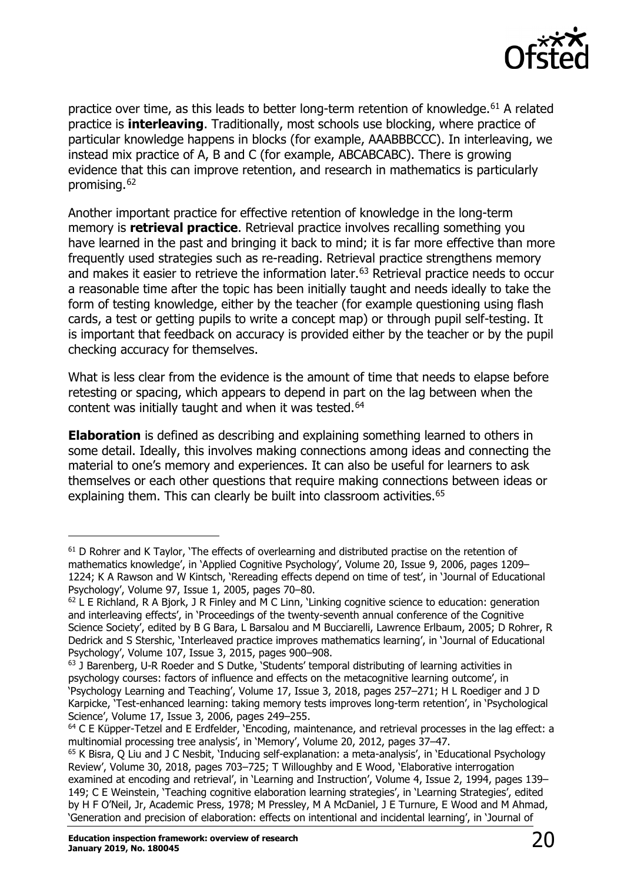practice over time, as this leads to better long-term retention of knowledge.[61] A related practice is **interleaving**. Traditionally, most schools use blocking, where practice of particular knowledge happens in blocks (for example, AAABBBCCC). In interleaving, we instead mix practice of A, B and C (for example, ABCABCABC). There is growing evidence that this can improve retention, and research in mathematics is particularly promising.[62]

Another important practice for effective retention of knowledge in the long-term memory is **retrieval practice**. Retrieval practice involves recalling something you have learned in the past and bringing it back to mind; it is far more effective than more frequently used strategies such as re-reading. Retrieval practice strengthens memory and makes it easier to retrieve the information later.[63] Retrieval practice needs to occur a reasonable time after the topic has been initially taught and needs ideally to take the form of testing knowledge, either by the teacher (for example questioning using flash cards, a test or getting pupils to write a concept map) or through pupil self-testing. It is important that feedback on accuracy is provided either by the teacher or by the pupil checking accuracy for themselves.

What is less clear from the evidence is the amount of time that needs to elapse before retesting or spacing, which appears to depend in part on the lag between when the content was initially taught and when it was tested.[64]

**Elaboration** is defined as describing and explaining something learned to others in some detail. Ideally, this involves making connections among ideas and connecting the material to one's memory and experiences. It can also be useful for learners to ask themselves or each other questions that require making connections between ideas or explaining them. This can clearly be built into classroom activities.[65]

---

[61] D Rohrer and K Taylor, 'The effects of overlearning and distributed practise on the retention of mathematics knowledge', in 'Applied Cognitive Psychology', Volume 20, Issue 9, 2006, pages 1209–1224; K A Rawson and W Kintsch, 'Rereading effects depend on time of test', in 'Journal of Educational Psychology', Volume 97, Issue 1, 2005, pages 70–80.

[62] L E Richland, R A Bjork, J R Finley and M C Linn, 'Linking cognitive science to education: generation and interleaving effects', in 'Proceedings of the twenty-seventh annual conference of the Cognitive Science Society', edited by B G Bara, L Barsalou and M Bucciarelli, Lawrence Erlbaum, 2005; D Rohrer, R Dedrick and S Stershic, 'Interleaved practice improves mathematics learning', in 'Journal of Educational Psychology', Volume 107, Issue 3, 2015, pages 900–908.

[63] J Barenberg, U-R Roeder and S Dutke, 'Students' temporal distributing of learning activities in psychology courses: factors of influence and effects on the metacognitive learning outcome', in 'Psychology Learning and Teaching', Volume 17, Issue 3, 2018, pages 257–271; H L Roediger and J D Karpicke, 'Test-enhanced learning: taking memory tests improves long-term retention', in 'Psychological Science', Volume 17, Issue 3, 2006, pages 249–255.

[64] C E Küpper-Tetzel and E Erdfelder, 'Encoding, maintenance, and retrieval processes in the lag effect: a multinomial processing tree analysis', in 'Memory', Volume 20, 2012, pages 37–47.

[65] K Bisra, Q Liu and J C Nesbit, 'Inducing self-explanation: a meta-analysis', in 'Educational Psychology Review', Volume 30, 2018, pages 703–725; T Willoughby and E Wood, 'Elaborative interrogation examined at encoding and retrieval', in 'Learning and Instruction', Volume 4, Issue 2, 1994, pages 139–149; C E Weinstein, 'Teaching cognitive elaboration learning strategies', in 'Learning Strategies', edited by H F O'Neil, Jr, Academic Press, 1978; M Pressley, M A McDaniel, J E Turnure, E Wood and M Ahmad, 'Generation and precision of elaboration: effects on intentional and incidental learning', in 'Journal of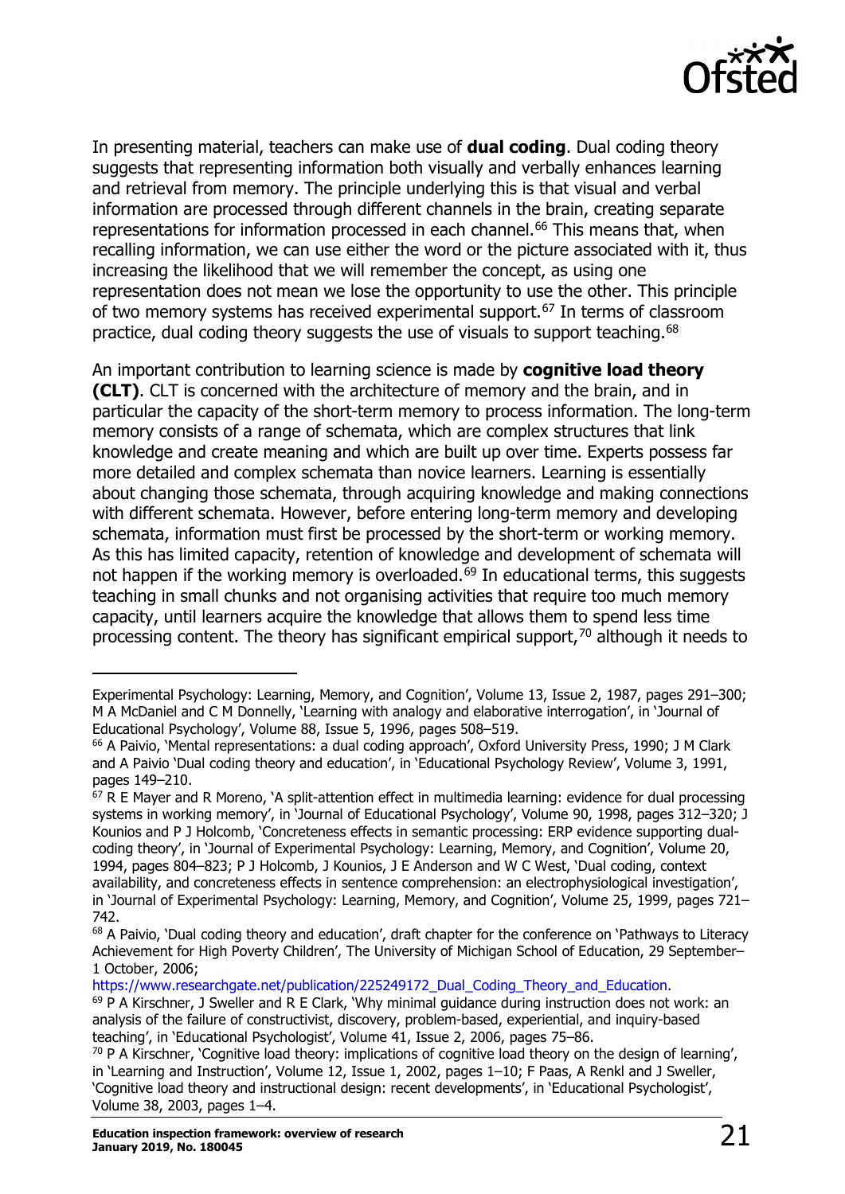In presenting material, teachers can make use of **dual coding**. Dual coding theory suggests that representing information both visually and verbally enhances learning and retrieval from memory. The principle underlying this is that visual and verbal information are processed through different channels in the brain, creating separate representations for information processed in each channel.[66] This means that, when recalling information, we can use either the word or the picture associated with it, thus increasing the likelihood that we will remember the concept, as using one representation does not mean we lose the opportunity to use the other. This principle of two memory systems has received experimental support.[67] In terms of classroom practice, dual coding theory suggests the use of visuals to support teaching.[68]

An important contribution to learning science is made by **cognitive load theory (CLT)**. CLT is concerned with the architecture of memory and the brain, and in particular the capacity of the short-term memory to process information. The long-term memory consists of a range of schemata, which are complex structures that link knowledge and create meaning and which are built up over time. Experts possess far more detailed and complex schemata than novice learners. Learning is essentially about changing those schemata, through acquiring knowledge and making connections with different schemata. However, before entering long-term memory and developing schemata, information must first be processed by the short-term or working memory. As this has limited capacity, retention of knowledge and development of schemata will not happen if the working memory is overloaded.[69] In educational terms, this suggests teaching in small chunks and not organising activities that require too much memory capacity, until learners acquire the knowledge that allows them to spend less time processing content. The theory has significant empirical support,[70] although it needs to

---

Experimental Psychology: Learning, Memory, and Cognition', Volume 13, Issue 2, 1987, pages 291–300; M A McDaniel and C M Donnelly, 'Learning with analogy and elaborative interrogation', in 'Journal of Educational Psychology', Volume 88, Issue 5, 1996, pages 508–519.

[66] A Paivio, 'Mental representations: a dual coding approach', Oxford University Press, 1990; J M Clark and A Paivio 'Dual coding theory and education', in 'Educational Psychology Review', Volume 3, 1991, pages 149–210.

[67] R E Mayer and R Moreno, 'A split-attention effect in multimedia learning: evidence for dual processing systems in working memory', in 'Journal of Educational Psychology', Volume 90, 1998, pages 312–320; J Kounios and P J Holcomb, 'Concreteness effects in semantic processing: ERP evidence supporting dual-coding theory', in 'Journal of Experimental Psychology: Learning, Memory, and Cognition', Volume 20, 1994, pages 804–823; P J Holcomb, J Kounios, J E Anderson and W C West, 'Dual coding, context availability, and concreteness effects in sentence comprehension: an electrophysiological investigation', in 'Journal of Experimental Psychology: Learning, Memory, and Cognition', Volume 25, 1999, pages 721–742.

[68] A Paivio, 'Dual coding theory and education', draft chapter for the conference on 'Pathways to Literacy Achievement for High Poverty Children', The University of Michigan School of Education, 29 September–1 October, 2006; https://www.researchgate.net/publication/225249172_Dual_Coding_Theory_and_Education.

[69] P A Kirschner, J Sweller and R E Clark, 'Why minimal guidance during instruction does not work: an analysis of the failure of constructivist, discovery, problem-based, experiential, and inquiry-based teaching', in 'Educational Psychologist', Volume 41, Issue 2, 2006, pages 75–86.

[70] P A Kirschner, 'Cognitive load theory: implications of cognitive load theory on the design of learning', in 'Learning and Instruction', Volume 12, Issue 1, 2002, pages 1–10; F Paas, A Renkl and J Sweller, 'Cognitive load theory and instructional design: recent developments', in 'Educational Psychologist', Volume 38, 2003, pages 1–4.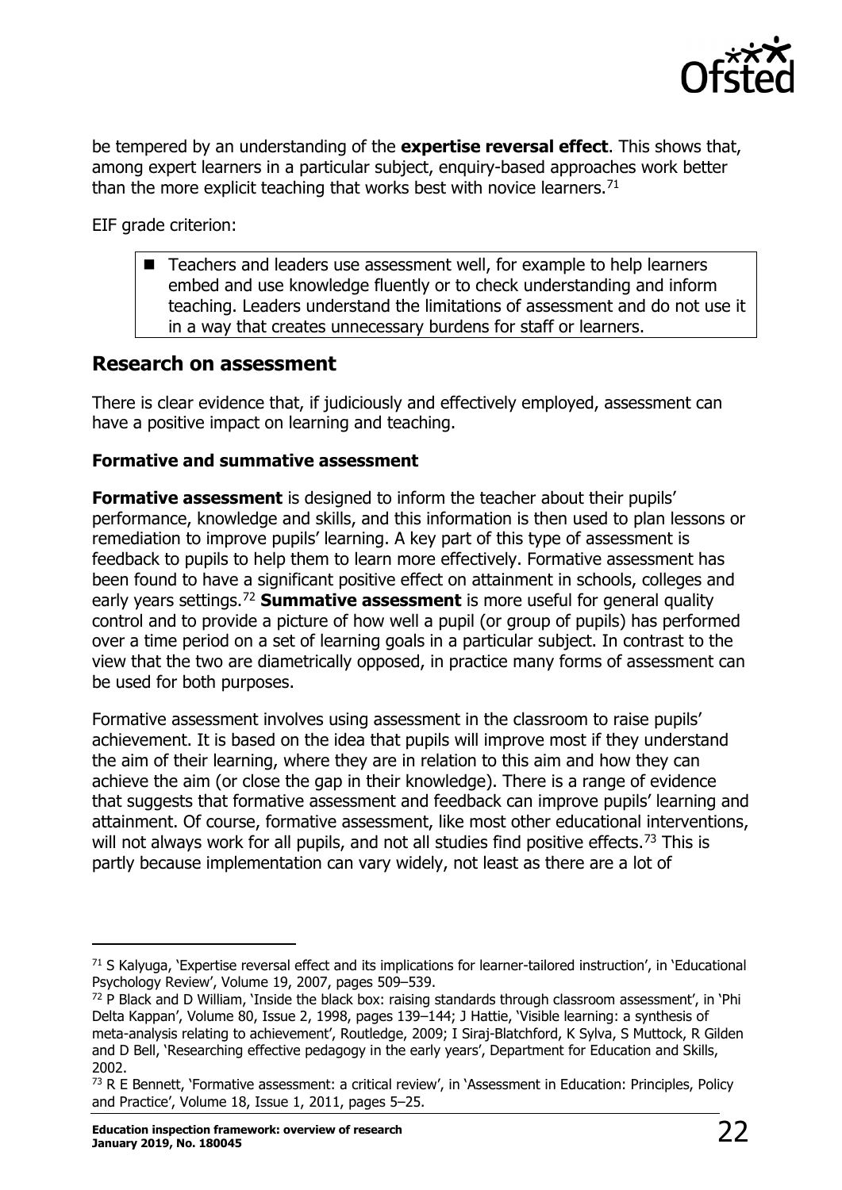be tempered by an understanding of the **expertise reversal effect**. This shows that, among expert learners in a particular subject, enquiry-based approaches work better than the more explicit teaching that works best with novice learners.[71]

EIF grade criterion:

- Teachers and leaders use assessment well, for example to help learners embed and use knowledge fluently or to check understanding and inform teaching. Leaders understand the limitations of assessment and do not use it in a way that creates unnecessary burdens for staff or learners.

## Research on assessment

There is clear evidence that, if judiciously and effectively employed, assessment can have a positive impact on learning and teaching.

### Formative and summative assessment

**Formative assessment** is designed to inform the teacher about their pupils' performance, knowledge and skills, and this information is then used to plan lessons or remediation to improve pupils' learning. A key part of this type of assessment is feedback to pupils to help them to learn more effectively. Formative assessment has been found to have a significant positive effect on attainment in schools, colleges and early years settings.[72] **Summative assessment** is more useful for general quality control and to provide a picture of how well a pupil (or group of pupils) has performed over a time period on a set of learning goals in a particular subject. In contrast to the view that the two are diametrically opposed, in practice many forms of assessment can be used for both purposes.

Formative assessment involves using assessment in the classroom to raise pupils' achievement. It is based on the idea that pupils will improve most if they understand the aim of their learning, where they are in relation to this aim and how they can achieve the aim (or close the gap in their knowledge). There is a range of evidence that suggests that formative assessment and feedback can improve pupils' learning and attainment. Of course, formative assessment, like most other educational interventions, will not always work for all pupils, and not all studies find positive effects.[73] This is partly because implementation can vary widely, not least as there are a lot of

---

[71] S Kalyuga, 'Expertise reversal effect and its implications for learner-tailored instruction', in 'Educational Psychology Review', Volume 19, 2007, pages 509–539.

[72] P Black and D William, 'Inside the black box: raising standards through classroom assessment', in 'Phi Delta Kappan', Volume 80, Issue 2, 1998, pages 139–144; J Hattie, 'Visible learning: a synthesis of meta-analysis relating to achievement', Routledge, 2009; I Siraj-Blatchford, K Sylva, S Muttock, R Gilden and D Bell, 'Researching effective pedagogy in the early years', Department for Education and Skills, 2002.

[73] R E Bennett, 'Formative assessment: a critical review', in 'Assessment in Education: Principles, Policy and Practice', Volume 18, Issue 1, 2011, pages 5–25.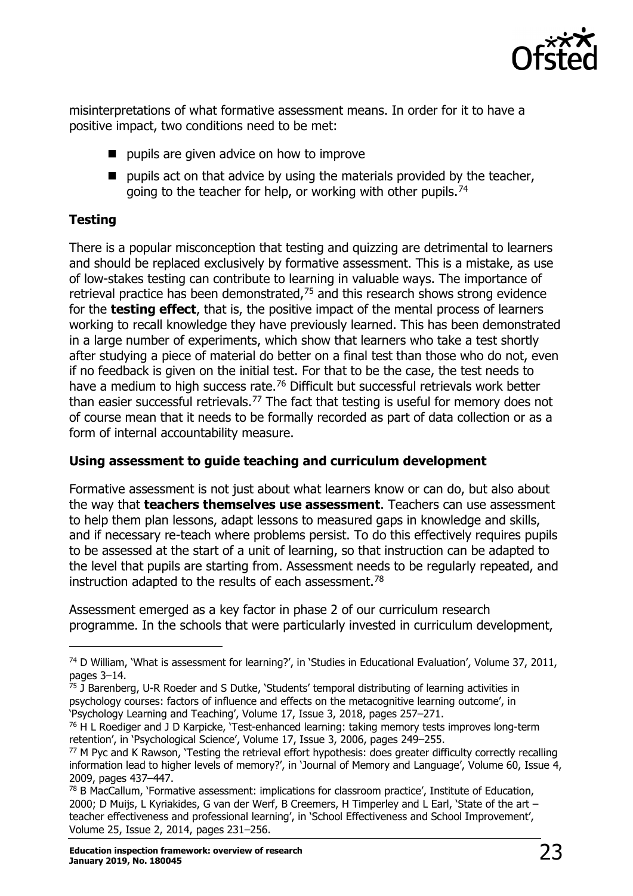misinterpretations of what formative assessment means. In order for it to have a positive impact, two conditions need to be met:

- pupils are given advice on how to improve
- pupils act on that advice by using the materials provided by the teacher, going to the teacher for help, or working with other pupils.[74]

**Testing**

There is a popular misconception that testing and quizzing are detrimental to learners and should be replaced exclusively by formative assessment. This is a mistake, as use of low-stakes testing can contribute to learning in valuable ways. The importance of retrieval practice has been demonstrated,[75] and this research shows strong evidence for the **testing effect**, that is, the positive impact of the mental process of learners working to recall knowledge they have previously learned. This has been demonstrated in a large number of experiments, which show that learners who take a test shortly after studying a piece of material do better on a final test than those who do not, even if no feedback is given on the initial test. For that to be the case, the test needs to have a medium to high success rate.[76] Difficult but successful retrievals work better than easier successful retrievals.[77] The fact that testing is useful for memory does not of course mean that it needs to be formally recorded as part of data collection or as a form of internal accountability measure.

**Using assessment to guide teaching and curriculum development**

Formative assessment is not just about what learners know or can do, but also about the way that **teachers themselves use assessment**. Teachers can use assessment to help them plan lessons, adapt lessons to measured gaps in knowledge and skills, and if necessary re-teach where problems persist. To do this effectively requires pupils to be assessed at the start of a unit of learning, so that instruction can be adapted to the level that pupils are starting from. Assessment needs to be regularly repeated, and instruction adapted to the results of each assessment.[78]

Assessment emerged as a key factor in phase 2 of our curriculum research programme. In the schools that were particularly invested in curriculum development,

---

[74] D William, 'What is assessment for learning?', in 'Studies in Educational Evaluation', Volume 37, 2011, pages 3–14.

[75] J Barenberg, U-R Roeder and S Dutke, 'Students' temporal distributing of learning activities in psychology courses: factors of influence and effects on the metacognitive learning outcome', in 'Psychology Learning and Teaching', Volume 17, Issue 3, 2018, pages 257–271.

[76] H L Roediger and J D Karpicke, 'Test-enhanced learning: taking memory tests improves long-term retention', in 'Psychological Science', Volume 17, Issue 3, 2006, pages 249–255.

[77] M Pyc and K Rawson, 'Testing the retrieval effort hypothesis: does greater difficulty correctly recalling information lead to higher levels of memory?', in 'Journal of Memory and Language', Volume 60, Issue 4, 2009, pages 437–447.

[78] B MacCallum, 'Formative assessment: implications for classroom practice', Institute of Education, 2000; D Muijs, L Kyriakides, G van der Werf, B Creemers, H Timperley and L Earl, 'State of the art – teacher effectiveness and professional learning', in 'School Effectiveness and School Improvement', Volume 25, Issue 2, 2014, pages 231–256.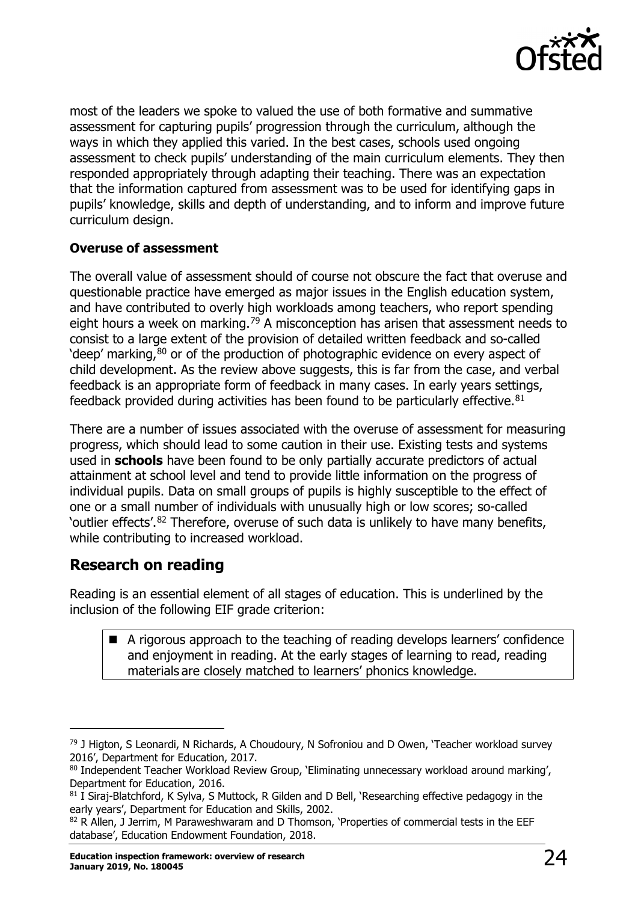most of the leaders we spoke to valued the use of both formative and summative assessment for capturing pupils' progression through the curriculum, although the ways in which they applied this varied. In the best cases, schools used ongoing assessment to check pupils' understanding of the main curriculum elements. They then responded appropriately through adapting their teaching. There was an expectation that the information captured from assessment was to be used for identifying gaps in pupils' knowledge, skills and depth of understanding, and to inform and improve future curriculum design.

**Overuse of assessment**

The overall value of assessment should of course not obscure the fact that overuse and questionable practice have emerged as major issues in the English education system, and have contributed to overly high workloads among teachers, who report spending eight hours a week on marking.[79] A misconception has arisen that assessment needs to consist to a large extent of the provision of detailed written feedback and so-called 'deep' marking,[80] or of the production of photographic evidence on every aspect of child development. As the review above suggests, this is far from the case, and verbal feedback is an appropriate form of feedback in many cases. In early years settings, feedback provided during activities has been found to be particularly effective.[81]

There are a number of issues associated with the overuse of assessment for measuring progress, which should lead to some caution in their use. Existing tests and systems used in **schools** have been found to be only partially accurate predictors of actual attainment at school level and tend to provide little information on the progress of individual pupils. Data on small groups of pupils is highly susceptible to the effect of one or a small number of individuals with unusually high or low scores; so-called 'outlier effects'.[82] Therefore, overuse of such data is unlikely to have many benefits, while contributing to increased workload.

## Research on reading

Reading is an essential element of all stages of education. This is underlined by the inclusion of the following EIF grade criterion:

- A rigorous approach to the teaching of reading develops learners' confidence and enjoyment in reading. At the early stages of learning to read, reading materials are closely matched to learners' phonics knowledge.

---

[79] J Higton, S Leonardi, N Richards, A Choudoury, N Sofroniou and D Owen, 'Teacher workload survey 2016', Department for Education, 2017.

[80] Independent Teacher Workload Review Group, 'Eliminating unnecessary workload around marking', Department for Education, 2016.

[81] I Siraj-Blatchford, K Sylva, S Muttock, R Gilden and D Bell, 'Researching effective pedagogy in the early years', Department for Education and Skills, 2002.

[82] R Allen, J Jerrim, M Paraweshwaram and D Thomson, 'Properties of commercial tests in the EEF database', Education Endowment Foundation, 2018.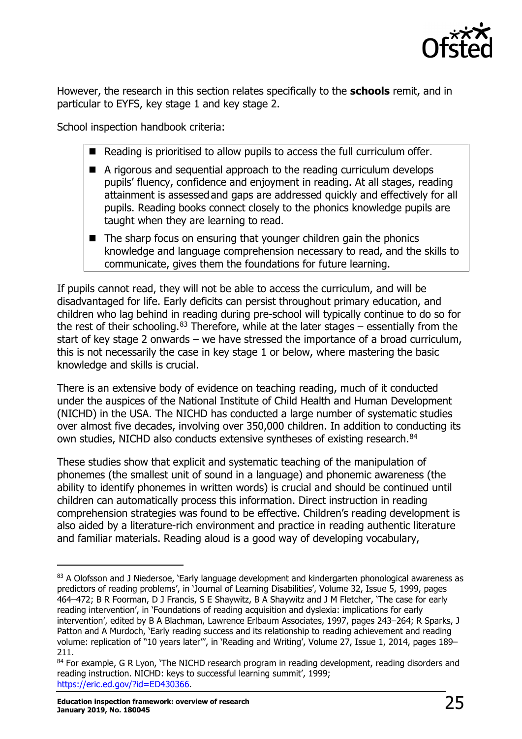However, the research in this section relates specifically to the **schools** remit, and in particular to EYFS, key stage 1 and key stage 2.

School inspection handbook criteria:

- Reading is prioritised to allow pupils to access the full curriculum offer.
- A rigorous and sequential approach to the reading curriculum develops pupils' fluency, confidence and enjoyment in reading. At all stages, reading attainment is assessed and gaps are addressed quickly and effectively for all pupils. Reading books connect closely to the phonics knowledge pupils are taught when they are learning to read.
- The sharp focus on ensuring that younger children gain the phonics knowledge and language comprehension necessary to read, and the skills to communicate, gives them the foundations for future learning.

If pupils cannot read, they will not be able to access the curriculum, and will be disadvantaged for life. Early deficits can persist throughout primary education, and children who lag behind in reading during pre-school will typically continue to do so for the rest of their schooling.[83] Therefore, while at the later stages – essentially from the start of key stage 2 onwards – we have stressed the importance of a broad curriculum, this is not necessarily the case in key stage 1 or below, where mastering the basic knowledge and skills is crucial.

There is an extensive body of evidence on teaching reading, much of it conducted under the auspices of the National Institute of Child Health and Human Development (NICHD) in the USA. The NICHD has conducted a large number of systematic studies over almost five decades, involving over 350,000 children. In addition to conducting its own studies, NICHD also conducts extensive syntheses of existing research.[84]

These studies show that explicit and systematic teaching of the manipulation of phonemes (the smallest unit of sound in a language) and phonemic awareness (the ability to identify phonemes in written words) is crucial and should be continued until children can automatically process this information. Direct instruction in reading comprehension strategies was found to be effective. Children's reading development is also aided by a literature-rich environment and practice in reading authentic literature and familiar materials. Reading aloud is a good way of developing vocabulary,

---

[83] A Olofsson and J Niedersoe, 'Early language development and kindergarten phonological awareness as predictors of reading problems', in 'Journal of Learning Disabilities', Volume 32, Issue 5, 1999, pages 464–472; B R Foorman, D J Francis, S E Shaywitz, B A Shaywitz and J M Fletcher, 'The case for early reading intervention', in 'Foundations of reading acquisition and dyslexia: implications for early intervention', edited by B A Blachman, Lawrence Erlbaum Associates, 1997, pages 243–264; R Sparks, J Patton and A Murdoch, 'Early reading success and its relationship to reading achievement and reading volume: replication of "10 years later"', in 'Reading and Writing', Volume 27, Issue 1, 2014, pages 189–211.

[84] For example, G R Lyon, 'The NICHD research program in reading development, reading disorders and reading instruction. NICHD: keys to successful learning summit', 1999; https://eric.ed.gov/?id=ED430366.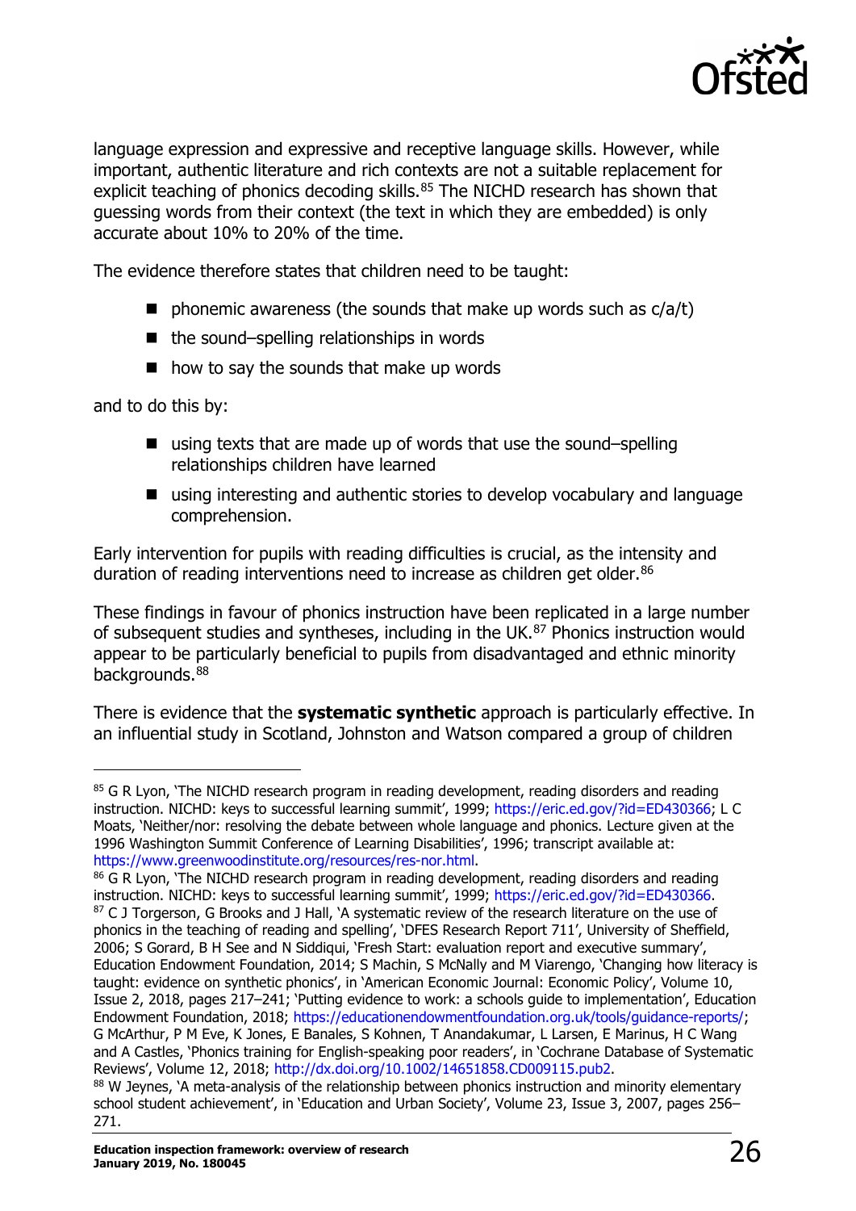language expression and expressive and receptive language skills. However, while important, authentic literature and rich contexts are not a suitable replacement for explicit teaching of phonics decoding skills.[85] The NICHD research has shown that guessing words from their context (the text in which they are embedded) is only accurate about 10% to 20% of the time.

The evidence therefore states that children need to be taught:

- phonemic awareness (the sounds that make up words such as c/a/t)
- the sound–spelling relationships in words
- how to say the sounds that make up words

and to do this by:

- using texts that are made up of words that use the sound–spelling relationships children have learned
- using interesting and authentic stories to develop vocabulary and language comprehension.

Early intervention for pupils with reading difficulties is crucial, as the intensity and duration of reading interventions need to increase as children get older.[86]

These findings in favour of phonics instruction have been replicated in a large number of subsequent studies and syntheses, including in the UK.[87] Phonics instruction would appear to be particularly beneficial to pupils from disadvantaged and ethnic minority backgrounds.[88]

There is evidence that the **systematic synthetic** approach is particularly effective. In an influential study in Scotland, Johnston and Watson compared a group of children

---

[85] G R Lyon, 'The NICHD research program in reading development, reading disorders and reading instruction. NICHD: keys to successful learning summit', 1999; https://eric.ed.gov/?id=ED430366; L C Moats, 'Neither/nor: resolving the debate between whole language and phonics. Lecture given at the 1996 Washington Summit Conference of Learning Disabilities', 1996; transcript available at: https://www.greenwoodinstitute.org/resources/res-nor.html.

[86] G R Lyon, 'The NICHD research program in reading development, reading disorders and reading instruction. NICHD: keys to successful learning summit', 1999; https://eric.ed.gov/?id=ED430366.

[87] C J Torgerson, G Brooks and J Hall, 'A systematic review of the research literature on the use of phonics in the teaching of reading and spelling', 'DFES Research Report 711', University of Sheffield, 2006; S Gorard, B H See and N Siddiqui, 'Fresh Start: evaluation report and executive summary', Education Endowment Foundation, 2014; S Machin, S McNally and M Viarengo, 'Changing how literacy is taught: evidence on synthetic phonics', in 'American Economic Journal: Economic Policy', Volume 10, Issue 2, 2018, pages 217–241; 'Putting evidence to work: a schools guide to implementation', Education Endowment Foundation, 2018; https://educationendowmentfoundation.org.uk/tools/guidance-reports/; G McArthur, P M Eve, K Jones, E Banales, S Kohnen, T Anandakumar, L Larsen, E Marinus, H C Wang and A Castles, 'Phonics training for English-speaking poor readers', in 'Cochrane Database of Systematic Reviews', Volume 12, 2018; http://dx.doi.org/10.1002/14651858.CD009115.pub2.

[88] W Jeynes, 'A meta-analysis of the relationship between phonics instruction and minority elementary school student achievement', in 'Education and Urban Society', Volume 23, Issue 3, 2007, pages 256–271.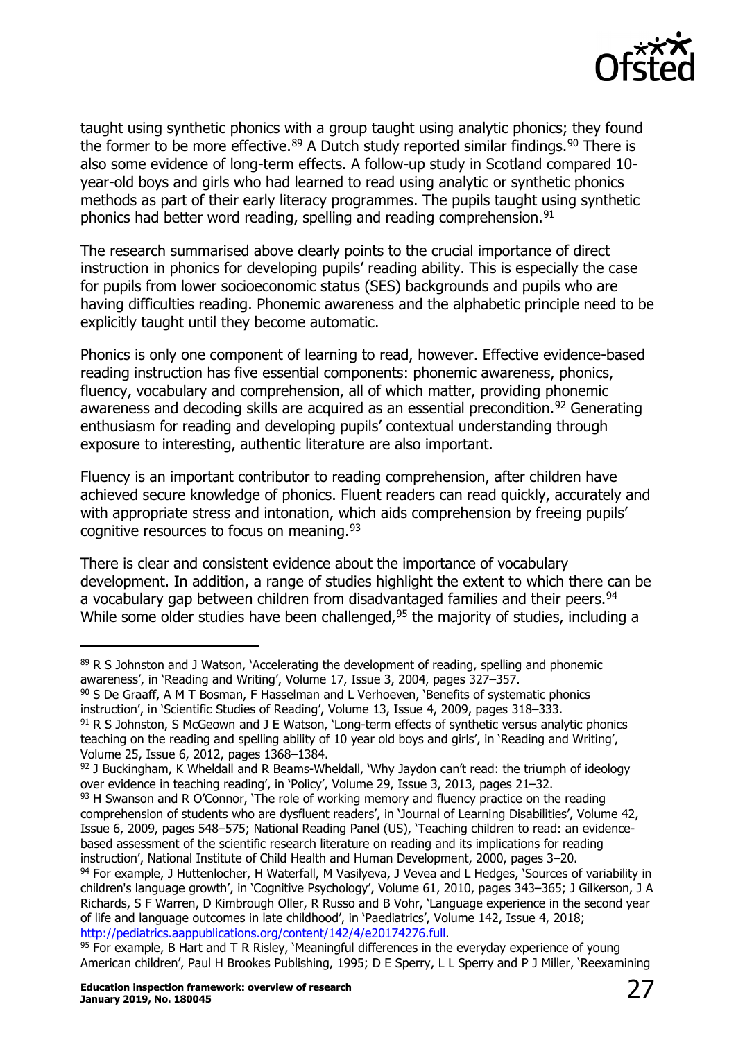taught using synthetic phonics with a group taught using analytic phonics; they found the former to be more effective.[89] A Dutch study reported similar findings.[90] There is also some evidence of long-term effects. A follow-up study in Scotland compared 10-year-old boys and girls who had learned to read using analytic or synthetic phonics methods as part of their early literacy programmes. The pupils taught using synthetic phonics had better word reading, spelling and reading comprehension.[91]

The research summarised above clearly points to the crucial importance of direct instruction in phonics for developing pupils' reading ability. This is especially the case for pupils from lower socioeconomic status (SES) backgrounds and pupils who are having difficulties reading. Phonemic awareness and the alphabetic principle need to be explicitly taught until they become automatic.

Phonics is only one component of learning to read, however. Effective evidence-based reading instruction has five essential components: phonemic awareness, phonics, fluency, vocabulary and comprehension, all of which matter, providing phonemic awareness and decoding skills are acquired as an essential precondition.[92] Generating enthusiasm for reading and developing pupils' contextual understanding through exposure to interesting, authentic literature are also important.

Fluency is an important contributor to reading comprehension, after children have achieved secure knowledge of phonics. Fluent readers can read quickly, accurately and with appropriate stress and intonation, which aids comprehension by freeing pupils' cognitive resources to focus on meaning.[93]

There is clear and consistent evidence about the importance of vocabulary development. In addition, a range of studies highlight the extent to which there can be a vocabulary gap between children from disadvantaged families and their peers.[94] While some older studies have been challenged,[95] the majority of studies, including a

---

[89] R S Johnston and J Watson, 'Accelerating the development of reading, spelling and phonemic awareness', in 'Reading and Writing', Volume 17, Issue 3, 2004, pages 327–357.

[90] S De Graaff, A M T Bosman, F Hasselman and L Verhoeven, 'Benefits of systematic phonics instruction', in 'Scientific Studies of Reading', Volume 13, Issue 4, 2009, pages 318–333.

[91] R S Johnston, S McGeown and J E Watson, 'Long-term effects of synthetic versus analytic phonics teaching on the reading and spelling ability of 10 year old boys and girls', in 'Reading and Writing', Volume 25, Issue 6, 2012, pages 1368–1384.

[92] J Buckingham, K Wheldall and R Beams-Wheldall, 'Why Jaydon can't read: the triumph of ideology over evidence in teaching reading', in 'Policy', Volume 29, Issue 3, 2013, pages 21–32.

[93] H Swanson and R O'Connor, 'The role of working memory and fluency practice on the reading comprehension of students who are dysfluent readers', in 'Journal of Learning Disabilities', Volume 42, Issue 6, 2009, pages 548–575; National Reading Panel (US), 'Teaching children to read: an evidence-based assessment of the scientific research literature on reading and its implications for reading instruction', National Institute of Child Health and Human Development, 2000, pages 3–20.

[94] For example, J Huttenlocher, H Waterfall, M Vasilyeva, J Vevea and L Hedges, 'Sources of variability in children's language growth', in 'Cognitive Psychology', Volume 61, 2010, pages 343–365; J Gilkerson, J A Richards, S F Warren, D Kimbrough Oller, R Russo and B Vohr, 'Language experience in the second year of life and language outcomes in late childhood', in 'Paediatrics', Volume 142, Issue 4, 2018; http://pediatrics.aappublications.org/content/142/4/e20174276.full.

[95] For example, B Hart and T R Risley, 'Meaningful differences in the everyday experience of young American children', Paul H Brookes Publishing, 1995; D E Sperry, L L Sperry and P J Miller, 'Reexamining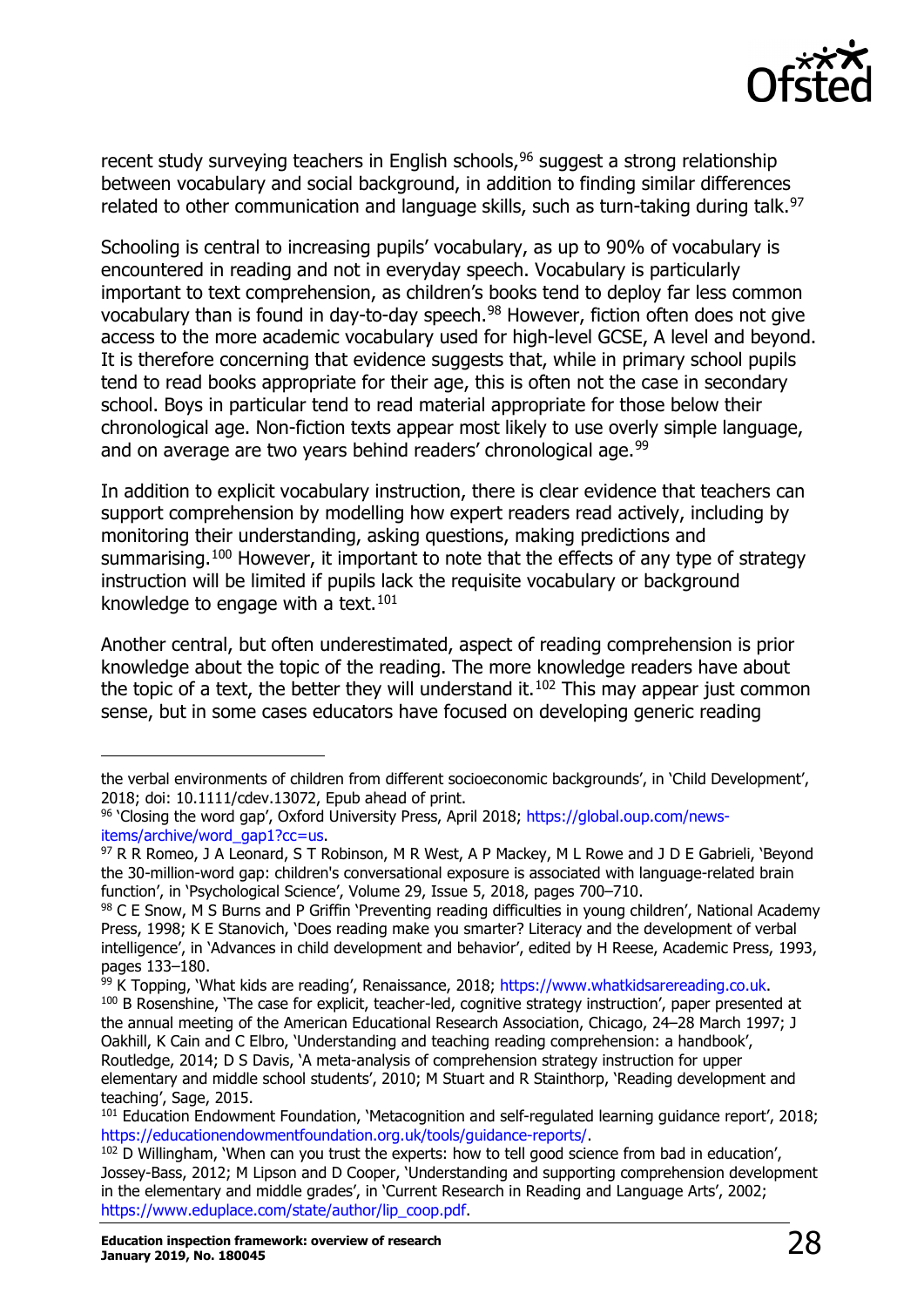recent study surveying teachers in English schools,[96] suggest a strong relationship between vocabulary and social background, in addition to finding similar differences related to other communication and language skills, such as turn-taking during talk.[97]

Schooling is central to increasing pupils' vocabulary, as up to 90% of vocabulary is encountered in reading and not in everyday speech. Vocabulary is particularly important to text comprehension, as children's books tend to deploy far less common vocabulary than is found in day-to-day speech.[98] However, fiction often does not give access to the more academic vocabulary used for high-level GCSE, A level and beyond. It is therefore concerning that evidence suggests that, while in primary school pupils tend to read books appropriate for their age, this is often not the case in secondary school. Boys in particular tend to read material appropriate for those below their chronological age. Non-fiction texts appear most likely to use overly simple language, and on average are two years behind readers' chronological age.[99]

In addition to explicit vocabulary instruction, there is clear evidence that teachers can support comprehension by modelling how expert readers read actively, including by monitoring their understanding, asking questions, making predictions and summarising.[100] However, it important to note that the effects of any type of strategy instruction will be limited if pupils lack the requisite vocabulary or background knowledge to engage with a text.[101]

Another central, but often underestimated, aspect of reading comprehension is prior knowledge about the topic of the reading. The more knowledge readers have about the topic of a text, the better they will understand it.[102] This may appear just common sense, but in some cases educators have focused on developing generic reading

---

the verbal environments of children from different socioeconomic backgrounds', in 'Child Development', 2018; doi: 10.1111/cdev.13072, Epub ahead of print.

[96] 'Closing the word gap', Oxford University Press, April 2018; https://global.oup.com/news-items/archive/word_gap1?cc=us.

[97] R R Romeo, J A Leonard, S T Robinson, M R West, A P Mackey, M L Rowe and J D E Gabrieli, 'Beyond the 30-million-word gap: children's conversational exposure is associated with language-related brain function', in 'Psychological Science', Volume 29, Issue 5, 2018, pages 700–710.

[98] C E Snow, M S Burns and P Griffin 'Preventing reading difficulties in young children', National Academy Press, 1998; K E Stanovich, 'Does reading make you smarter? Literacy and the development of verbal intelligence', in 'Advances in child development and behavior', edited by H Reese, Academic Press, 1993, pages 133–180.

[99] K Topping, 'What kids are reading', Renaissance, 2018; https://www.whatkidsarereading.co.uk.

[100] B Rosenshine, 'The case for explicit, teacher-led, cognitive strategy instruction', paper presented at the annual meeting of the American Educational Research Association, Chicago, 24–28 March 1997; J Oakhill, K Cain and C Elbro, 'Understanding and teaching reading comprehension: a handbook', Routledge, 2014; D S Davis, 'A meta-analysis of comprehension strategy instruction for upper elementary and middle school students', 2010; M Stuart and R Stainthorp, 'Reading development and teaching', Sage, 2015.

[101] Education Endowment Foundation, 'Metacognition and self-regulated learning guidance report', 2018; https://educationendowmentfoundation.org.uk/tools/guidance-reports/.

[102] D Willingham, 'When can you trust the experts: how to tell good science from bad in education', Jossey-Bass, 2012; M Lipson and D Cooper, 'Understanding and supporting comprehension development in the elementary and middle grades', in 'Current Research in Reading and Language Arts', 2002; https://www.eduplace.com/state/author/lip_coop.pdf.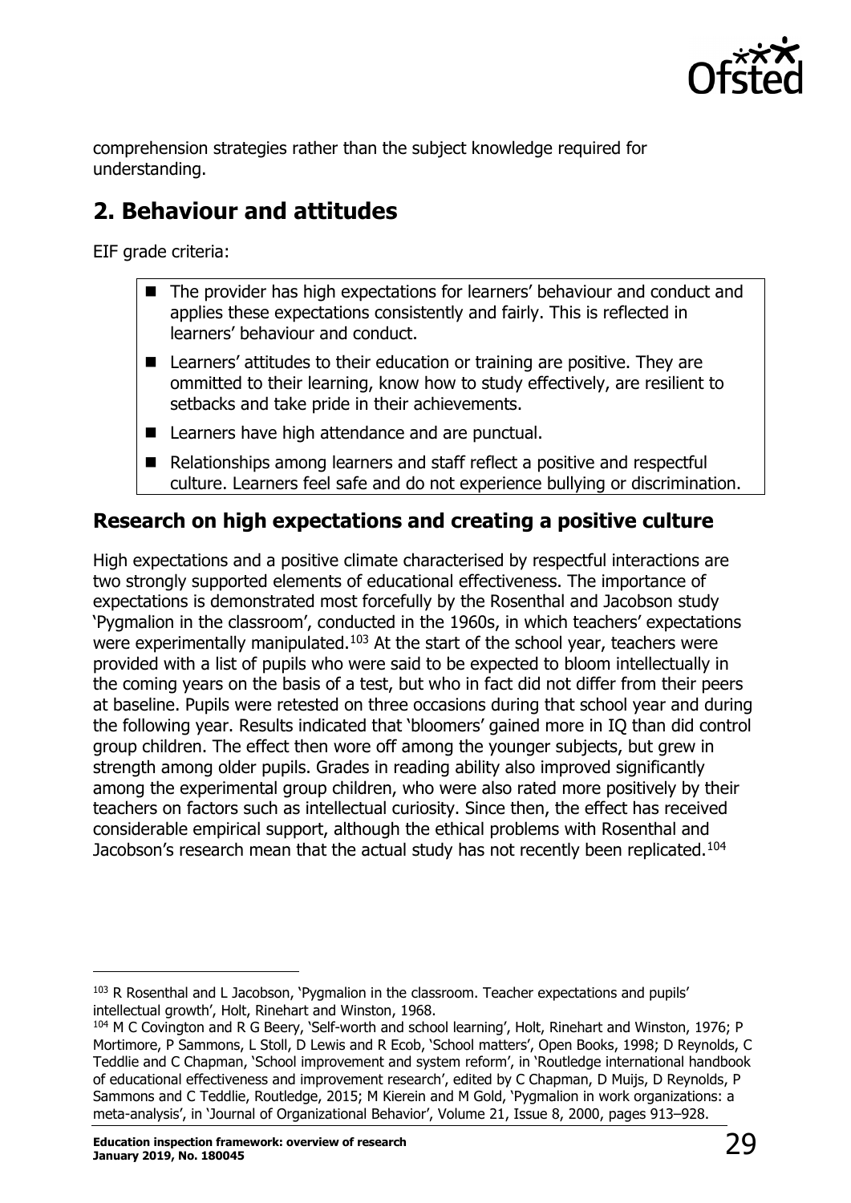comprehension strategies rather than the subject knowledge required for understanding.

## 2. Behaviour and attitudes

EIF grade criteria:

- The provider has high expectations for learners' behaviour and conduct and applies these expectations consistently and fairly. This is reflected in learners' behaviour and conduct.
- Learners' attitudes to their education or training are positive. They are ommitted to their learning, know how to study effectively, are resilient to setbacks and take pride in their achievements.
- Learners have high attendance and are punctual.
- Relationships among learners and staff reflect a positive and respectful culture. Learners feel safe and do not experience bullying or discrimination.

### Research on high expectations and creating a positive culture

High expectations and a positive climate characterised by respectful interactions are two strongly supported elements of educational effectiveness. The importance of expectations is demonstrated most forcefully by the Rosenthal and Jacobson study 'Pygmalion in the classroom', conducted in the 1960s, in which teachers' expectations were experimentally manipulated.[103] At the start of the school year, teachers were provided with a list of pupils who were said to be expected to bloom intellectually in the coming years on the basis of a test, but who in fact did not differ from their peers at baseline. Pupils were retested on three occasions during that school year and during the following year. Results indicated that 'bloomers' gained more in IQ than did control group children. The effect then wore off among the younger subjects, but grew in strength among older pupils. Grades in reading ability also improved significantly among the experimental group children, who were also rated more positively by their teachers on factors such as intellectual curiosity. Since then, the effect has received considerable empirical support, although the ethical problems with Rosenthal and Jacobson's research mean that the actual study has not recently been replicated.[104]

---

[103] R Rosenthal and L Jacobson, 'Pygmalion in the classroom. Teacher expectations and pupils' intellectual growth', Holt, Rinehart and Winston, 1968.

[104] M C Covington and R G Beery, 'Self-worth and school learning', Holt, Rinehart and Winston, 1976; P Mortimore, P Sammons, L Stoll, D Lewis and R Ecob, 'School matters', Open Books, 1998; D Reynolds, C Teddlie and C Chapman, 'School improvement and system reform', in 'Routledge international handbook of educational effectiveness and improvement research', edited by C Chapman, D Muijs, D Reynolds, P Sammons and C Teddlie, Routledge, 2015; M Kierein and M Gold, 'Pygmalion in work organizations: a meta-analysis', in 'Journal of Organizational Behavior', Volume 21, Issue 8, 2000, pages 913–928.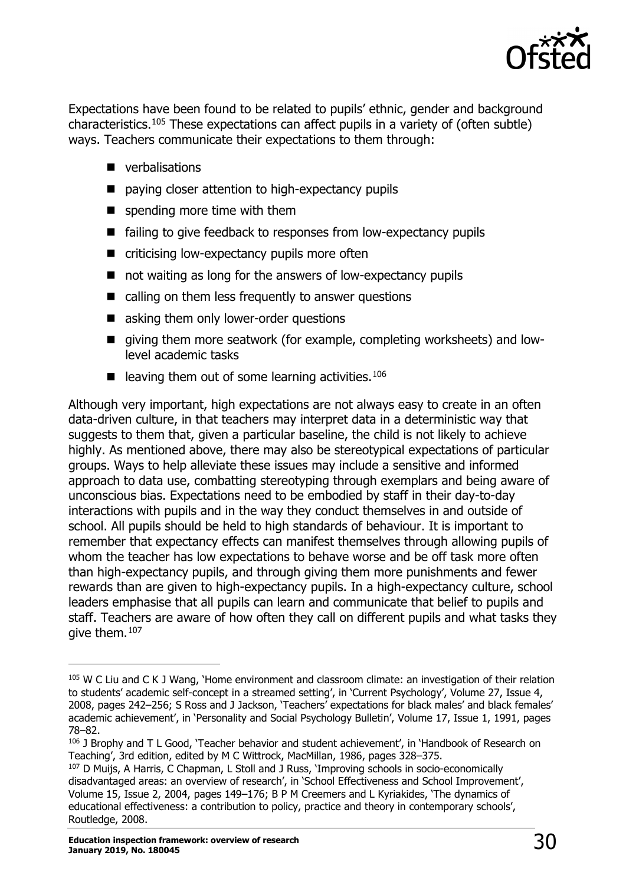Expectations have been found to be related to pupils' ethnic, gender and background characteristics.[105] These expectations can affect pupils in a variety of (often subtle) ways. Teachers communicate their expectations to them through:

- verbalisations
- paying closer attention to high-expectancy pupils
- spending more time with them
- failing to give feedback to responses from low-expectancy pupils
- criticising low-expectancy pupils more often
- not waiting as long for the answers of low-expectancy pupils
- calling on them less frequently to answer questions
- asking them only lower-order questions
- giving them more seatwork (for example, completing worksheets) and low-level academic tasks
- leaving them out of some learning activities.[106]

Although very important, high expectations are not always easy to create in an often data-driven culture, in that teachers may interpret data in a deterministic way that suggests to them that, given a particular baseline, the child is not likely to achieve highly. As mentioned above, there may also be stereotypical expectations of particular groups. Ways to help alleviate these issues may include a sensitive and informed approach to data use, combatting stereotyping through exemplars and being aware of unconscious bias. Expectations need to be embodied by staff in their day-to-day interactions with pupils and in the way they conduct themselves in and outside of school. All pupils should be held to high standards of behaviour. It is important to remember that expectancy effects can manifest themselves through allowing pupils of whom the teacher has low expectations to behave worse and be off task more often than high-expectancy pupils, and through giving them more punishments and fewer rewards than are given to high-expectancy pupils. In a high-expectancy culture, school leaders emphasise that all pupils can learn and communicate that belief to pupils and staff. Teachers are aware of how often they call on different pupils and what tasks they give them.[107]

---

[105] W C Liu and C K J Wang, 'Home environment and classroom climate: an investigation of their relation to students' academic self-concept in a streamed setting', in 'Current Psychology', Volume 27, Issue 4, 2008, pages 242–256; S Ross and J Jackson, 'Teachers' expectations for black males' and black females' academic achievement', in 'Personality and Social Psychology Bulletin', Volume 17, Issue 1, 1991, pages 78–82.

[106] J Brophy and T L Good, 'Teacher behavior and student achievement', in 'Handbook of Research on Teaching', 3rd edition, edited by M C Wittrock, MacMillan, 1986, pages 328–375.

[107] D Muijs, A Harris, C Chapman, L Stoll and J Russ, 'Improving schools in socio-economically disadvantaged areas: an overview of research', in 'School Effectiveness and School Improvement', Volume 15, Issue 2, 2004, pages 149–176; B P M Creemers and L Kyriakides, 'The dynamics of educational effectiveness: a contribution to policy, practice and theory in contemporary schools', Routledge, 2008.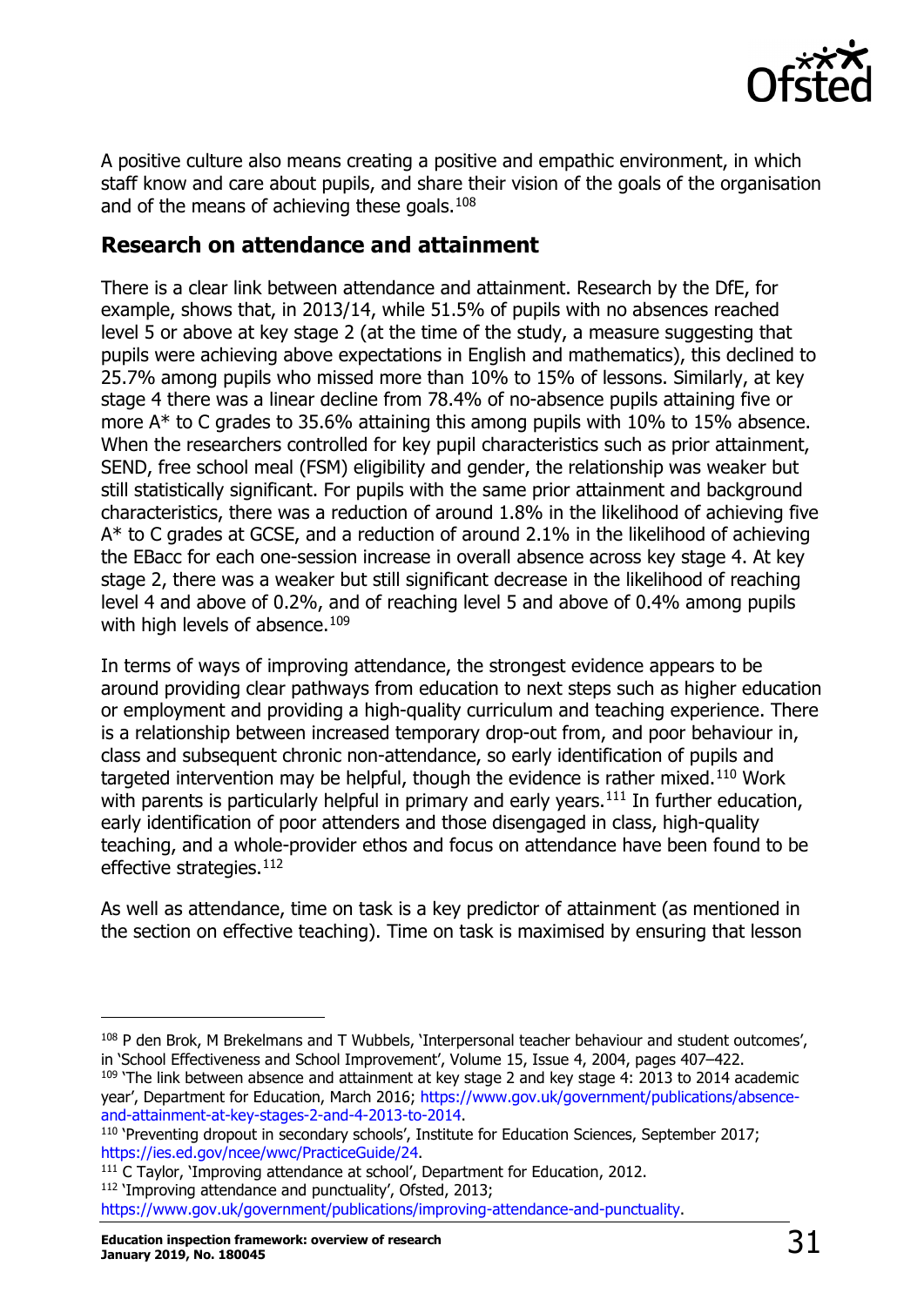A positive culture also means creating a positive and empathic environment, in which staff know and care about pupils, and share their vision of the goals of the organisation and of the means of achieving these goals.[108]

## Research on attendance and attainment

There is a clear link between attendance and attainment. Research by the DfE, for example, shows that, in 2013/14, while 51.5% of pupils with no absences reached level 5 or above at key stage 2 (at the time of the study, a measure suggesting that pupils were achieving above expectations in English and mathematics), this declined to 25.7% among pupils who missed more than 10% to 15% of lessons. Similarly, at key stage 4 there was a linear decline from 78.4% of no-absence pupils attaining five or more A* to C grades to 35.6% attaining this among pupils with 10% to 15% absence. When the researchers controlled for key pupil characteristics such as prior attainment, SEND, free school meal (FSM) eligibility and gender, the relationship was weaker but still statistically significant. For pupils with the same prior attainment and background characteristics, there was a reduction of around 1.8% in the likelihood of achieving five A* to C grades at GCSE, and a reduction of around 2.1% in the likelihood of achieving the EBacc for each one-session increase in overall absence across key stage 4. At key stage 2, there was a weaker but still significant decrease in the likelihood of reaching level 4 and above of 0.2%, and of reaching level 5 and above of 0.4% among pupils with high levels of absence.[109]

In terms of ways of improving attendance, the strongest evidence appears to be around providing clear pathways from education to next steps such as higher education or employment and providing a high-quality curriculum and teaching experience. There is a relationship between increased temporary drop-out from, and poor behaviour in, class and subsequent chronic non-attendance, so early identification of pupils and targeted intervention may be helpful, though the evidence is rather mixed.[110] Work with parents is particularly helpful in primary and early years.[111] In further education, early identification of poor attenders and those disengaged in class, high-quality teaching, and a whole-provider ethos and focus on attendance have been found to be effective strategies.[112]

As well as attendance, time on task is a key predictor of attainment (as mentioned in the section on effective teaching). Time on task is maximised by ensuring that lesson

---

[108] P den Brok, M Brekelmans and T Wubbels, 'Interpersonal teacher behaviour and student outcomes', in 'School Effectiveness and School Improvement', Volume 15, Issue 4, 2004, pages 407–422.

[109] 'The link between absence and attainment at key stage 2 and key stage 4: 2013 to 2014 academic year', Department for Education, March 2016; https://www.gov.uk/government/publications/absence-and-attainment-at-key-stages-2-and-4-2013-to-2014.

[110] 'Preventing dropout in secondary schools', Institute for Education Sciences, September 2017; https://ies.ed.gov/ncee/wwc/PracticeGuide/24.

[111] C Taylor, 'Improving attendance at school', Department for Education, 2012.

[112] 'Improving attendance and punctuality', Ofsted, 2013; https://www.gov.uk/government/publications/improving-attendance-and-punctuality.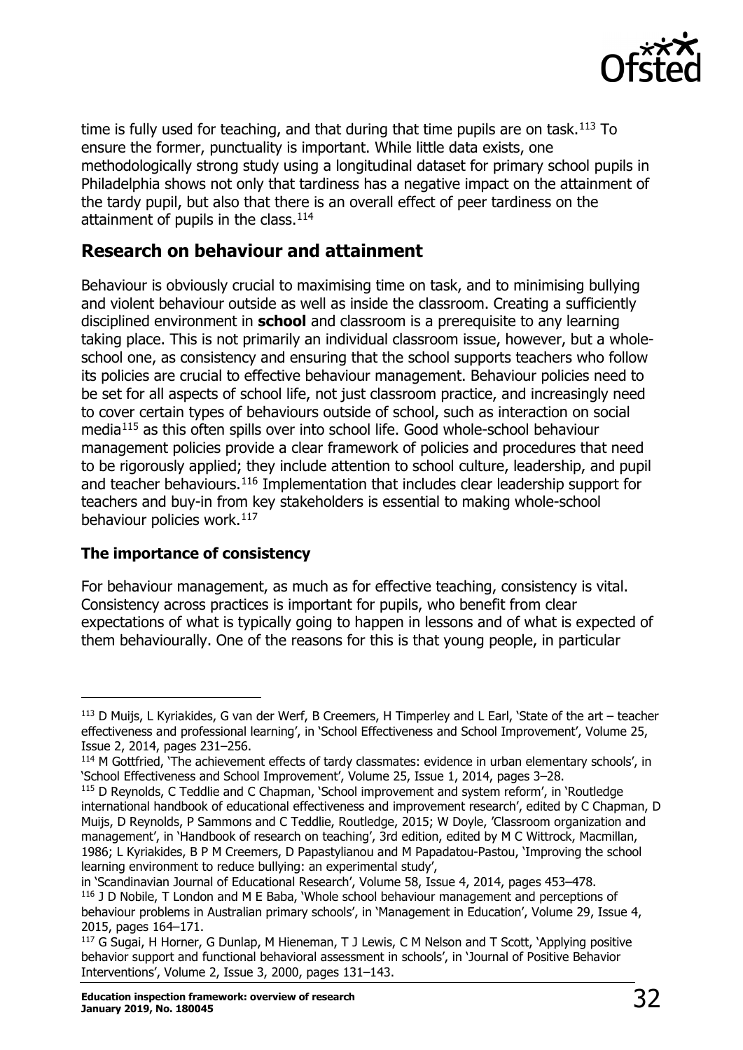time is fully used for teaching, and that during that time pupils are on task.[113] To ensure the former, punctuality is important. While little data exists, one methodologically strong study using a longitudinal dataset for primary school pupils in Philadelphia shows not only that tardiness has a negative impact on the attainment of the tardy pupil, but also that there is an overall effect of peer tardiness on the attainment of pupils in the class.[114]

## Research on behaviour and attainment

Behaviour is obviously crucial to maximising time on task, and to minimising bullying and violent behaviour outside as well as inside the classroom. Creating a sufficiently disciplined environment in **school** and classroom is a prerequisite to any learning taking place. This is not primarily an individual classroom issue, however, but a whole-school one, as consistency and ensuring that the school supports teachers who follow its policies are crucial to effective behaviour management. Behaviour policies need to be set for all aspects of school life, not just classroom practice, and increasingly need to cover certain types of behaviours outside of school, such as interaction on social media[115] as this often spills over into school life. Good whole-school behaviour management policies provide a clear framework of policies and procedures that need to be rigorously applied; they include attention to school culture, leadership, and pupil and teacher behaviours.[116] Implementation that includes clear leadership support for teachers and buy-in from key stakeholders is essential to making whole-school behaviour policies work.[117]

### The importance of consistency

For behaviour management, as much as for effective teaching, consistency is vital. Consistency across practices is important for pupils, who benefit from clear expectations of what is typically going to happen in lessons and of what is expected of them behaviourally. One of the reasons for this is that young people, in particular

---

[113] D Muijs, L Kyriakides, G van der Werf, B Creemers, H Timperley and L Earl, 'State of the art – teacher effectiveness and professional learning', in 'School Effectiveness and School Improvement', Volume 25, Issue 2, 2014, pages 231–256.

[114] M Gottfried, 'The achievement effects of tardy classmates: evidence in urban elementary schools', in 'School Effectiveness and School Improvement', Volume 25, Issue 1, 2014, pages 3–28.

[115] D Reynolds, C Teddlie and C Chapman, 'School improvement and system reform', in 'Routledge international handbook of educational effectiveness and improvement research', edited by C Chapman, D Muijs, D Reynolds, P Sammons and C Teddlie, Routledge, 2015; W Doyle, 'Classroom organization and management', in 'Handbook of research on teaching', 3rd edition, edited by M C Wittrock, Macmillan, 1986; L Kyriakides, B P M Creemers, D Papastylianou and M Papadatou-Pastou, 'Improving the school learning environment to reduce bullying: an experimental study', in 'Scandinavian Journal of Educational Research', Volume 58, Issue 4, 2014, pages 453–478.

[116] J D Nobile, T London and M E Baba, 'Whole school behaviour management and perceptions of behaviour problems in Australian primary schools', in 'Management in Education', Volume 29, Issue 4, 2015, pages 164–171.

[117] G Sugai, H Horner, G Dunlap, M Hieneman, T J Lewis, C M Nelson and T Scott, 'Applying positive behavior support and functional behavioral assessment in schools', in 'Journal of Positive Behavior Interventions', Volume 2, Issue 3, 2000, pages 131–143.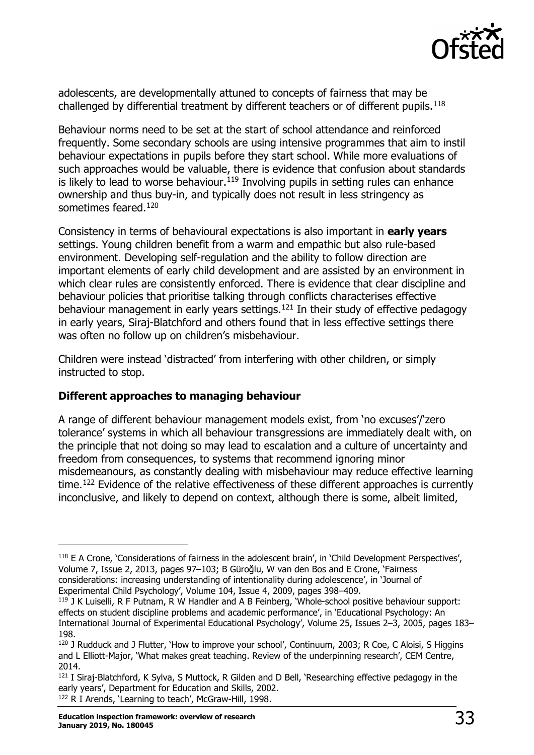adolescents, are developmentally attuned to concepts of fairness that may be challenged by differential treatment by different teachers or of different pupils.[118]

Behaviour norms need to be set at the start of school attendance and reinforced frequently. Some secondary schools are using intensive programmes that aim to instil behaviour expectations in pupils before they start school. While more evaluations of such approaches would be valuable, there is evidence that confusion about standards is likely to lead to worse behaviour.[119] Involving pupils in setting rules can enhance ownership and thus buy-in, and typically does not result in less stringency as sometimes feared.[120]

Consistency in terms of behavioural expectations is also important in **early years** settings. Young children benefit from a warm and empathic but also rule-based environment. Developing self-regulation and the ability to follow direction are important elements of early child development and are assisted by an environment in which clear rules are consistently enforced. There is evidence that clear discipline and behaviour policies that prioritise talking through conflicts characterises effective behaviour management in early years settings.[121] In their study of effective pedagogy in early years, Siraj-Blatchford and others found that in less effective settings there was often no follow up on children's misbehaviour.

Children were instead 'distracted' from interfering with other children, or simply instructed to stop.

**Different approaches to managing behaviour**

A range of different behaviour management models exist, from 'no excuses'/'zero tolerance' systems in which all behaviour transgressions are immediately dealt with, on the principle that not doing so may lead to escalation and a culture of uncertainty and freedom from consequences, to systems that recommend ignoring minor misdemeanours, as constantly dealing with misbehaviour may reduce effective learning time.[122] Evidence of the relative effectiveness of these different approaches is currently inconclusive, and likely to depend on context, although there is some, albeit limited,

---

[118] E A Crone, 'Considerations of fairness in the adolescent brain', in 'Child Development Perspectives', Volume 7, Issue 2, 2013, pages 97–103; B Güroğlu, W van den Bos and E Crone, 'Fairness considerations: increasing understanding of intentionality during adolescence', in 'Journal of Experimental Child Psychology', Volume 104, Issue 4, 2009, pages 398–409.

[119] J K Luiselli, R F Putnam, R W Handler and A B Feinberg, 'Whole-school positive behaviour support: effects on student discipline problems and academic performance', in 'Educational Psychology: An International Journal of Experimental Educational Psychology', Volume 25, Issues 2–3, 2005, pages 183–198.

[120] J Rudduck and J Flutter, 'How to improve your school', Continuum, 2003; R Coe, C Aloisi, S Higgins and L Elliott-Major, 'What makes great teaching. Review of the underpinning research', CEM Centre, 2014.

[121] I Siraj-Blatchford, K Sylva, S Muttock, R Gilden and D Bell, 'Researching effective pedagogy in the early years', Department for Education and Skills, 2002.

[122] R I Arends, 'Learning to teach', McGraw-Hill, 1998.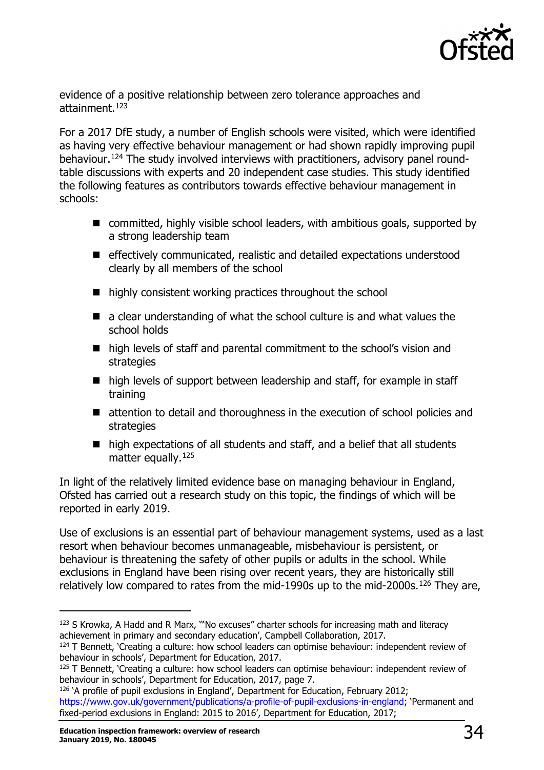evidence of a positive relationship between zero tolerance approaches and attainment.[123]

For a 2017 DfE study, a number of English schools were visited, which were identified as having very effective behaviour management or had shown rapidly improving pupil behaviour.[124] The study involved interviews with practitioners, advisory panel round-table discussions with experts and 20 independent case studies. This study identified the following features as contributors towards effective behaviour management in schools:

- committed, highly visible school leaders, with ambitious goals, supported by a strong leadership team
- effectively communicated, realistic and detailed expectations understood clearly by all members of the school
- highly consistent working practices throughout the school
- a clear understanding of what the school culture is and what values the school holds
- high levels of staff and parental commitment to the school's vision and strategies
- high levels of support between leadership and staff, for example in staff training
- attention to detail and thoroughness in the execution of school policies and strategies
- high expectations of all students and staff, and a belief that all students matter equally.[125]

In light of the relatively limited evidence base on managing behaviour in England, Ofsted has carried out a research study on this topic, the findings of which will be reported in early 2019.

Use of exclusions is an essential part of behaviour management systems, used as a last resort when behaviour becomes unmanageable, misbehaviour is persistent, or behaviour is threatening the safety of other pupils or adults in the school. While exclusions in England have been rising over recent years, they are historically still relatively low compared to rates from the mid-1990s up to the mid-2000s.[126] They are,

---

[123] S Krowka, A Hadd and R Marx, '"No excuses" charter schools for increasing math and literacy achievement in primary and secondary education', Campbell Collaboration, 2017.

[124] T Bennett, 'Creating a culture: how school leaders can optimise behaviour: independent review of behaviour in schools', Department for Education, 2017.

[125] T Bennett, 'Creating a culture: how school leaders can optimise behaviour: independent review of behaviour in schools', Department for Education, 2017, page 7.

[126] 'A profile of pupil exclusions in England', Department for Education, February 2012; https://www.gov.uk/government/publications/a-profile-of-pupil-exclusions-in-england; 'Permanent and fixed-period exclusions in England: 2015 to 2016', Department for Education, 2017;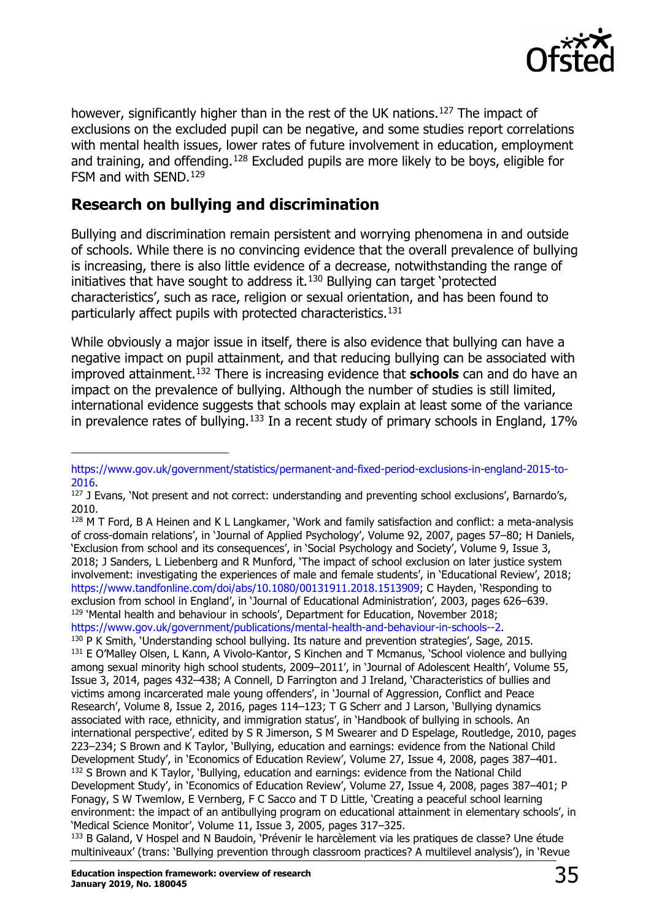however, significantly higher than in the rest of the UK nations.[127] The impact of exclusions on the excluded pupil can be negative, and some studies report correlations with mental health issues, lower rates of future involvement in education, employment and training, and offending.[128] Excluded pupils are more likely to be boys, eligible for FSM and with SEND.[129]

## Research on bullying and discrimination

Bullying and discrimination remain persistent and worrying phenomena in and outside of schools. While there is no convincing evidence that the overall prevalence of bullying is increasing, there is also little evidence of a decrease, notwithstanding the range of initiatives that have sought to address it.[130] Bullying can target 'protected characteristics', such as race, religion or sexual orientation, and has been found to particularly affect pupils with protected characteristics.[131]

While obviously a major issue in itself, there is also evidence that bullying can have a negative impact on pupil attainment, and that reducing bullying can be associated with improved attainment.[132] There is increasing evidence that **schools** can and do have an impact on the prevalence of bullying. Although the number of studies is still limited, international evidence suggests that schools may explain at least some of the variance in prevalence rates of bullying.[133] In a recent study of primary schools in England, 17%

---

https://www.gov.uk/government/statistics/permanent-and-fixed-period-exclusions-in-england-2015-to-2016.

[127] J Evans, 'Not present and not correct: understanding and preventing school exclusions', Barnardo's, 2010.

[128] M T Ford, B A Heinen and K L Langkamer, 'Work and family satisfaction and conflict: a meta-analysis of cross-domain relations', in 'Journal of Applied Psychology', Volume 92, 2007, pages 57–80; H Daniels, 'Exclusion from school and its consequences', in 'Social Psychology and Society', Volume 9, Issue 3, 2018; J Sanders, L Liebenberg and R Munford, 'The impact of school exclusion on later justice system involvement: investigating the experiences of male and female students', in 'Educational Review', 2018; https://www.tandfonline.com/doi/abs/10.1080/00131911.2018.1513909; C Hayden, 'Responding to exclusion from school in England', in 'Journal of Educational Administration', 2003, pages 626–639.

[129] 'Mental health and behaviour in schools', Department for Education, November 2018; https://www.gov.uk/government/publications/mental-health-and-behaviour-in-schools--2.

[130] P K Smith, 'Understanding school bullying. Its nature and prevention strategies', Sage, 2015.

[131] E O'Malley Olsen, L Kann, A Vivolo-Kantor, S Kinchen and T Mcmanus, 'School violence and bullying among sexual minority high school students, 2009–2011', in 'Journal of Adolescent Health', Volume 55, Issue 3, 2014, pages 432–438; A Connell, D Farrington and J Ireland, 'Characteristics of bullies and victims among incarcerated male young offenders', in 'Journal of Aggression, Conflict and Peace Research', Volume 8, Issue 2, 2016, pages 114–123; T G Scherr and J Larson, 'Bullying dynamics associated with race, ethnicity, and immigration status', in 'Handbook of bullying in schools. An international perspective', edited by S R Jimerson, S M Swearer and D Espelage, Routledge, 2010, pages 223–234; S Brown and K Taylor, 'Bullying, education and earnings: evidence from the National Child Development Study', in 'Economics of Education Review', Volume 27, Issue 4, 2008, pages 387–401.

[132] S Brown and K Taylor, 'Bullying, education and earnings: evidence from the National Child Development Study', in 'Economics of Education Review', Volume 27, Issue 4, 2008, pages 387–401; P Fonagy, S W Twemlow, E Vernberg, F C Sacco and T D Little, 'Creating a peaceful school learning environment: the impact of an antibullying program on educational attainment in elementary schools', in 'Medical Science Monitor', Volume 11, Issue 3, 2005, pages 317–325.

[133] B Galand, V Hospel and N Baudoin, 'Prévenir le harcèlement via les pratiques de classe? Une étude multiniveaux' (trans: 'Bullying prevention through classroom practices? A multilevel analysis'), in 'Revue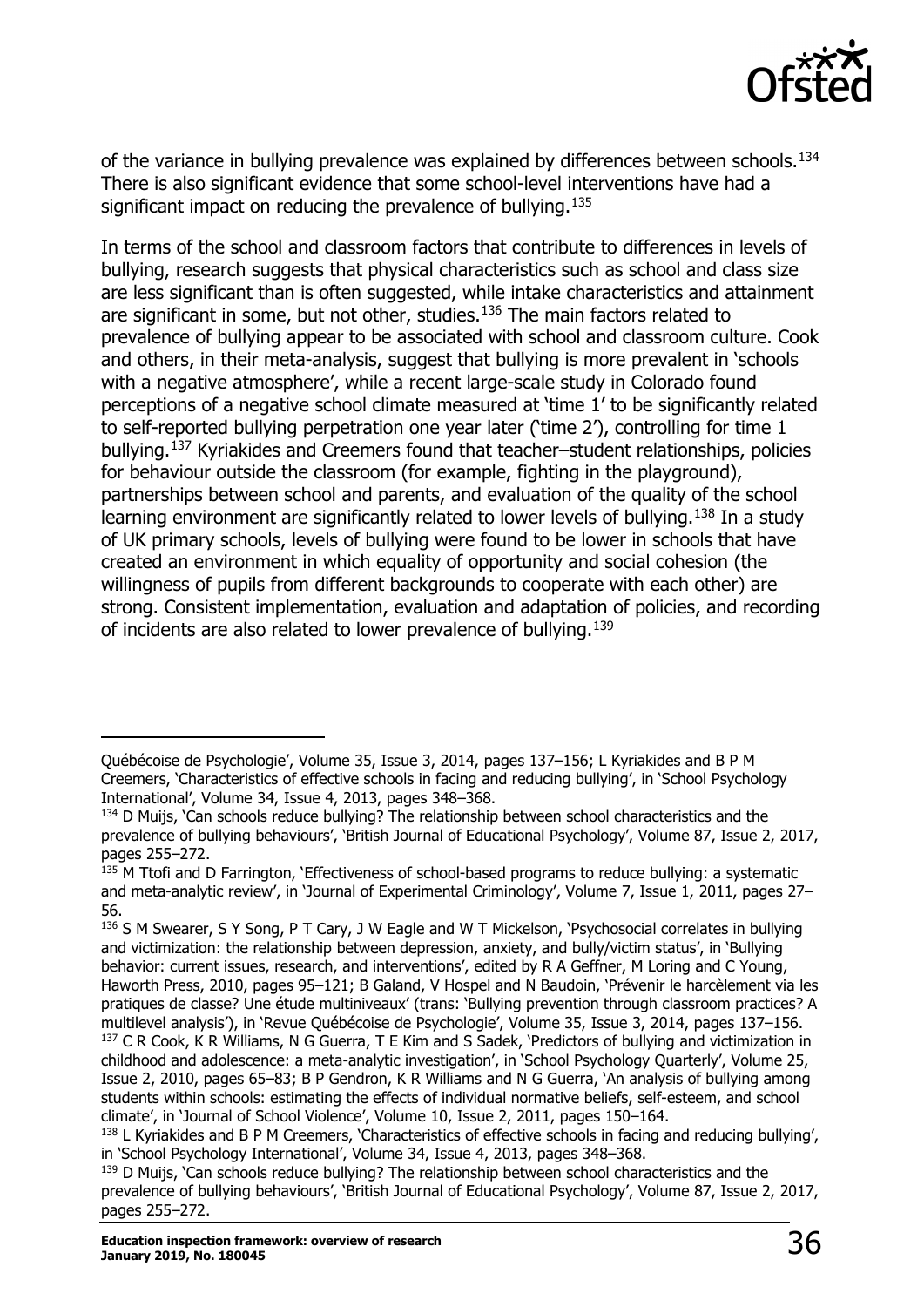of the variance in bullying prevalence was explained by differences between schools.[134] There is also significant evidence that some school-level interventions have had a significant impact on reducing the prevalence of bullying.[135]

In terms of the school and classroom factors that contribute to differences in levels of bullying, research suggests that physical characteristics such as school and class size are less significant than is often suggested, while intake characteristics and attainment are significant in some, but not other, studies.[136] The main factors related to prevalence of bullying appear to be associated with school and classroom culture. Cook and others, in their meta-analysis, suggest that bullying is more prevalent in 'schools with a negative atmosphere', while a recent large-scale study in Colorado found perceptions of a negative school climate measured at 'time 1' to be significantly related to self-reported bullying perpetration one year later ('time 2'), controlling for time 1 bullying.[137] Kyriakides and Creemers found that teacher–student relationships, policies for behaviour outside the classroom (for example, fighting in the playground), partnerships between school and parents, and evaluation of the quality of the school learning environment are significantly related to lower levels of bullying.[138] In a study of UK primary schools, levels of bullying were found to be lower in schools that have created an environment in which equality of opportunity and social cohesion (the willingness of pupils from different backgrounds to cooperate with each other) are strong. Consistent implementation, evaluation and adaptation of policies, and recording of incidents are also related to lower prevalence of bullying.[139]

---

Québécoise de Psychologie', Volume 35, Issue 3, 2014, pages 137–156; L Kyriakides and B P M Creemers, 'Characteristics of effective schools in facing and reducing bullying', in 'School Psychology International', Volume 34, Issue 4, 2013, pages 348–368.

[134] D Muijs, 'Can schools reduce bullying? The relationship between school characteristics and the prevalence of bullying behaviours', 'British Journal of Educational Psychology', Volume 87, Issue 2, 2017, pages 255–272.

[135] M Ttofi and D Farrington, 'Effectiveness of school-based programs to reduce bullying: a systematic and meta-analytic review', in 'Journal of Experimental Criminology', Volume 7, Issue 1, 2011, pages 27–56.

[136] S M Swearer, S Y Song, P T Cary, J W Eagle and W T Mickelson, 'Psychosocial correlates in bullying and victimization: the relationship between depression, anxiety, and bully/victim status', in 'Bullying behavior: current issues, research, and interventions', edited by R A Geffner, M Loring and C Young, Haworth Press, 2010, pages 95–121; B Galand, V Hospel and N Baudoin, 'Prévenir le harcèlement via les pratiques de classe? Une étude multiniveaux' (trans: 'Bullying prevention through classroom practices? A multilevel analysis'), in 'Revue Québécoise de Psychologie', Volume 35, Issue 3, 2014, pages 137–156.

[137] C R Cook, K R Williams, N G Guerra, T E Kim and S Sadek, 'Predictors of bullying and victimization in childhood and adolescence: a meta-analytic investigation', in 'School Psychology Quarterly', Volume 25, Issue 2, 2010, pages 65–83; B P Gendron, K R Williams and N G Guerra, 'An analysis of bullying among students within schools: estimating the effects of individual normative beliefs, self-esteem, and school climate', in 'Journal of School Violence', Volume 10, Issue 2, 2011, pages 150–164.

[138] L Kyriakides and B P M Creemers, 'Characteristics of effective schools in facing and reducing bullying', in 'School Psychology International', Volume 34, Issue 4, 2013, pages 348–368.

[139] D Muijs, 'Can schools reduce bullying? The relationship between school characteristics and the prevalence of bullying behaviours', 'British Journal of Educational Psychology', Volume 87, Issue 2, 2017, pages 255–272.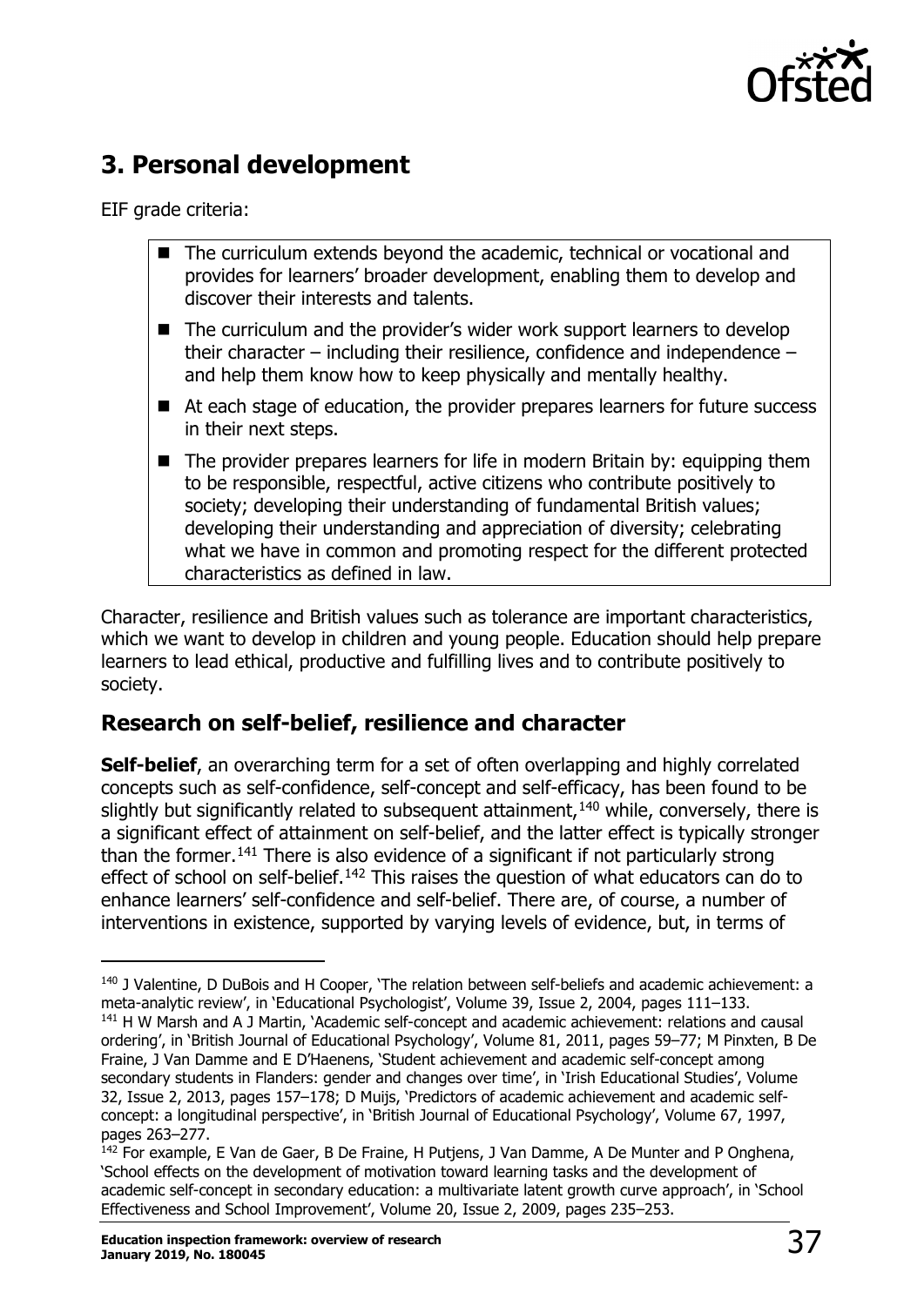## 3. Personal development

EIF grade criteria:

- The curriculum extends beyond the academic, technical or vocational and provides for learners' broader development, enabling them to develop and discover their interests and talents.
- The curriculum and the provider's wider work support learners to develop their character – including their resilience, confidence and independence – and help them know how to keep physically and mentally healthy.
- At each stage of education, the provider prepares learners for future success in their next steps.
- The provider prepares learners for life in modern Britain by: equipping them to be responsible, respectful, active citizens who contribute positively to society; developing their understanding of fundamental British values; developing their understanding and appreciation of diversity; celebrating what we have in common and promoting respect for the different protected characteristics as defined in law.

Character, resilience and British values such as tolerance are important characteristics, which we want to develop in children and young people. Education should help prepare learners to lead ethical, productive and fulfilling lives and to contribute positively to society.

### Research on self-belief, resilience and character

**Self-belief**, an overarching term for a set of often overlapping and highly correlated concepts such as self-confidence, self-concept and self-efficacy, has been found to be slightly but significantly related to subsequent attainment,[140] while, conversely, there is a significant effect of attainment on self-belief, and the latter effect is typically stronger than the former.[141] There is also evidence of a significant if not particularly strong effect of school on self-belief.[142] This raises the question of what educators can do to enhance learners' self-confidence and self-belief. There are, of course, a number of interventions in existence, supported by varying levels of evidence, but, in terms of

[140] J Valentine, D DuBois and H Cooper, 'The relation between self-beliefs and academic achievement: a meta-analytic review', in 'Educational Psychologist', Volume 39, Issue 2, 2004, pages 111–133.

[141] H W Marsh and A J Martin, 'Academic self-concept and academic achievement: relations and causal ordering', in 'British Journal of Educational Psychology', Volume 81, 2011, pages 59–77; M Pinxten, B De Fraine, J Van Damme and E D'Haenens, 'Student achievement and academic self-concept among secondary students in Flanders: gender and changes over time', in 'Irish Educational Studies', Volume 32, Issue 2, 2013, pages 157–178; D Muijs, 'Predictors of academic achievement and academic self-concept: a longitudinal perspective', in 'British Journal of Educational Psychology', Volume 67, 1997, pages 263–277.

[142] For example, E Van de Gaer, B De Fraine, H Putjens, J Van Damme, A De Munter and P Onghena, 'School effects on the development of motivation toward learning tasks and the development of academic self-concept in secondary education: a multivariate latent growth curve approach', in 'School Effectiveness and School Improvement', Volume 20, Issue 2, 2009, pages 235–253.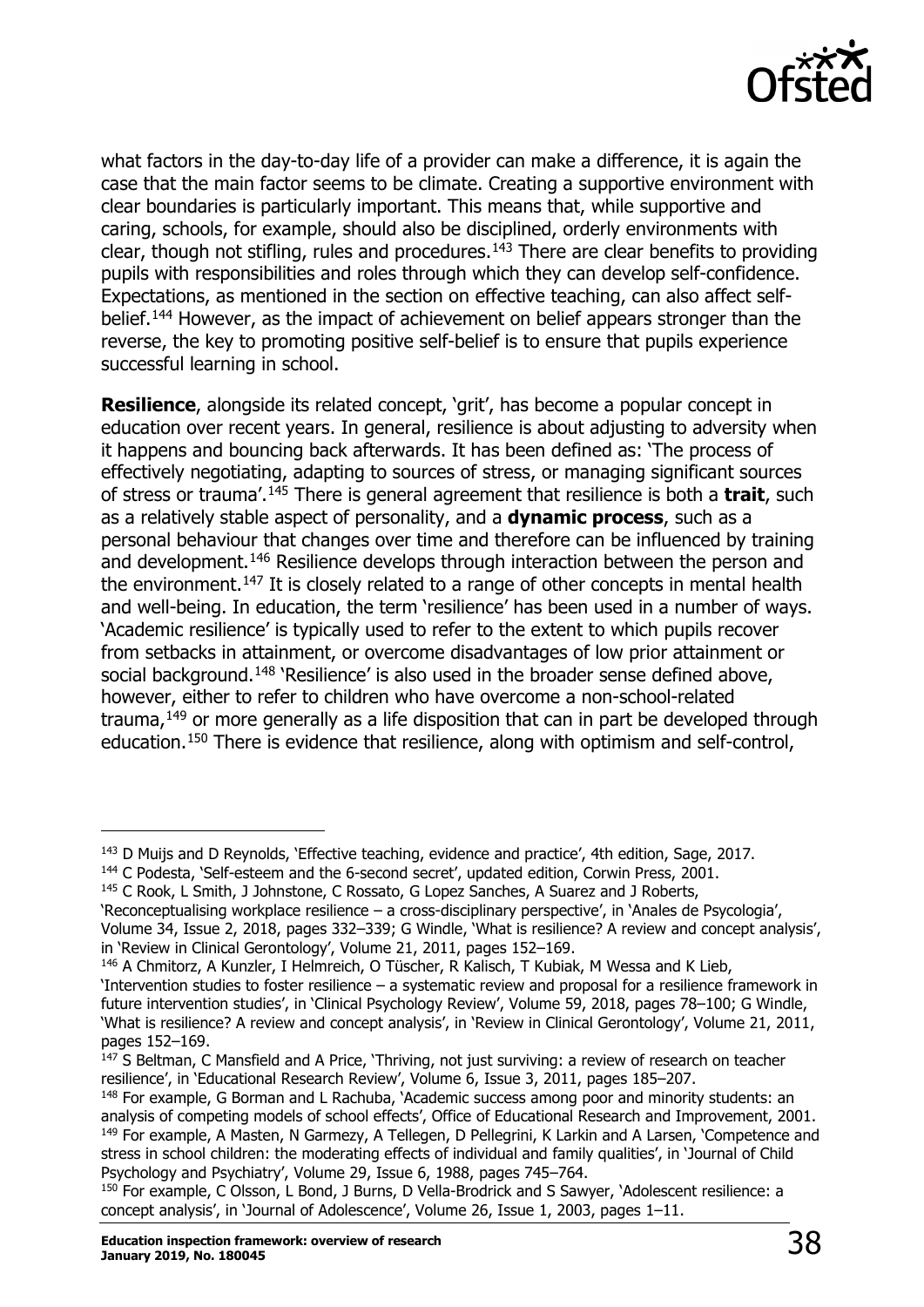what factors in the day-to-day life of a provider can make a difference, it is again the case that the main factor seems to be climate. Creating a supportive environment with clear boundaries is particularly important. This means that, while supportive and caring, schools, for example, should also be disciplined, orderly environments with clear, though not stifling, rules and procedures.[143] There are clear benefits to providing pupils with responsibilities and roles through which they can develop self-confidence. Expectations, as mentioned in the section on effective teaching, can also affect self-belief.[144] However, as the impact of achievement on belief appears stronger than the reverse, the key to promoting positive self-belief is to ensure that pupils experience successful learning in school.

**Resilience**, alongside its related concept, 'grit', has become a popular concept in education over recent years. In general, resilience is about adjusting to adversity when it happens and bouncing back afterwards. It has been defined as: 'The process of effectively negotiating, adapting to sources of stress, or managing significant sources of stress or trauma'.[145] There is general agreement that resilience is both a **trait**, such as a relatively stable aspect of personality, and a **dynamic process**, such as a personal behaviour that changes over time and therefore can be influenced by training and development.[146] Resilience develops through interaction between the person and the environment.[147] It is closely related to a range of other concepts in mental health and well-being. In education, the term 'resilience' has been used in a number of ways. 'Academic resilience' is typically used to refer to the extent to which pupils recover from setbacks in attainment, or overcome disadvantages of low prior attainment or social background.[148] 'Resilience' is also used in the broader sense defined above, however, either to refer to children who have overcome a non-school-related trauma,[149] or more generally as a life disposition that can in part be developed through education.[150] There is evidence that resilience, along with optimism and self-control,

---

[143] D Muijs and D Reynolds, 'Effective teaching, evidence and practice', 4th edition, Sage, 2017.

[144] C Podesta, 'Self-esteem and the 6-second secret', updated edition, Corwin Press, 2001.

[145] C Rook, L Smith, J Johnstone, C Rossato, G Lopez Sanches, A Suarez and J Roberts, 'Reconceptualising workplace resilience – a cross-disciplinary perspective', in 'Anales de Psycologia', Volume 34, Issue 2, 2018, pages 332–339; G Windle, 'What is resilience? A review and concept analysis', in 'Review in Clinical Gerontology', Volume 21, 2011, pages 152–169.

[146] A Chmitorz, A Kunzler, I Helmreich, O Tüscher, R Kalisch, T Kubiak, M Wessa and K Lieb, 'Intervention studies to foster resilience – a systematic review and proposal for a resilience framework in future intervention studies', in 'Clinical Psychology Review', Volume 59, 2018, pages 78–100; G Windle, 'What is resilience? A review and concept analysis', in 'Review in Clinical Gerontology', Volume 21, 2011, pages 152–169.

[147] S Beltman, C Mansfield and A Price, 'Thriving, not just surviving: a review of research on teacher resilience', in 'Educational Research Review', Volume 6, Issue 3, 2011, pages 185–207.

[148] For example, G Borman and L Rachuba, 'Academic success among poor and minority students: an analysis of competing models of school effects', Office of Educational Research and Improvement, 2001.

[149] For example, A Masten, N Garmezy, A Tellegen, D Pellegrini, K Larkin and A Larsen, 'Competence and stress in school children: the moderating effects of individual and family qualities', in 'Journal of Child Psychology and Psychiatry', Volume 29, Issue 6, 1988, pages 745–764.

[150] For example, C Olsson, L Bond, J Burns, D Vella-Brodrick and S Sawyer, 'Adolescent resilience: a concept analysis', in 'Journal of Adolescence', Volume 26, Issue 1, 2003, pages 1–11.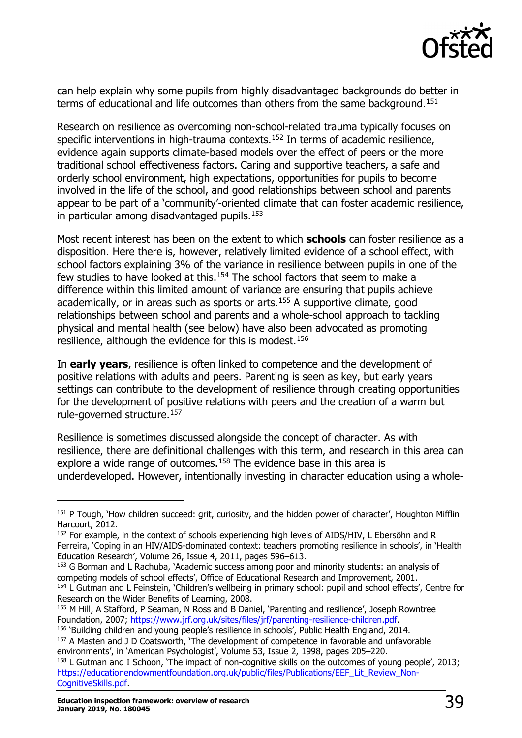can help explain why some pupils from highly disadvantaged backgrounds do better in terms of educational and life outcomes than others from the same background.[151]

Research on resilience as overcoming non-school-related trauma typically focuses on specific interventions in high-trauma contexts.[152] In terms of academic resilience, evidence again supports climate-based models over the effect of peers or the more traditional school effectiveness factors. Caring and supportive teachers, a safe and orderly school environment, high expectations, opportunities for pupils to become involved in the life of the school, and good relationships between school and parents appear to be part of a 'community'-oriented climate that can foster academic resilience, in particular among disadvantaged pupils.[153]

Most recent interest has been on the extent to which **schools** can foster resilience as a disposition. Here there is, however, relatively limited evidence of a school effect, with school factors explaining 3% of the variance in resilience between pupils in one of the few studies to have looked at this.[154] The school factors that seem to make a difference within this limited amount of variance are ensuring that pupils achieve academically, or in areas such as sports or arts.[155] A supportive climate, good relationships between school and parents and a whole-school approach to tackling physical and mental health (see below) have also been advocated as promoting resilience, although the evidence for this is modest.[156]

In **early years**, resilience is often linked to competence and the development of positive relations with adults and peers. Parenting is seen as key, but early years settings can contribute to the development of resilience through creating opportunities for the development of positive relations with peers and the creation of a warm but rule-governed structure.[157]

Resilience is sometimes discussed alongside the concept of character. As with resilience, there are definitional challenges with this term, and research in this area can explore a wide range of outcomes.[158] The evidence base in this area is underdeveloped. However, intentionally investing in character education using a whole-

---

[151] P Tough, 'How children succeed: grit, curiosity, and the hidden power of character', Houghton Mifflin Harcourt, 2012.

[152] For example, in the context of schools experiencing high levels of AIDS/HIV, L Ebersöhn and R Ferreira, 'Coping in an HIV/AIDS-dominated context: teachers promoting resilience in schools', in 'Health Education Research', Volume 26, Issue 4, 2011, pages 596–613.

[153] G Borman and L Rachuba, 'Academic success among poor and minority students: an analysis of competing models of school effects', Office of Educational Research and Improvement, 2001.

[154] L Gutman and L Feinstein, 'Children's wellbeing in primary school: pupil and school effects', Centre for Research on the Wider Benefits of Learning, 2008.

[155] M Hill, A Stafford, P Seaman, N Ross and B Daniel, 'Parenting and resilience', Joseph Rowntree Foundation, 2007; https://www.jrf.org.uk/sites/files/jrf/parenting-resilience-children.pdf.

[156] 'Building children and young people's resilience in schools', Public Health England, 2014.

[157] A Masten and J D Coatsworth, 'The development of competence in favorable and unfavorable environments', in 'American Psychologist', Volume 53, Issue 2, 1998, pages 205–220.

[158] L Gutman and I Schoon, 'The impact of non-cognitive skills on the outcomes of young people', 2013; https://educationendowmentfoundation.org.uk/public/files/Publications/EEF_Lit_Review_Non-CognitiveSkills.pdf.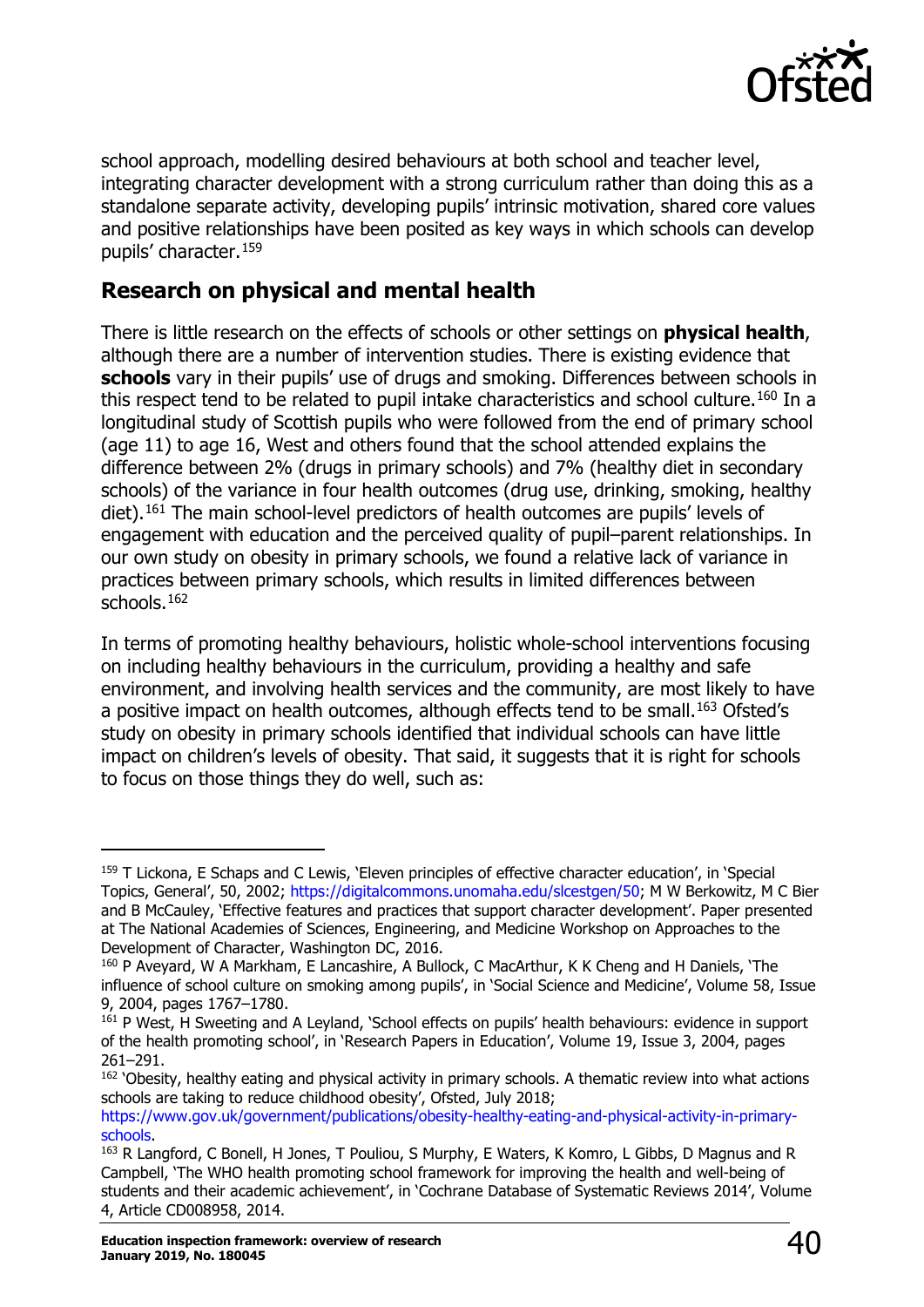school approach, modelling desired behaviours at both school and teacher level, integrating character development with a strong curriculum rather than doing this as a standalone separate activity, developing pupils' intrinsic motivation, shared core values and positive relationships have been posited as key ways in which schools can develop pupils' character.[159]

## Research on physical and mental health

There is little research on the effects of schools or other settings on **physical health**, although there are a number of intervention studies. There is existing evidence that **schools** vary in their pupils' use of drugs and smoking. Differences between schools in this respect tend to be related to pupil intake characteristics and school culture.[160] In a longitudinal study of Scottish pupils who were followed from the end of primary school (age 11) to age 16, West and others found that the school attended explains the difference between 2% (drugs in primary schools) and 7% (healthy diet in secondary schools) of the variance in four health outcomes (drug use, drinking, smoking, healthy diet).[161] The main school-level predictors of health outcomes are pupils' levels of engagement with education and the perceived quality of pupil–parent relationships. In our own study on obesity in primary schools, we found a relative lack of variance in practices between primary schools, which results in limited differences between schools.[162]

In terms of promoting healthy behaviours, holistic whole-school interventions focusing on including healthy behaviours in the curriculum, providing a healthy and safe environment, and involving health services and the community, are most likely to have a positive impact on health outcomes, although effects tend to be small.[163] Ofsted's study on obesity in primary schools identified that individual schools can have little impact on children's levels of obesity. That said, it suggests that it is right for schools to focus on those things they do well, such as:

---

[159] T Lickona, E Schaps and C Lewis, 'Eleven principles of effective character education', in 'Special Topics, General', 50, 2002; https://digitalcommons.unomaha.edu/slcestgen/50; M W Berkowitz, M C Bier and B McCauley, 'Effective features and practices that support character development'. Paper presented at The National Academies of Sciences, Engineering, and Medicine Workshop on Approaches to the Development of Character, Washington DC, 2016.

[160] P Aveyard, W A Markham, E Lancashire, A Bullock, C MacArthur, K K Cheng and H Daniels, 'The influence of school culture on smoking among pupils', in 'Social Science and Medicine', Volume 58, Issue 9, 2004, pages 1767–1780.

[161] P West, H Sweeting and A Leyland, 'School effects on pupils' health behaviours: evidence in support of the health promoting school', in 'Research Papers in Education', Volume 19, Issue 3, 2004, pages 261–291.

[162] 'Obesity, healthy eating and physical activity in primary schools. A thematic review into what actions schools are taking to reduce childhood obesity', Ofsted, July 2018; https://www.gov.uk/government/publications/obesity-healthy-eating-and-physical-activity-in-primary-schools.

[163] R Langford, C Bonell, H Jones, T Pouliou, S Murphy, E Waters, K Komro, L Gibbs, D Magnus and R Campbell, 'The WHO health promoting school framework for improving the health and well-being of students and their academic achievement', in 'Cochrane Database of Systematic Reviews 2014', Volume 4, Article CD008958, 2014.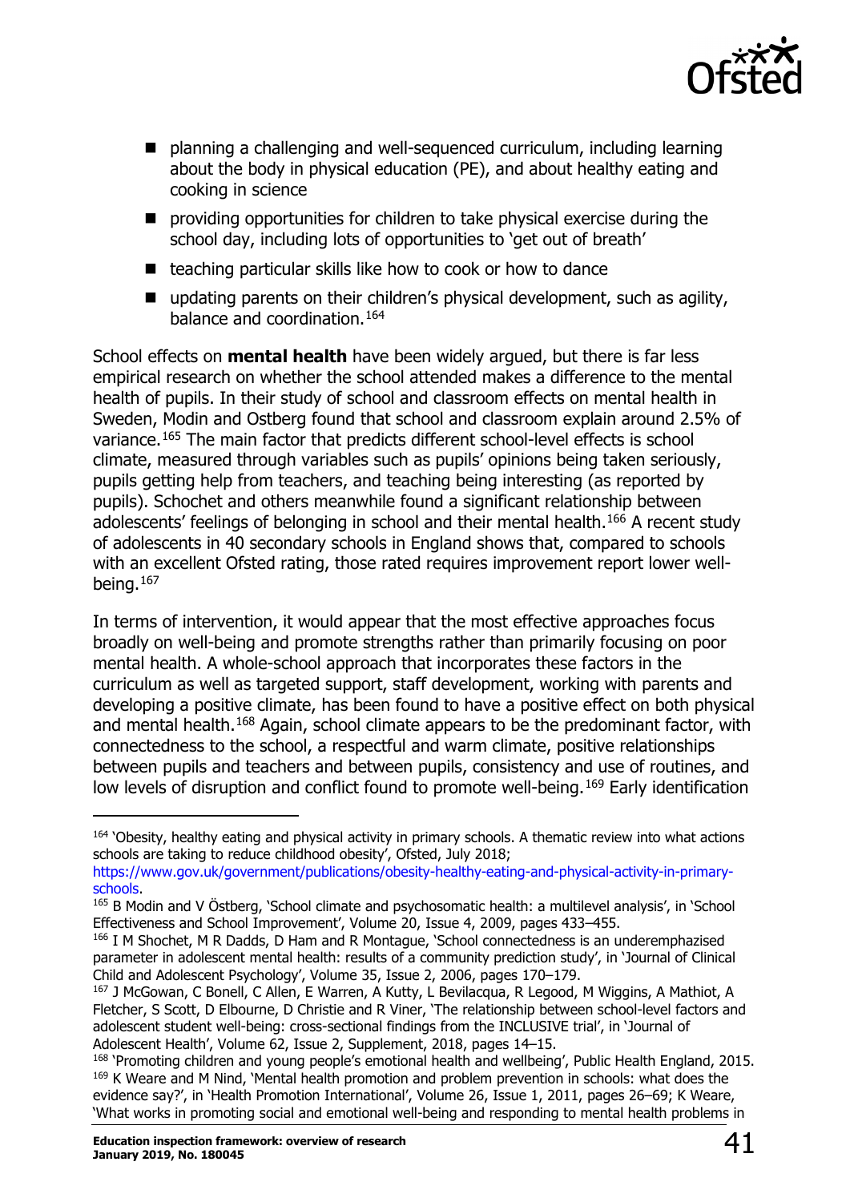- planning a challenging and well-sequenced curriculum, including learning about the body in physical education (PE), and about healthy eating and cooking in science
- providing opportunities for children to take physical exercise during the school day, including lots of opportunities to 'get out of breath'
- teaching particular skills like how to cook or how to dance
- updating parents on their children's physical development, such as agility, balance and coordination.[164]

School effects on **mental health** have been widely argued, but there is far less empirical research on whether the school attended makes a difference to the mental health of pupils. In their study of school and classroom effects on mental health in Sweden, Modin and Ostberg found that school and classroom explain around 2.5% of variance.[165] The main factor that predicts different school-level effects is school climate, measured through variables such as pupils' opinions being taken seriously, pupils getting help from teachers, and teaching being interesting (as reported by pupils). Schochet and others meanwhile found a significant relationship between adolescents' feelings of belonging in school and their mental health.[166] A recent study of adolescents in 40 secondary schools in England shows that, compared to schools with an excellent Ofsted rating, those rated requires improvement report lower well-being.[167]

In terms of intervention, it would appear that the most effective approaches focus broadly on well-being and promote strengths rather than primarily focusing on poor mental health. A whole-school approach that incorporates these factors in the curriculum as well as targeted support, staff development, working with parents and developing a positive climate, has been found to have a positive effect on both physical and mental health.[168] Again, school climate appears to be the predominant factor, with connectedness to the school, a respectful and warm climate, positive relationships between pupils and teachers and between pupils, consistency and use of routines, and low levels of disruption and conflict found to promote well-being.[169] Early identification

---

[164] 'Obesity, healthy eating and physical activity in primary schools. A thematic review into what actions schools are taking to reduce childhood obesity', Ofsted, July 2018; https://www.gov.uk/government/publications/obesity-healthy-eating-and-physical-activity-in-primary-schools.

[165] B Modin and V Östberg, 'School climate and psychosomatic health: a multilevel analysis', in 'School Effectiveness and School Improvement', Volume 20, Issue 4, 2009, pages 433–455.

[166] I M Shochet, M R Dadds, D Ham and R Montague, 'School connectedness is an underemphasized parameter in adolescent mental health: results of a community prediction study', in 'Journal of Clinical Child and Adolescent Psychology', Volume 35, Issue 2, 2006, pages 170–179.

[167] J McGowan, C Bonell, C Allen, E Warren, A Kutty, L Bevilacqua, R Legood, M Wiggins, A Mathiot, A Fletcher, S Scott, D Elbourne, D Christie and R Viner, 'The relationship between school-level factors and adolescent student well-being: cross-sectional findings from the INCLUSIVE trial', in 'Journal of Adolescent Health', Volume 62, Issue 2, Supplement, 2018, pages 14–15.

[168] 'Promoting children and young people's emotional health and wellbeing', Public Health England, 2015.

[169] K Weare and M Nind, 'Mental health promotion and problem prevention in schools: what does the evidence say?', in 'Health Promotion International', Volume 26, Issue 1, 2011, pages 26–69; K Weare, 'What works in promoting social and emotional well-being and responding to mental health problems in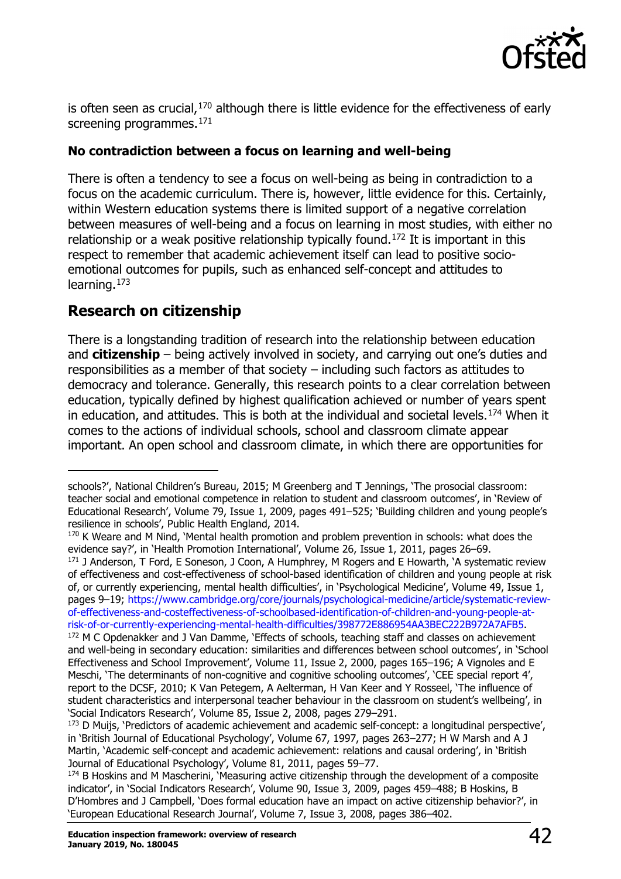is often seen as crucial,[170] although there is little evidence for the effectiveness of early screening programmes.[171]

### No contradiction between a focus on learning and well-being

There is often a tendency to see a focus on well-being as being in contradiction to a focus on the academic curriculum. There is, however, little evidence for this. Certainly, within Western education systems there is limited support of a negative correlation between measures of well-being and a focus on learning in most studies, with either no relationship or a weak positive relationship typically found.[172] It is important in this respect to remember that academic achievement itself can lead to positive socio-emotional outcomes for pupils, such as enhanced self-concept and attitudes to learning.[173]

## Research on citizenship

There is a longstanding tradition of research into the relationship between education and **citizenship** – being actively involved in society, and carrying out one's duties and responsibilities as a member of that society – including such factors as attitudes to democracy and tolerance. Generally, this research points to a clear correlation between education, typically defined by highest qualification achieved or number of years spent in education, and attitudes. This is both at the individual and societal levels.[174] When it comes to the actions of individual schools, school and classroom climate appear important. An open school and classroom climate, in which there are opportunities for

---

schools?', National Children's Bureau, 2015; M Greenberg and T Jennings, 'The prosocial classroom: teacher social and emotional competence in relation to student and classroom outcomes', in 'Review of Educational Research', Volume 79, Issue 1, 2009, pages 491–525; 'Building children and young people's resilience in schools', Public Health England, 2014.

[170] K Weare and M Nind, 'Mental health promotion and problem prevention in schools: what does the evidence say?', in 'Health Promotion International', Volume 26, Issue 1, 2011, pages 26–69.

[171] J Anderson, T Ford, E Soneson, J Coon, A Humphrey, M Rogers and E Howarth, 'A systematic review of effectiveness and cost-effectiveness of school-based identification of children and young people at risk of, or currently experiencing, mental health difficulties', in 'Psychological Medicine', Volume 49, Issue 1, pages 9–19; https://www.cambridge.org/core/journals/psychological-medicine/article/systematic-review-of-effectiveness-and-costeffectiveness-of-schoolbased-identification-of-children-and-young-people-at-risk-of-or-currently-experiencing-mental-health-difficulties/398772E886954AA3BEC222B972A7AFB5.

[172] M C Opdenakker and J Van Damme, 'Effects of schools, teaching staff and classes on achievement and well-being in secondary education: similarities and differences between school outcomes', in 'School Effectiveness and School Improvement', Volume 11, Issue 2, 2000, pages 165–196; A Vignoles and E Meschi, 'The determinants of non-cognitive and cognitive schooling outcomes', 'CEE special report 4', report to the DCSF, 2010; K Van Petegem, A Aelterman, H Van Keer and Y Rosseel, 'The influence of student characteristics and interpersonal teacher behaviour in the classroom on student's wellbeing', in 'Social Indicators Research', Volume 85, Issue 2, 2008, pages 279–291.

[173] D Muijs, 'Predictors of academic achievement and academic self-concept: a longitudinal perspective', in 'British Journal of Educational Psychology', Volume 67, 1997, pages 263–277; H W Marsh and A J Martin, 'Academic self-concept and academic achievement: relations and causal ordering', in 'British Journal of Educational Psychology', Volume 81, 2011, pages 59–77.

[174] B Hoskins and M Mascherini, 'Measuring active citizenship through the development of a composite indicator', in 'Social Indicators Research', Volume 90, Issue 3, 2009, pages 459–488; B Hoskins, B D'Hombres and J Campbell, 'Does formal education have an impact on active citizenship behavior?', in 'European Educational Research Journal', Volume 7, Issue 3, 2008, pages 386–402.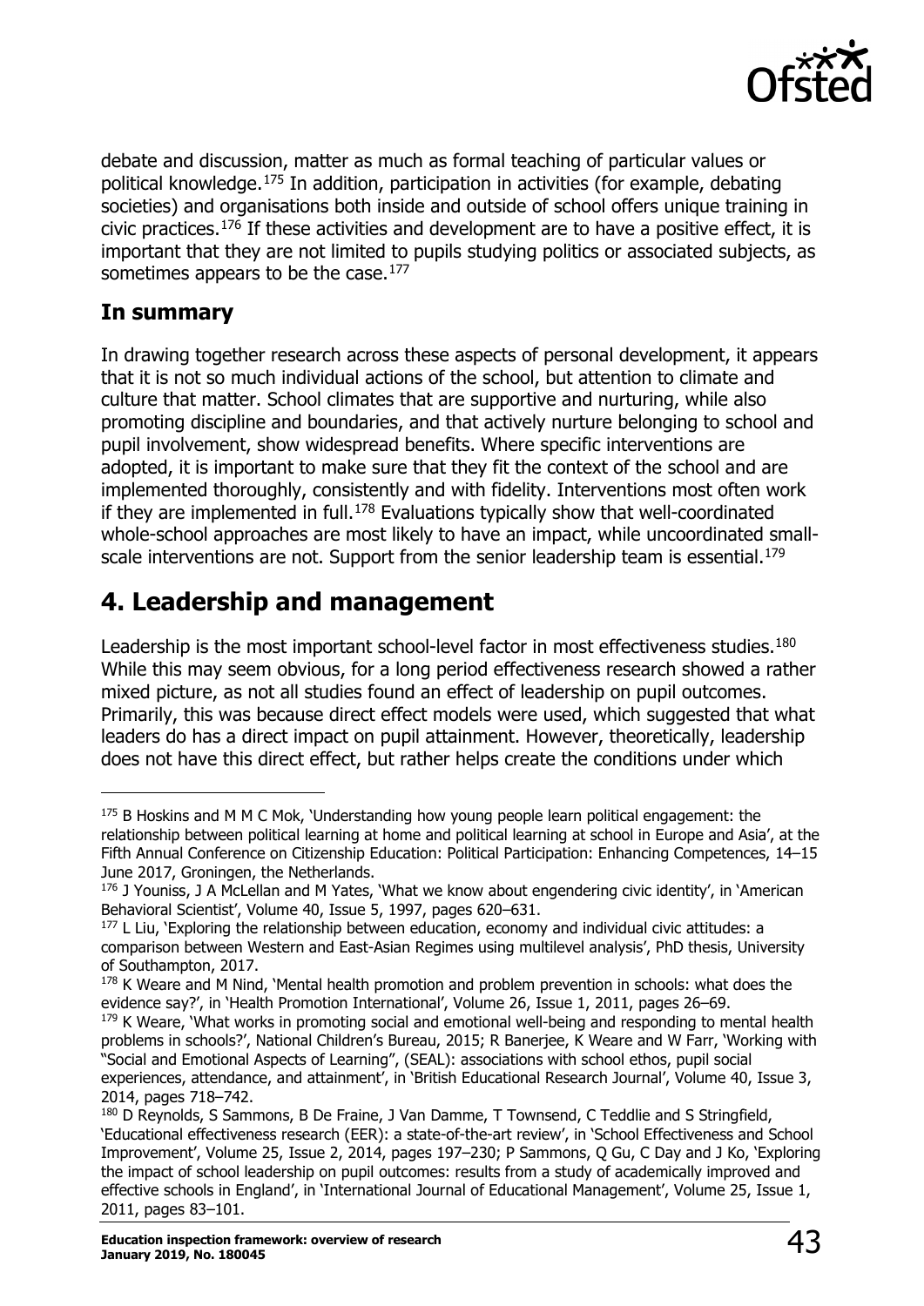debate and discussion, matter as much as formal teaching of particular values or political knowledge.[175] In addition, participation in activities (for example, debating societies) and organisations both inside and outside of school offers unique training in civic practices.[176] If these activities and development are to have a positive effect, it is important that they are not limited to pupils studying politics or associated subjects, as sometimes appears to be the case.[177]

### In summary

In drawing together research across these aspects of personal development, it appears that it is not so much individual actions of the school, but attention to climate and culture that matter. School climates that are supportive and nurturing, while also promoting discipline and boundaries, and that actively nurture belonging to school and pupil involvement, show widespread benefits. Where specific interventions are adopted, it is important to make sure that they fit the context of the school and are implemented thoroughly, consistently and with fidelity. Interventions most often work if they are implemented in full.[178] Evaluations typically show that well-coordinated whole-school approaches are most likely to have an impact, while uncoordinated small-scale interventions are not. Support from the senior leadership team is essential.[179]

## 4. Leadership and management

Leadership is the most important school-level factor in most effectiveness studies.[180] While this may seem obvious, for a long period effectiveness research showed a rather mixed picture, as not all studies found an effect of leadership on pupil outcomes. Primarily, this was because direct effect models were used, which suggested that what leaders do has a direct impact on pupil attainment. However, theoretically, leadership does not have this direct effect, but rather helps create the conditions under which

---

[175] B Hoskins and M M C Mok, 'Understanding how young people learn political engagement: the relationship between political learning at home and political learning at school in Europe and Asia', at the Fifth Annual Conference on Citizenship Education: Political Participation: Enhancing Competences, 14–15 June 2017, Groningen, the Netherlands.

[176] J Youniss, J A McLellan and M Yates, 'What we know about engendering civic identity', in 'American Behavioral Scientist', Volume 40, Issue 5, 1997, pages 620–631.

[177] L Liu, 'Exploring the relationship between education, economy and individual civic attitudes: a comparison between Western and East-Asian Regimes using multilevel analysis', PhD thesis, University of Southampton, 2017.

[178] K Weare and M Nind, 'Mental health promotion and problem prevention in schools: what does the evidence say?', in 'Health Promotion International', Volume 26, Issue 1, 2011, pages 26–69.

[179] K Weare, 'What works in promoting social and emotional well-being and responding to mental health problems in schools?', National Children's Bureau, 2015; R Banerjee, K Weare and W Farr, 'Working with "Social and Emotional Aspects of Learning", (SEAL): associations with school ethos, pupil social experiences, attendance, and attainment', in 'British Educational Research Journal', Volume 40, Issue 3, 2014, pages 718–742.

[180] D Reynolds, S Sammons, B De Fraine, J Van Damme, T Townsend, C Teddlie and S Stringfield, 'Educational effectiveness research (EER): a state-of-the-art review', in 'School Effectiveness and School Improvement', Volume 25, Issue 2, 2014, pages 197–230; P Sammons, Q Gu, C Day and J Ko, 'Exploring the impact of school leadership on pupil outcomes: results from a study of academically improved and effective schools in England', in 'International Journal of Educational Management', Volume 25, Issue 1, 2011, pages 83–101.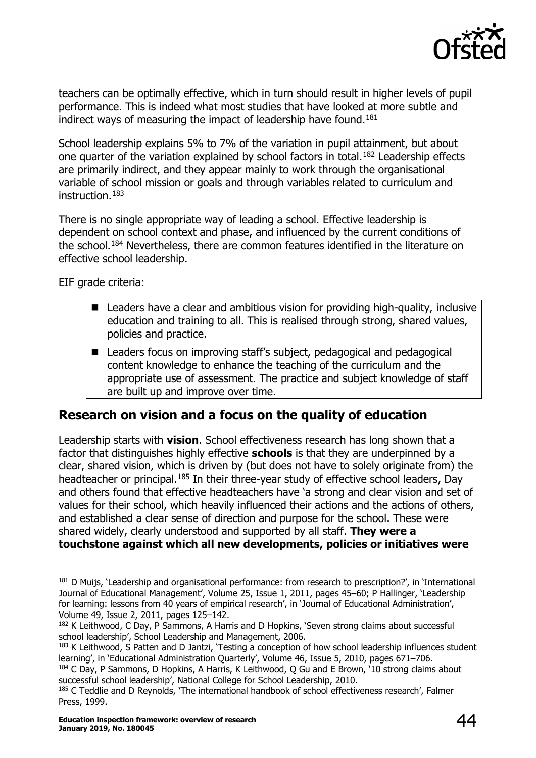teachers can be optimally effective, which in turn should result in higher levels of pupil performance. This is indeed what most studies that have looked at more subtle and indirect ways of measuring the impact of leadership have found.[181]

School leadership explains 5% to 7% of the variation in pupil attainment, but about one quarter of the variation explained by school factors in total.[182] Leadership effects are primarily indirect, and they appear mainly to work through the organisational variable of school mission or goals and through variables related to curriculum and instruction.[183]

There is no single appropriate way of leading a school. Effective leadership is dependent on school context and phase, and influenced by the current conditions of the school.[184] Nevertheless, there are common features identified in the literature on effective school leadership.

EIF grade criteria:

- Leaders have a clear and ambitious vision for providing high-quality, inclusive education and training to all. This is realised through strong, shared values, policies and practice.
- Leaders focus on improving staff's subject, pedagogical and pedagogical content knowledge to enhance the teaching of the curriculum and the appropriate use of assessment. The practice and subject knowledge of staff are built up and improve over time.

## Research on vision and a focus on the quality of education

Leadership starts with **vision**. School effectiveness research has long shown that a factor that distinguishes highly effective **schools** is that they are underpinned by a clear, shared vision, which is driven by (but does not have to solely originate from) the headteacher or principal.[185] In their three-year study of effective school leaders, Day and others found that effective headteachers have 'a strong and clear vision and set of values for their school, which heavily influenced their actions and the actions of others, and established a clear sense of direction and purpose for the school. These were shared widely, clearly understood and supported by all staff. **They were a touchstone against which all new developments, policies or initiatives were**

---

[181] D Muijs, 'Leadership and organisational performance: from research to prescription?', in 'International Journal of Educational Management', Volume 25, Issue 1, 2011, pages 45–60; P Hallinger, 'Leadership for learning: lessons from 40 years of empirical research', in 'Journal of Educational Administration', Volume 49, Issue 2, 2011, pages 125–142.

[182] K Leithwood, C Day, P Sammons, A Harris and D Hopkins, 'Seven strong claims about successful school leadership', School Leadership and Management, 2006.

[183] K Leithwood, S Patten and D Jantzi, 'Testing a conception of how school leadership influences student learning', in 'Educational Administration Quarterly', Volume 46, Issue 5, 2010, pages 671–706.

[184] C Day, P Sammons, D Hopkins, A Harris, K Leithwood, Q Gu and E Brown, '10 strong claims about successful school leadership', National College for School Leadership, 2010.

[185] C Teddlie and D Reynolds, 'The international handbook of school effectiveness research', Falmer Press, 1999.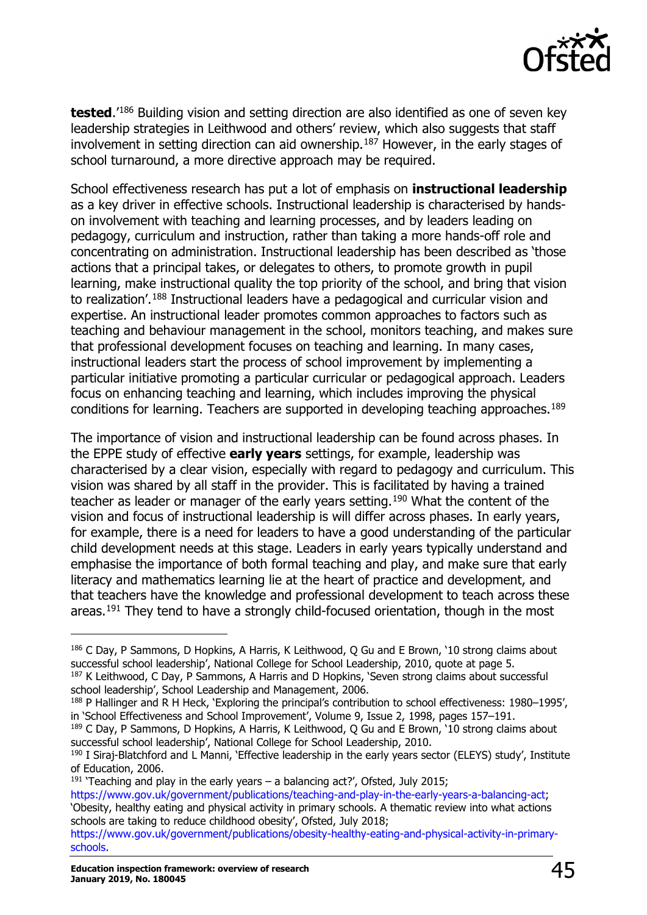**tested**.'[186] Building vision and setting direction are also identified as one of seven key leadership strategies in Leithwood and others' review, which also suggests that staff involvement in setting direction can aid ownership.[187] However, in the early stages of school turnaround, a more directive approach may be required.

School effectiveness research has put a lot of emphasis on **instructional leadership** as a key driver in effective schools. Instructional leadership is characterised by hands-on involvement with teaching and learning processes, and by leaders leading on pedagogy, curriculum and instruction, rather than taking a more hands-off role and concentrating on administration. Instructional leadership has been described as 'those actions that a principal takes, or delegates to others, to promote growth in pupil learning, make instructional quality the top priority of the school, and bring that vision to realization'.[188] Instructional leaders have a pedagogical and curricular vision and expertise. An instructional leader promotes common approaches to factors such as teaching and behaviour management in the school, monitors teaching, and makes sure that professional development focuses on teaching and learning. In many cases, instructional leaders start the process of school improvement by implementing a particular initiative promoting a particular curricular or pedagogical approach. Leaders focus on enhancing teaching and learning, which includes improving the physical conditions for learning. Teachers are supported in developing teaching approaches.[189]

The importance of vision and instructional leadership can be found across phases. In the EPPE study of effective **early years** settings, for example, leadership was characterised by a clear vision, especially with regard to pedagogy and curriculum. This vision was shared by all staff in the provider. This is facilitated by having a trained teacher as leader or manager of the early years setting.[190] What the content of the vision and focus of instructional leadership is will differ across phases. In early years, for example, there is a need for leaders to have a good understanding of the particular child development needs at this stage. Leaders in early years typically understand and emphasise the importance of both formal teaching and play, and make sure that early literacy and mathematics learning lie at the heart of practice and development, and that teachers have the knowledge and professional development to teach across these areas.[191] They tend to have a strongly child-focused orientation, though in the most

---

[186] C Day, P Sammons, D Hopkins, A Harris, K Leithwood, Q Gu and E Brown, '10 strong claims about successful school leadership', National College for School Leadership, 2010, quote at page 5.

[187] K Leithwood, C Day, P Sammons, A Harris and D Hopkins, 'Seven strong claims about successful school leadership', School Leadership and Management, 2006.

[188] P Hallinger and R H Heck, 'Exploring the principal's contribution to school effectiveness: 1980–1995', in 'School Effectiveness and School Improvement', Volume 9, Issue 2, 1998, pages 157–191.

[189] C Day, P Sammons, D Hopkins, A Harris, K Leithwood, Q Gu and E Brown, '10 strong claims about successful school leadership', National College for School Leadership, 2010.

[190] I Siraj-Blatchford and L Manni, 'Effective leadership in the early years sector (ELEYS) study', Institute of Education, 2006.

[191] 'Teaching and play in the early years – a balancing act?', Ofsted, July 2015; https://www.gov.uk/government/publications/teaching-and-play-in-the-early-years-a-balancing-act; 'Obesity, healthy eating and physical activity in primary schools. A thematic review into what actions schools are taking to reduce childhood obesity', Ofsted, July 2018; https://www.gov.uk/government/publications/obesity-healthy-eating-and-physical-activity-in-primary-schools.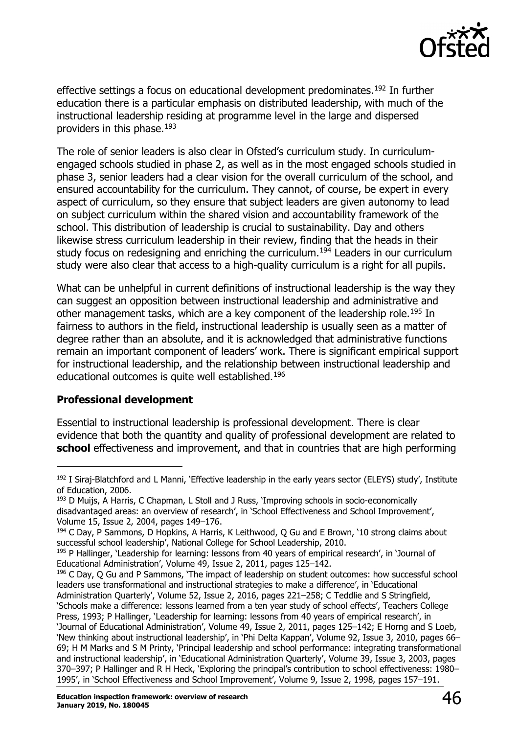effective settings a focus on educational development predominates.[192] In further education there is a particular emphasis on distributed leadership, with much of the instructional leadership residing at programme level in the large and dispersed providers in this phase.[193]

The role of senior leaders is also clear in Ofsted's curriculum study. In curriculum-engaged schools studied in phase 2, as well as in the most engaged schools studied in phase 3, senior leaders had a clear vision for the overall curriculum of the school, and ensured accountability for the curriculum. They cannot, of course, be expert in every aspect of curriculum, so they ensure that subject leaders are given autonomy to lead on subject curriculum within the shared vision and accountability framework of the school. This distribution of leadership is crucial to sustainability. Day and others likewise stress curriculum leadership in their review, finding that the heads in their study focus on redesigning and enriching the curriculum.[194] Leaders in our curriculum study were also clear that access to a high-quality curriculum is a right for all pupils.

What can be unhelpful in current definitions of instructional leadership is the way they can suggest an opposition between instructional leadership and administrative and other management tasks, which are a key component of the leadership role.[195] In fairness to authors in the field, instructional leadership is usually seen as a matter of degree rather than an absolute, and it is acknowledged that administrative functions remain an important component of leaders' work. There is significant empirical support for instructional leadership, and the relationship between instructional leadership and educational outcomes is quite well established.[196]

### Professional development

Essential to instructional leadership is professional development. There is clear evidence that both the quantity and quality of professional development are related to **school** effectiveness and improvement, and that in countries that are high performing

---

[192] I Siraj-Blatchford and L Manni, 'Effective leadership in the early years sector (ELEYS) study', Institute of Education, 2006.

[193] D Muijs, A Harris, C Chapman, L Stoll and J Russ, 'Improving schools in socio-economically disadvantaged areas: an overview of research', in 'School Effectiveness and School Improvement', Volume 15, Issue 2, 2004, pages 149–176.

[194] C Day, P Sammons, D Hopkins, A Harris, K Leithwood, Q Gu and E Brown, '10 strong claims about successful school leadership', National College for School Leadership, 2010.

[195] P Hallinger, 'Leadership for learning: lessons from 40 years of empirical research', in 'Journal of Educational Administration', Volume 49, Issue 2, 2011, pages 125–142.

[196] C Day, Q Gu and P Sammons, 'The impact of leadership on student outcomes: how successful school leaders use transformational and instructional strategies to make a difference', in 'Educational Administration Quarterly', Volume 52, Issue 2, 2016, pages 221–258; C Teddlie and S Stringfield, 'Schools make a difference: lessons learned from a ten year study of school effects', Teachers College Press, 1993; P Hallinger, 'Leadership for learning: lessons from 40 years of empirical research', in 'Journal of Educational Administration', Volume 49, Issue 2, 2011, pages 125–142; E Horng and S Loeb, 'New thinking about instructional leadership', in 'Phi Delta Kappan', Volume 92, Issue 3, 2010, pages 66–69; H M Marks and S M Printy, 'Principal leadership and school performance: integrating transformational and instructional leadership', in 'Educational Administration Quarterly', Volume 39, Issue 3, 2003, pages 370–397; P Hallinger and R H Heck, 'Exploring the principal's contribution to school effectiveness: 1980–1995', in 'School Effectiveness and School Improvement', Volume 9, Issue 2, 1998, pages 157–191.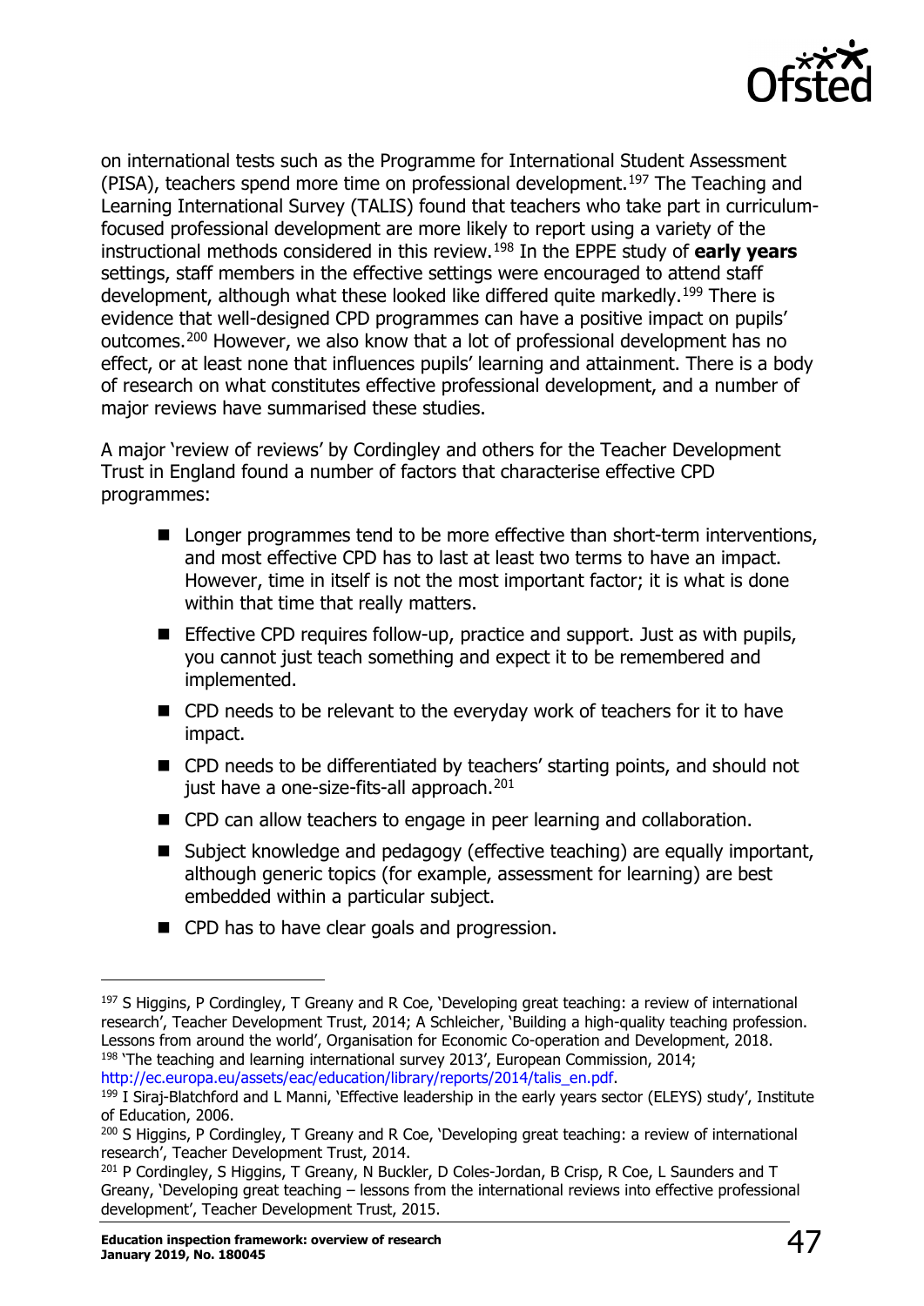on international tests such as the Programme for International Student Assessment (PISA), teachers spend more time on professional development.[197] The Teaching and Learning International Survey (TALIS) found that teachers who take part in curriculum-focused professional development are more likely to report using a variety of the instructional methods considered in this review.[198] In the EPPE study of **early years** settings, staff members in the effective settings were encouraged to attend staff development, although what these looked like differed quite markedly.[199] There is evidence that well-designed CPD programmes can have a positive impact on pupils' outcomes.[200] However, we also know that a lot of professional development has no effect, or at least none that influences pupils' learning and attainment. There is a body of research on what constitutes effective professional development, and a number of major reviews have summarised these studies.

A major 'review of reviews' by Cordingley and others for the Teacher Development Trust in England found a number of factors that characterise effective CPD programmes:

- Longer programmes tend to be more effective than short-term interventions, and most effective CPD has to last at least two terms to have an impact. However, time in itself is not the most important factor; it is what is done within that time that really matters.
- Effective CPD requires follow-up, practice and support. Just as with pupils, you cannot just teach something and expect it to be remembered and implemented.
- CPD needs to be relevant to the everyday work of teachers for it to have impact.
- CPD needs to be differentiated by teachers' starting points, and should not just have a one-size-fits-all approach.[201]
- CPD can allow teachers to engage in peer learning and collaboration.
- Subject knowledge and pedagogy (effective teaching) are equally important, although generic topics (for example, assessment for learning) are best embedded within a particular subject.
- CPD has to have clear goals and progression.

---

[197] S Higgins, P Cordingley, T Greany and R Coe, 'Developing great teaching: a review of international research', Teacher Development Trust, 2014; A Schleicher, 'Building a high-quality teaching profession. Lessons from around the world', Organisation for Economic Co-operation and Development, 2018.

[198] 'The teaching and learning international survey 2013', European Commission, 2014; http://ec.europa.eu/assets/eac/education/library/reports/2014/talis_en.pdf.

[199] I Siraj-Blatchford and L Manni, 'Effective leadership in the early years sector (ELEYS) study', Institute of Education, 2006.

[200] S Higgins, P Cordingley, T Greany and R Coe, 'Developing great teaching: a review of international research', Teacher Development Trust, 2014.

[201] P Cordingley, S Higgins, T Greany, N Buckler, D Coles-Jordan, B Crisp, R Coe, L Saunders and T Greany, 'Developing great teaching – lessons from the international reviews into effective professional development', Teacher Development Trust, 2015.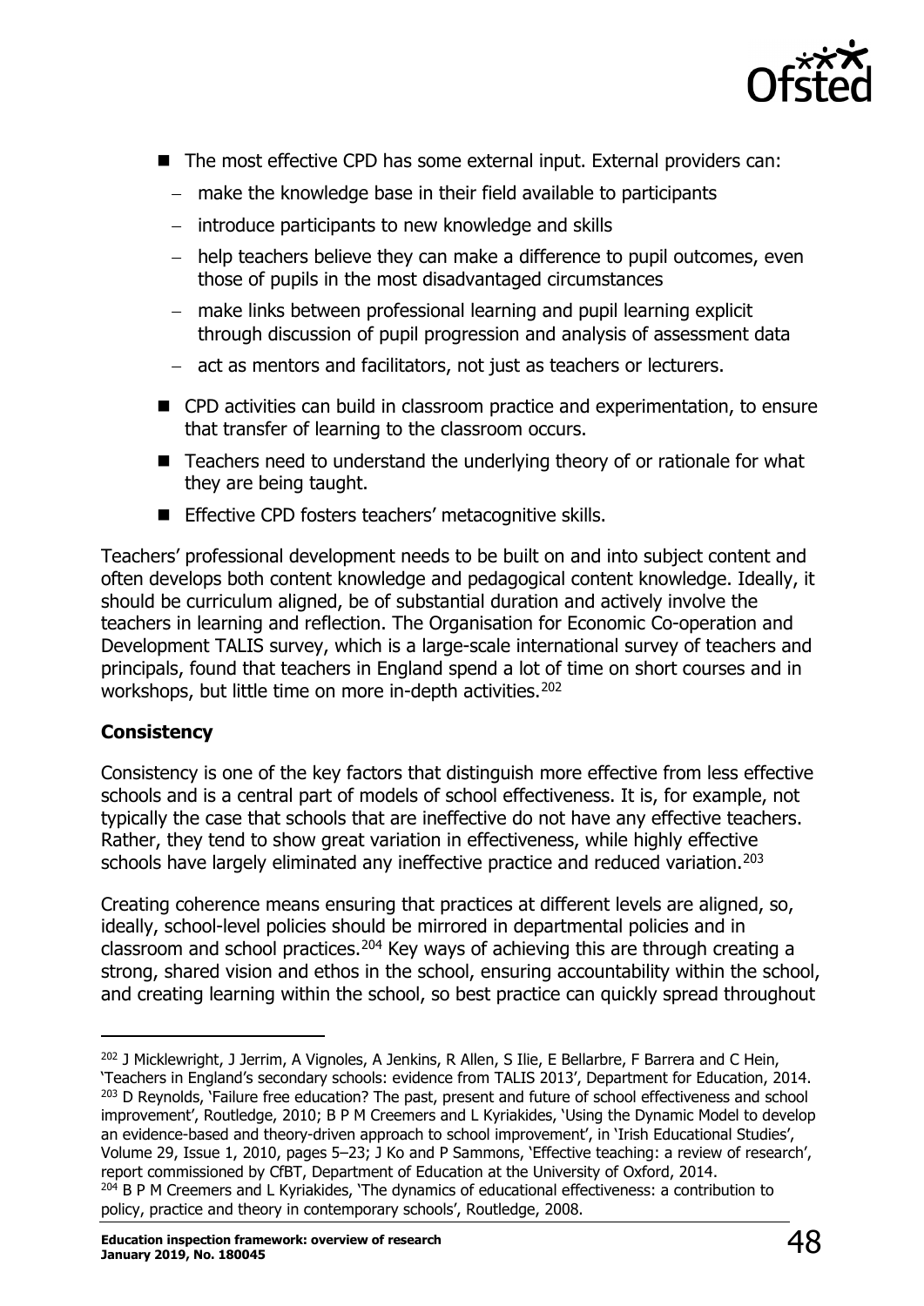- The most effective CPD has some external input. External providers can:
  - make the knowledge base in their field available to participants
  - introduce participants to new knowledge and skills
  - help teachers believe they can make a difference to pupil outcomes, even those of pupils in the most disadvantaged circumstances
  - make links between professional learning and pupil learning explicit through discussion of pupil progression and analysis of assessment data
  - act as mentors and facilitators, not just as teachers or lecturers.
- CPD activities can build in classroom practice and experimentation, to ensure that transfer of learning to the classroom occurs.
- Teachers need to understand the underlying theory of or rationale for what they are being taught.
- Effective CPD fosters teachers' metacognitive skills.

Teachers' professional development needs to be built on and into subject content and often develops both content knowledge and pedagogical content knowledge. Ideally, it should be curriculum aligned, be of substantial duration and actively involve the teachers in learning and reflection. The Organisation for Economic Co-operation and Development TALIS survey, which is a large-scale international survey of teachers and principals, found that teachers in England spend a lot of time on short courses and in workshops, but little time on more in-depth activities.[202]

**Consistency**

Consistency is one of the key factors that distinguish more effective from less effective schools and is a central part of models of school effectiveness. It is, for example, not typically the case that schools that are ineffective do not have any effective teachers. Rather, they tend to show great variation in effectiveness, while highly effective schools have largely eliminated any ineffective practice and reduced variation.[203]

Creating coherence means ensuring that practices at different levels are aligned, so, ideally, school-level policies should be mirrored in departmental policies and in classroom and school practices.[204] Key ways of achieving this are through creating a strong, shared vision and ethos in the school, ensuring accountability within the school, and creating learning within the school, so best practice can quickly spread throughout

---

[202] J Micklewright, J Jerrim, A Vignoles, A Jenkins, R Allen, S Ilie, E Bellarbre, F Barrera and C Hein, 'Teachers in England's secondary schools: evidence from TALIS 2013', Department for Education, 2014.

[203] D Reynolds, 'Failure free education? The past, present and future of school effectiveness and school improvement', Routledge, 2010; B P M Creemers and L Kyriakides, 'Using the Dynamic Model to develop an evidence-based and theory-driven approach to school improvement', in 'Irish Educational Studies', Volume 29, Issue 1, 2010, pages 5–23; J Ko and P Sammons, 'Effective teaching: a review of research', report commissioned by CfBT, Department of Education at the University of Oxford, 2014.

[204] B P M Creemers and L Kyriakides, 'The dynamics of educational effectiveness: a contribution to policy, practice and theory in contemporary schools', Routledge, 2008.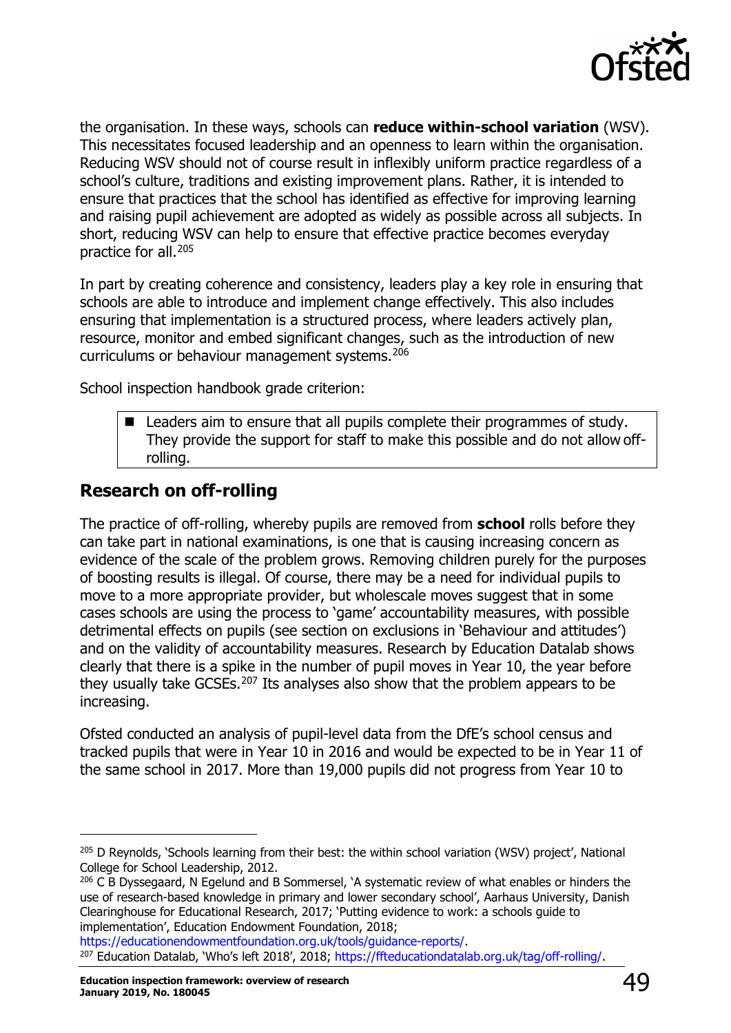the organisation. In these ways, schools can **reduce within-school variation** (WSV). This necessitates focused leadership and an openness to learn within the organisation. Reducing WSV should not of course result in inflexibly uniform practice regardless of a school's culture, traditions and existing improvement plans. Rather, it is intended to ensure that practices that the school has identified as effective for improving learning and raising pupil achievement are adopted as widely as possible across all subjects. In short, reducing WSV can help to ensure that effective practice becomes everyday practice for all.[205]

In part by creating coherence and consistency, leaders play a key role in ensuring that schools are able to introduce and implement change effectively. This also includes ensuring that implementation is a structured process, where leaders actively plan, resource, monitor and embed significant changes, such as the introduction of new curriculums or behaviour management systems.[206]

School inspection handbook grade criterion:

- Leaders aim to ensure that all pupils complete their programmes of study. They provide the support for staff to make this possible and do not allow off-rolling.

## Research on off-rolling

The practice of off-rolling, whereby pupils are removed from **school** rolls before they can take part in national examinations, is one that is causing increasing concern as evidence of the scale of the problem grows. Removing children purely for the purposes of boosting results is illegal. Of course, there may be a need for individual pupils to move to a more appropriate provider, but wholesale moves suggest that in some cases schools are using the process to 'game' accountability measures, with possible detrimental effects on pupils (see section on exclusions in 'Behaviour and attitudes') and on the validity of accountability measures. Research by Education Datalab shows clearly that there is a spike in the number of pupil moves in Year 10, the year before they usually take GCSEs.[207] Its analyses also show that the problem appears to be increasing.

Ofsted conducted an analysis of pupil-level data from the DfE's school census and tracked pupils that were in Year 10 in 2016 and would be expected to be in Year 11 of the same school in 2017. More than 19,000 pupils did not progress from Year 10 to

---

[205] D Reynolds, 'Schools learning from their best: the within school variation (WSV) project', National College for School Leadership, 2012.

[206] C B Dyssegaard, N Egelund and B Sommersel, 'A systematic review of what enables or hinders the use of research-based knowledge in primary and lower secondary school', Aarhaus University, Danish Clearinghouse for Educational Research, 2017; 'Putting evidence to work: a schools guide to implementation', Education Endowment Foundation, 2018; https://educationendowmentfoundation.org.uk/tools/guidance-reports/.

[207] Education Datalab, 'Who's left 2018', 2018; https://ffteducationdatalab.org.uk/tag/off-rolling/.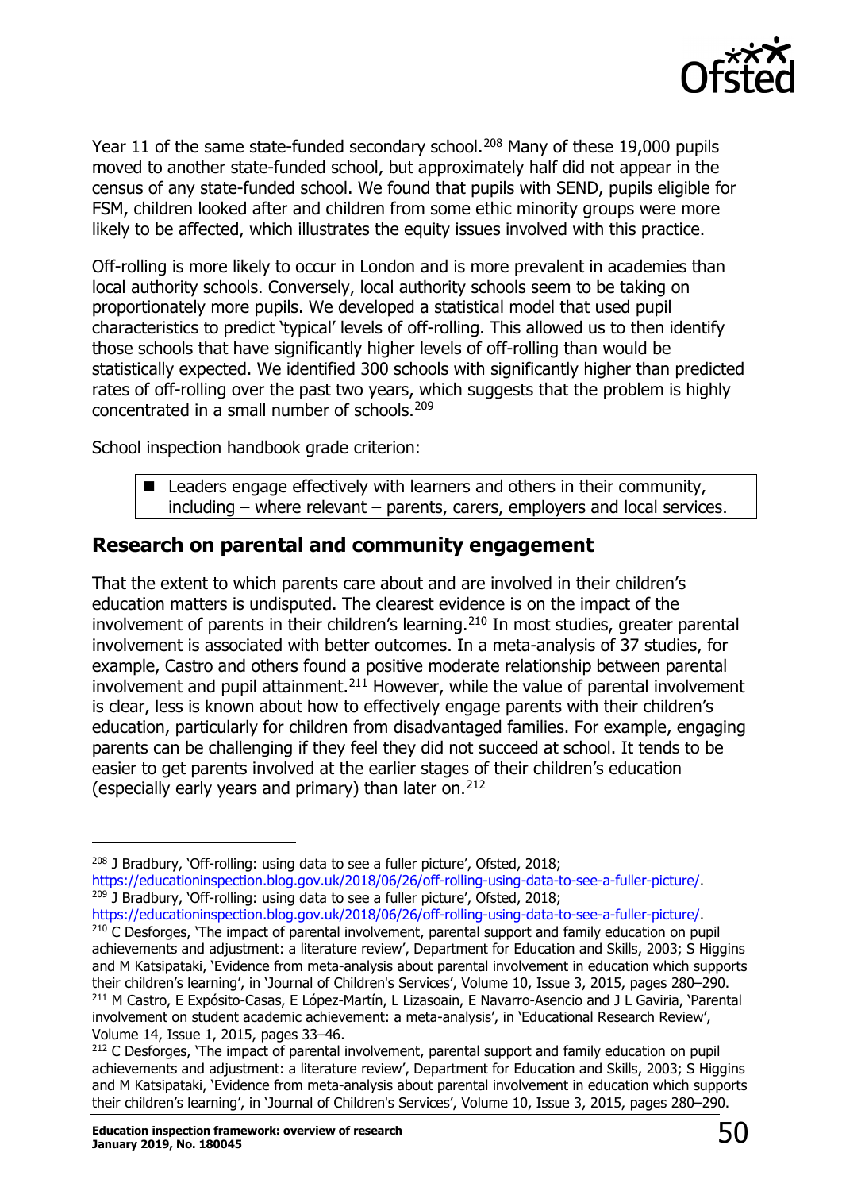Year 11 of the same state-funded secondary school.[208] Many of these 19,000 pupils moved to another state-funded school, but approximately half did not appear in the census of any state-funded school. We found that pupils with SEND, pupils eligible for FSM, children looked after and children from some ethic minority groups were more likely to be affected, which illustrates the equity issues involved with this practice.

Off-rolling is more likely to occur in London and is more prevalent in academies than local authority schools. Conversely, local authority schools seem to be taking on proportionately more pupils. We developed a statistical model that used pupil characteristics to predict 'typical' levels of off-rolling. This allowed us to then identify those schools that have significantly higher levels of off-rolling than would be statistically expected. We identified 300 schools with significantly higher than predicted rates of off-rolling over the past two years, which suggests that the problem is highly concentrated in a small number of schools.[209]

School inspection handbook grade criterion:

- Leaders engage effectively with learners and others in their community, including – where relevant – parents, carers, employers and local services.

## Research on parental and community engagement

That the extent to which parents care about and are involved in their children's education matters is undisputed. The clearest evidence is on the impact of the involvement of parents in their children's learning.[210] In most studies, greater parental involvement is associated with better outcomes. In a meta-analysis of 37 studies, for example, Castro and others found a positive moderate relationship between parental involvement and pupil attainment.[211] However, while the value of parental involvement is clear, less is known about how to effectively engage parents with their children's education, particularly for children from disadvantaged families. For example, engaging parents can be challenging if they feel they did not succeed at school. It tends to be easier to get parents involved at the earlier stages of their children's education (especially early years and primary) than later on.[212]

---

[208] J Bradbury, 'Off-rolling: using data to see a fuller picture', Ofsted, 2018; https://educationinspection.blog.gov.uk/2018/06/26/off-rolling-using-data-to-see-a-fuller-picture/.

[209] J Bradbury, 'Off-rolling: using data to see a fuller picture', Ofsted, 2018; https://educationinspection.blog.gov.uk/2018/06/26/off-rolling-using-data-to-see-a-fuller-picture/.

[210] C Desforges, 'The impact of parental involvement, parental support and family education on pupil achievements and adjustment: a literature review', Department for Education and Skills, 2003; S Higgins and M Katsipataki, 'Evidence from meta-analysis about parental involvement in education which supports their children's learning', in 'Journal of Children's Services', Volume 10, Issue 3, 2015, pages 280–290.

[211] M Castro, E Expósito-Casas, E López-Martín, L Lizasoain, E Navarro-Asencio and J L Gaviria, 'Parental involvement on student academic achievement: a meta-analysis', in 'Educational Research Review', Volume 14, Issue 1, 2015, pages 33–46.

[212] C Desforges, 'The impact of parental involvement, parental support and family education on pupil achievements and adjustment: a literature review', Department for Education and Skills, 2003; S Higgins and M Katsipataki, 'Evidence from meta-analysis about parental involvement in education which supports their children's learning', in 'Journal of Children's Services', Volume 10, Issue 3, 2015, pages 280–290.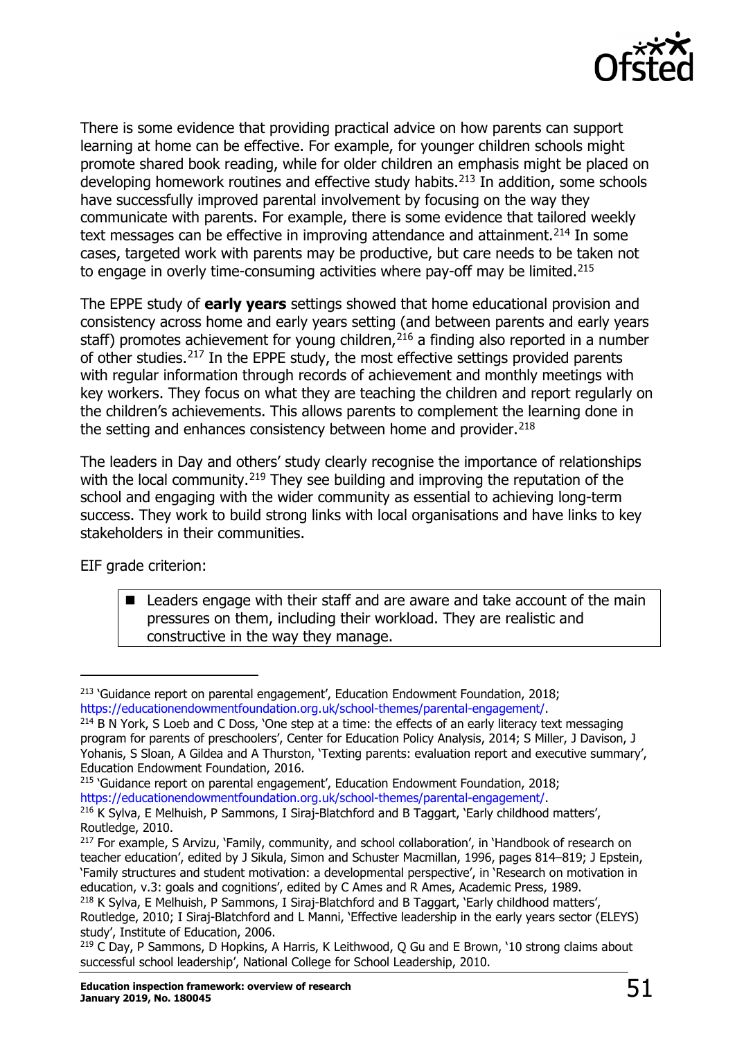There is some evidence that providing practical advice on how parents can support learning at home can be effective. For example, for younger children schools might promote shared book reading, while for older children an emphasis might be placed on developing homework routines and effective study habits.[213] In addition, some schools have successfully improved parental involvement by focusing on the way they communicate with parents. For example, there is some evidence that tailored weekly text messages can be effective in improving attendance and attainment.[214] In some cases, targeted work with parents may be productive, but care needs to be taken not to engage in overly time-consuming activities where pay-off may be limited.[215]

The EPPE study of **early years** settings showed that home educational provision and consistency across home and early years setting (and between parents and early years staff) promotes achievement for young children,[216] a finding also reported in a number of other studies.[217] In the EPPE study, the most effective settings provided parents with regular information through records of achievement and monthly meetings with key workers. They focus on what they are teaching the children and report regularly on the children's achievements. This allows parents to complement the learning done in the setting and enhances consistency between home and provider.[218]

The leaders in Day and others' study clearly recognise the importance of relationships with the local community.[219] They see building and improving the reputation of the school and engaging with the wider community as essential to achieving long-term success. They work to build strong links with local organisations and have links to key stakeholders in their communities.

EIF grade criterion:

- Leaders engage with their staff and are aware and take account of the main pressures on them, including their workload. They are realistic and constructive in the way they manage.

---

[213] 'Guidance report on parental engagement', Education Endowment Foundation, 2018; https://educationendowmentfoundation.org.uk/school-themes/parental-engagement/.

[214] B N York, S Loeb and C Doss, 'One step at a time: the effects of an early literacy text messaging program for parents of preschoolers', Center for Education Policy Analysis, 2014; S Miller, J Davison, J Yohanis, S Sloan, A Gildea and A Thurston, 'Texting parents: evaluation report and executive summary', Education Endowment Foundation, 2016.

[215] 'Guidance report on parental engagement', Education Endowment Foundation, 2018; https://educationendowmentfoundation.org.uk/school-themes/parental-engagement/.

[216] K Sylva, E Melhuish, P Sammons, I Siraj-Blatchford and B Taggart, 'Early childhood matters', Routledge, 2010.

[217] For example, S Arvizu, 'Family, community, and school collaboration', in 'Handbook of research on teacher education', edited by J Sikula, Simon and Schuster Macmillan, 1996, pages 814–819; J Epstein, 'Family structures and student motivation: a developmental perspective', in 'Research on motivation in education, v.3: goals and cognitions', edited by C Ames and R Ames, Academic Press, 1989.

[218] K Sylva, E Melhuish, P Sammons, I Siraj-Blatchford and B Taggart, 'Early childhood matters', Routledge, 2010; I Siraj-Blatchford and L Manni, 'Effective leadership in the early years sector (ELEYS) study', Institute of Education, 2006.

[219] C Day, P Sammons, D Hopkins, A Harris, K Leithwood, Q Gu and E Brown, '10 strong claims about successful school leadership', National College for School Leadership, 2010.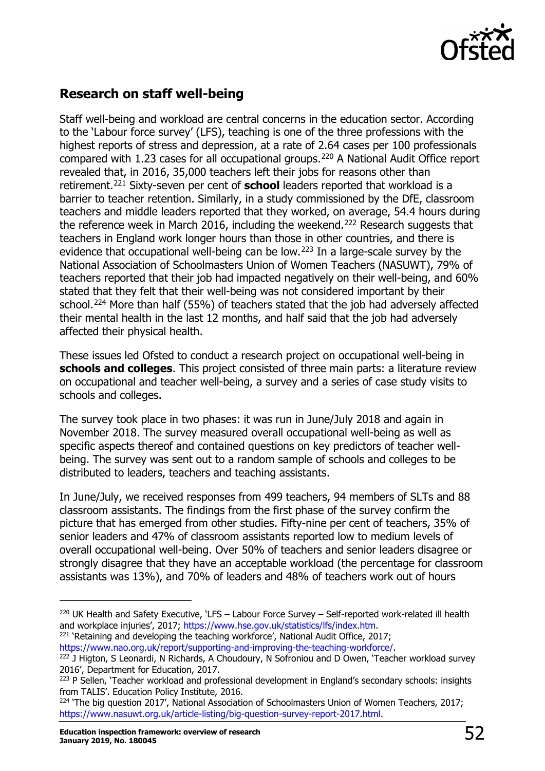## Research on staff well-being

Staff well-being and workload are central concerns in the education sector. According to the 'Labour force survey' (LFS), teaching is one of the three professions with the highest reports of stress and depression, at a rate of 2.64 cases per 100 professionals compared with 1.23 cases for all occupational groups.[220] A National Audit Office report revealed that, in 2016, 35,000 teachers left their jobs for reasons other than retirement.[221] Sixty-seven per cent of **school** leaders reported that workload is a barrier to teacher retention. Similarly, in a study commissioned by the DfE, classroom teachers and middle leaders reported that they worked, on average, 54.4 hours during the reference week in March 2016, including the weekend.[222] Research suggests that teachers in England work longer hours than those in other countries, and there is evidence that occupational well-being can be low.[223] In a large-scale survey by the National Association of Schoolmasters Union of Women Teachers (NASUWT), 79% of teachers reported that their job had impacted negatively on their well-being, and 60% stated that they felt that their well-being was not considered important by their school.[224] More than half (55%) of teachers stated that the job had adversely affected their mental health in the last 12 months, and half said that the job had adversely affected their physical health.

These issues led Ofsted to conduct a research project on occupational well-being in **schools and colleges**. This project consisted of three main parts: a literature review on occupational and teacher well-being, a survey and a series of case study visits to schools and colleges.

The survey took place in two phases: it was run in June/July 2018 and again in November 2018. The survey measured overall occupational well-being as well as specific aspects thereof and contained questions on key predictors of teacher well-being. The survey was sent out to a random sample of schools and colleges to be distributed to leaders, teachers and teaching assistants.

In June/July, we received responses from 499 teachers, 94 members of SLTs and 88 classroom assistants. The findings from the first phase of the survey confirm the picture that has emerged from other studies. Fifty-nine per cent of teachers, 35% of senior leaders and 47% of classroom assistants reported low to medium levels of overall occupational well-being. Over 50% of teachers and senior leaders disagree or strongly disagree that they have an acceptable workload (the percentage for classroom assistants was 13%), and 70% of leaders and 48% of teachers work out of hours

---

[220] UK Health and Safety Executive, 'LFS – Labour Force Survey – Self-reported work-related ill health and workplace injuries', 2017; https://www.hse.gov.uk/statistics/lfs/index.htm.

[221] 'Retaining and developing the teaching workforce', National Audit Office, 2017; https://www.nao.org.uk/report/supporting-and-improving-the-teaching-workforce/.

[222] J Higton, S Leonardi, N Richards, A Choudoury, N Sofroniou and D Owen, 'Teacher workload survey 2016', Department for Education, 2017.

[223] P Sellen, 'Teacher workload and professional development in England's secondary schools: insights from TALIS'. Education Policy Institute, 2016.

[224] 'The big question 2017', National Association of Schoolmasters Union of Women Teachers, 2017; https://www.nasuwt.org.uk/article-listing/big-question-survey-report-2017.html.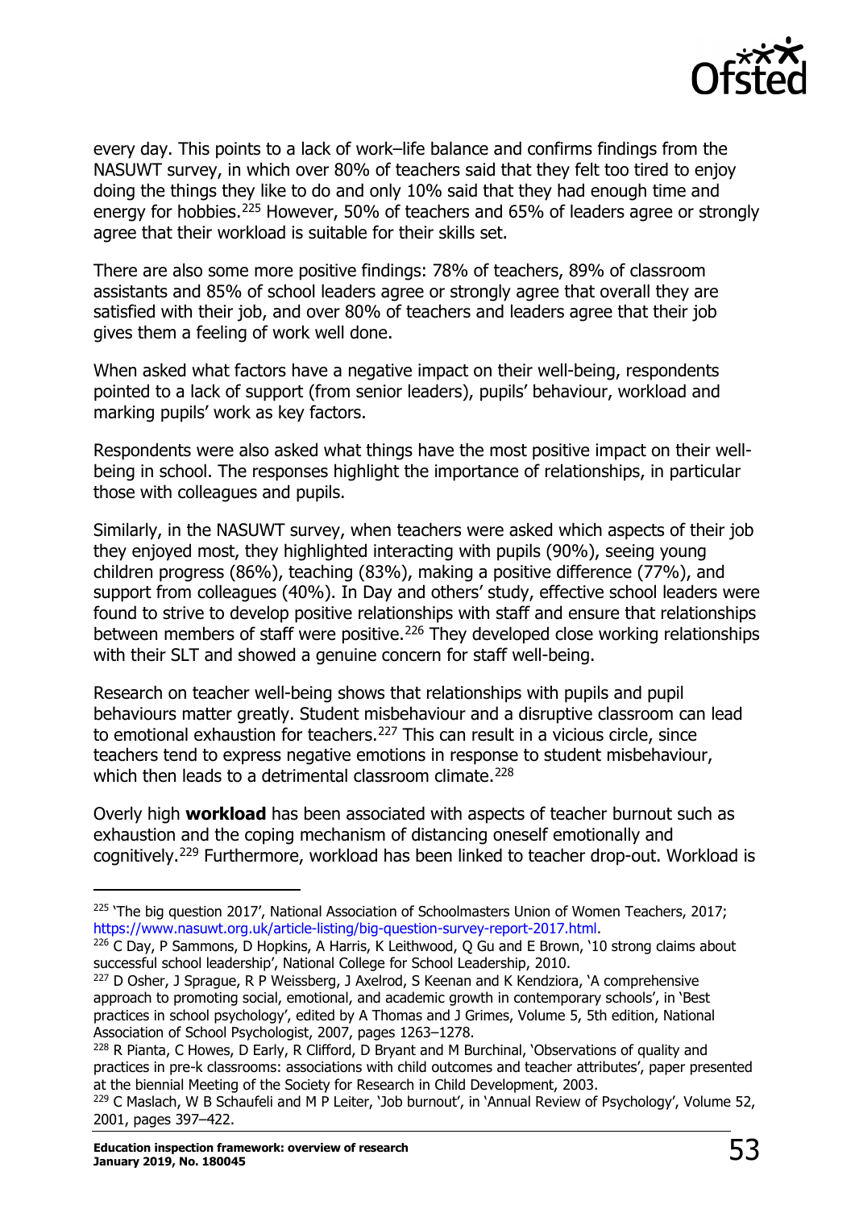every day. This points to a lack of work–life balance and confirms findings from the NASUWT survey, in which over 80% of teachers said that they felt too tired to enjoy doing the things they like to do and only 10% said that they had enough time and energy for hobbies.[225] However, 50% of teachers and 65% of leaders agree or strongly agree that their workload is suitable for their skills set.

There are also some more positive findings: 78% of teachers, 89% of classroom assistants and 85% of school leaders agree or strongly agree that overall they are satisfied with their job, and over 80% of teachers and leaders agree that their job gives them a feeling of work well done.

When asked what factors have a negative impact on their well-being, respondents pointed to a lack of support (from senior leaders), pupils' behaviour, workload and marking pupils' work as key factors.

Respondents were also asked what things have the most positive impact on their well-being in school. The responses highlight the importance of relationships, in particular those with colleagues and pupils.

Similarly, in the NASUWT survey, when teachers were asked which aspects of their job they enjoyed most, they highlighted interacting with pupils (90%), seeing young children progress (86%), teaching (83%), making a positive difference (77%), and support from colleagues (40%). In Day and others' study, effective school leaders were found to strive to develop positive relationships with staff and ensure that relationships between members of staff were positive.[226] They developed close working relationships with their SLT and showed a genuine concern for staff well-being.

Research on teacher well-being shows that relationships with pupils and pupil behaviours matter greatly. Student misbehaviour and a disruptive classroom can lead to emotional exhaustion for teachers.[227] This can result in a vicious circle, since teachers tend to express negative emotions in response to student misbehaviour, which then leads to a detrimental classroom climate.[228]

Overly high **workload** has been associated with aspects of teacher burnout such as exhaustion and the coping mechanism of distancing oneself emotionally and cognitively.[229] Furthermore, workload has been linked to teacher drop-out. Workload is

---

[225] 'The big question 2017', National Association of Schoolmasters Union of Women Teachers, 2017; https://www.nasuwt.org.uk/article-listing/big-question-survey-report-2017.html.

[226] C Day, P Sammons, D Hopkins, A Harris, K Leithwood, Q Gu and E Brown, '10 strong claims about successful school leadership', National College for School Leadership, 2010.

[227] D Osher, J Sprague, R P Weissberg, J Axelrod, S Keenan and K Kendziora, 'A comprehensive approach to promoting social, emotional, and academic growth in contemporary schools', in 'Best practices in school psychology', edited by A Thomas and J Grimes, Volume 5, 5th edition, National Association of School Psychologist, 2007, pages 1263–1278.

[228] R Pianta, C Howes, D Early, R Clifford, D Bryant and M Burchinal, 'Observations of quality and practices in pre-k classrooms: associations with child outcomes and teacher attributes', paper presented at the biennial Meeting of the Society for Research in Child Development, 2003.

[229] C Maslach, W B Schaufeli and M P Leiter, 'Job burnout', in 'Annual Review of Psychology', Volume 52, 2001, pages 397–422.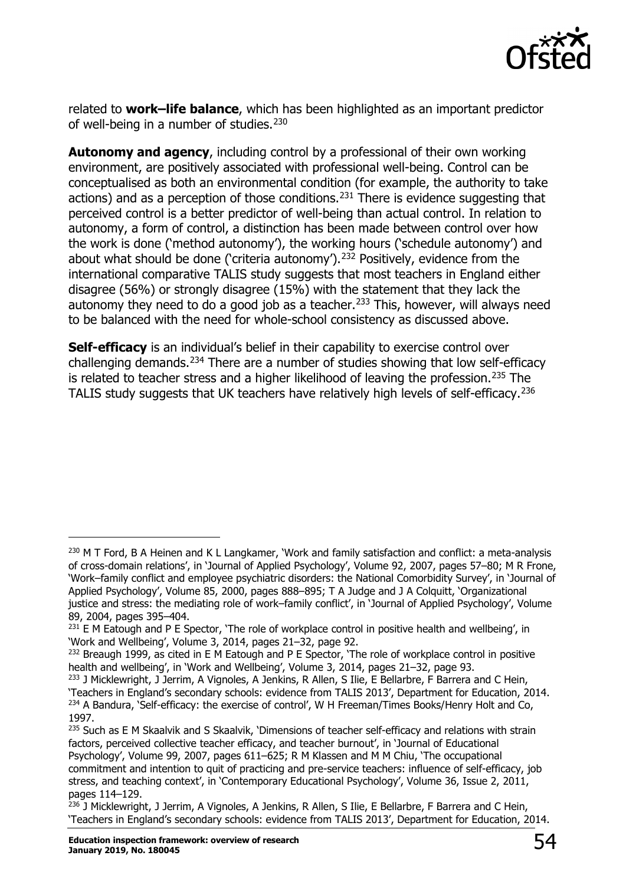related to **work–life balance**, which has been highlighted as an important predictor of well-being in a number of studies.[230]

**Autonomy and agency**, including control by a professional of their own working environment, are positively associated with professional well-being. Control can be conceptualised as both an environmental condition (for example, the authority to take actions) and as a perception of those conditions.[231] There is evidence suggesting that perceived control is a better predictor of well-being than actual control. In relation to autonomy, a form of control, a distinction has been made between control over how the work is done ('method autonomy'), the working hours ('schedule autonomy') and about what should be done ('criteria autonomy').[232] Positively, evidence from the international comparative TALIS study suggests that most teachers in England either disagree (56%) or strongly disagree (15%) with the statement that they lack the autonomy they need to do a good job as a teacher.[233] This, however, will always need to be balanced with the need for whole-school consistency as discussed above.

**Self-efficacy** is an individual's belief in their capability to exercise control over challenging demands.[234] There are a number of studies showing that low self-efficacy is related to teacher stress and a higher likelihood of leaving the profession.[235] The TALIS study suggests that UK teachers have relatively high levels of self-efficacy.[236]

---

[230] M T Ford, B A Heinen and K L Langkamer, 'Work and family satisfaction and conflict: a meta-analysis of cross-domain relations', in 'Journal of Applied Psychology', Volume 92, 2007, pages 57–80; M R Frone, 'Work–family conflict and employee psychiatric disorders: the National Comorbidity Survey', in 'Journal of Applied Psychology', Volume 85, 2000, pages 888–895; T A Judge and J A Colquitt, 'Organizational justice and stress: the mediating role of work–family conflict', in 'Journal of Applied Psychology', Volume 89, 2004, pages 395–404.

[231] E M Eatough and P E Spector, 'The role of workplace control in positive health and wellbeing', in 'Work and Wellbeing', Volume 3, 2014, pages 21–32, page 92.

[232] Breaugh 1999, as cited in E M Eatough and P E Spector, 'The role of workplace control in positive health and wellbeing', in 'Work and Wellbeing', Volume 3, 2014, pages 21–32, page 93.

[233] J Micklewright, J Jerrim, A Vignoles, A Jenkins, R Allen, S Ilie, E Bellarbre, F Barrera and C Hein, 'Teachers in England's secondary schools: evidence from TALIS 2013', Department for Education, 2014.

[234] A Bandura, 'Self-efficacy: the exercise of control', W H Freeman/Times Books/Henry Holt and Co, 1997.

[235] Such as E M Skaalvik and S Skaalvik, 'Dimensions of teacher self-efficacy and relations with strain factors, perceived collective teacher efficacy, and teacher burnout', in 'Journal of Educational Psychology', Volume 99, 2007, pages 611–625; R M Klassen and M M Chiu, 'The occupational commitment and intention to quit of practicing and pre-service teachers: influence of self-efficacy, job stress, and teaching context', in 'Contemporary Educational Psychology', Volume 36, Issue 2, 2011, pages 114–129.

[236] J Micklewright, J Jerrim, A Vignoles, A Jenkins, R Allen, S Ilie, E Bellarbre, F Barrera and C Hein, 'Teachers in England's secondary schools: evidence from TALIS 2013', Department for Education, 2014.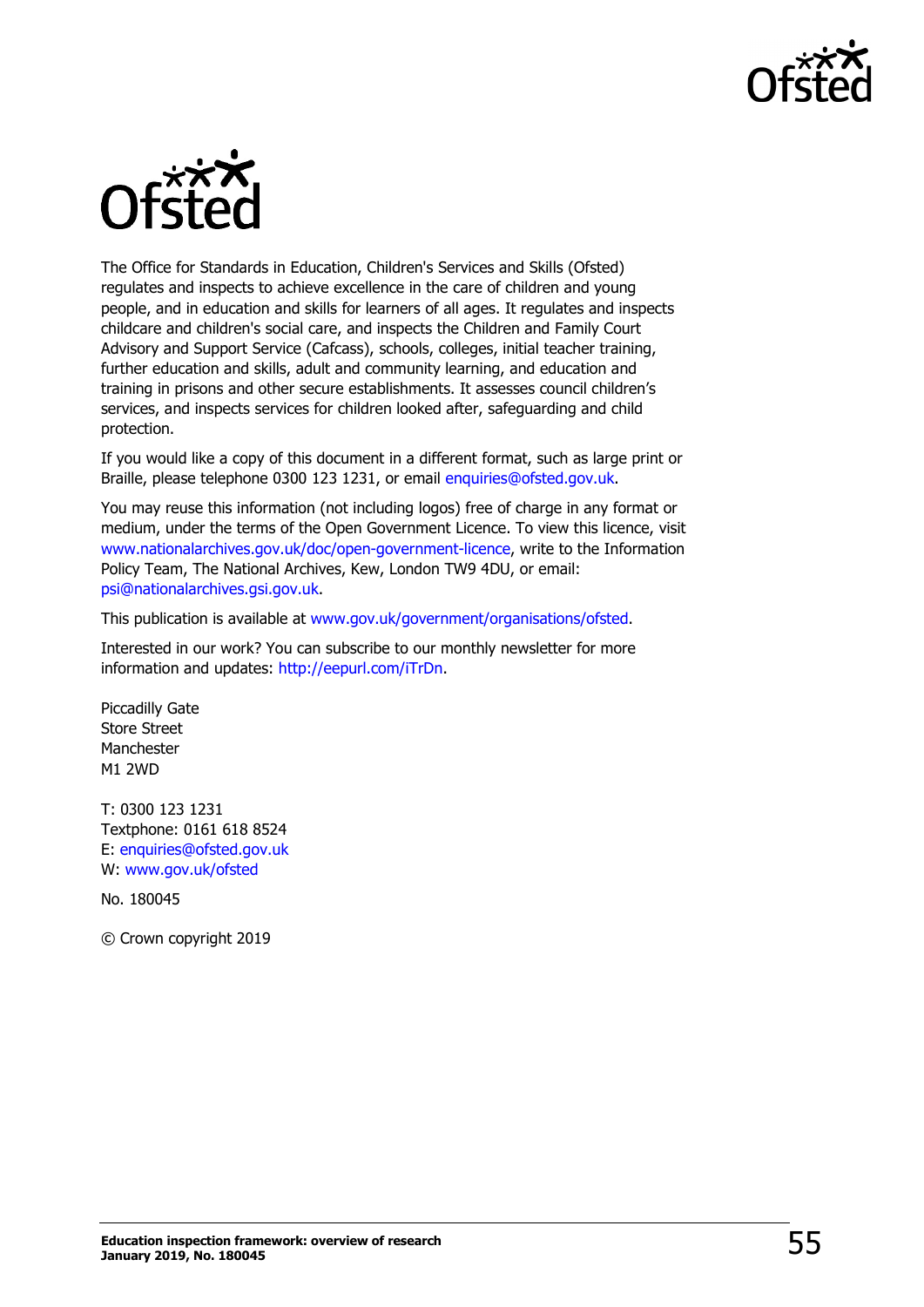The Office for Standards in Education, Children's Services and Skills (Ofsted) regulates and inspects to achieve excellence in the care of children and young people, and in education and skills for learners of all ages. It regulates and inspects childcare and children's social care, and inspects the Children and Family Court Advisory and Support Service (Cafcass), schools, colleges, initial teacher training, further education and skills, adult and community learning, and education and training in prisons and other secure establishments. It assesses council children's services, and inspects services for children looked after, safeguarding and child protection.

If you would like a copy of this document in a different format, such as large print or Braille, please telephone 0300 123 1231, or email enquiries@ofsted.gov.uk.

You may reuse this information (not including logos) free of charge in any format or medium, under the terms of the Open Government Licence. To view this licence, visit www.nationalarchives.gov.uk/doc/open-government-licence, write to the Information Policy Team, The National Archives, Kew, London TW9 4DU, or email: psi@nationalarchives.gsi.gov.uk.

This publication is available at www.gov.uk/government/organisations/ofsted.

Interested in our work? You can subscribe to our monthly newsletter for more information and updates: http://eepurl.com/iTrDn.

Piccadilly Gate
Store Street
Manchester
M1 2WD

T: 0300 123 1231
Textphone: 0161 618 8524
E: enquiries@ofsted.gov.uk
W: www.gov.uk/ofsted

No. 180045

© Crown copyright 2019